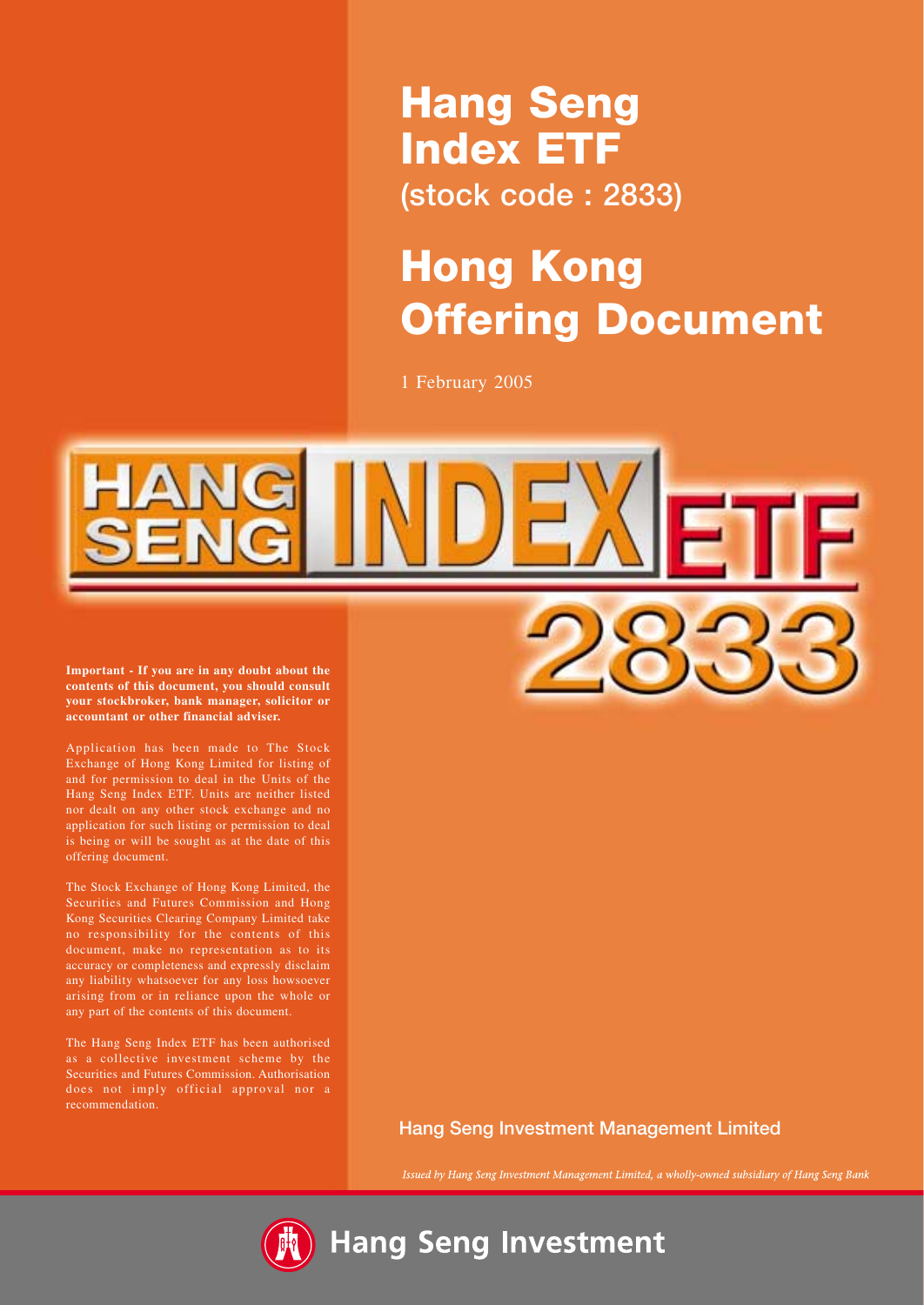# Hang Seng Index ETF

(stock code : 2833)

# Hong Kong Offering Document

1 February 2005

HANG SENG INDEX ETF 2833

**Important - If you are in any doubt about the contents of this document, you should consult your stockbroker, bank manager, solicitor or accountant or other financial adviser.**

Application has been made to The Stock Exchange of Hong Kong Limited for listing of and for permission to deal in the Units of the Hang Seng Index ETF. Units are neither listed nor dealt on any other stock exchange and no application for such listing or permission to deal is being or will be sought as at the date of this offering document.

The Stock Exchange of Hong Kong Limited, the Securities and Futures Commission and Hong Kong Securities Clearing Company Limited take no responsibility for the contents of this document, make no representation as to its accuracy or completeness and expressly disclaim any liability whatsoever for any loss howsoever arising from or in reliance upon the whole or any part of the contents of this document.

The Hang Seng Index ETF has been authorised as a collective investment scheme by the Securities and Futures Commission. Authorisation does not imply official approval nor a recommendation.

**Hang Seng Investment Management Limited**

*Issued by Hang Seng Investment Management Limited, a wholly-owned subsidiary of Hang Seng Bank*

Hang Seng Investment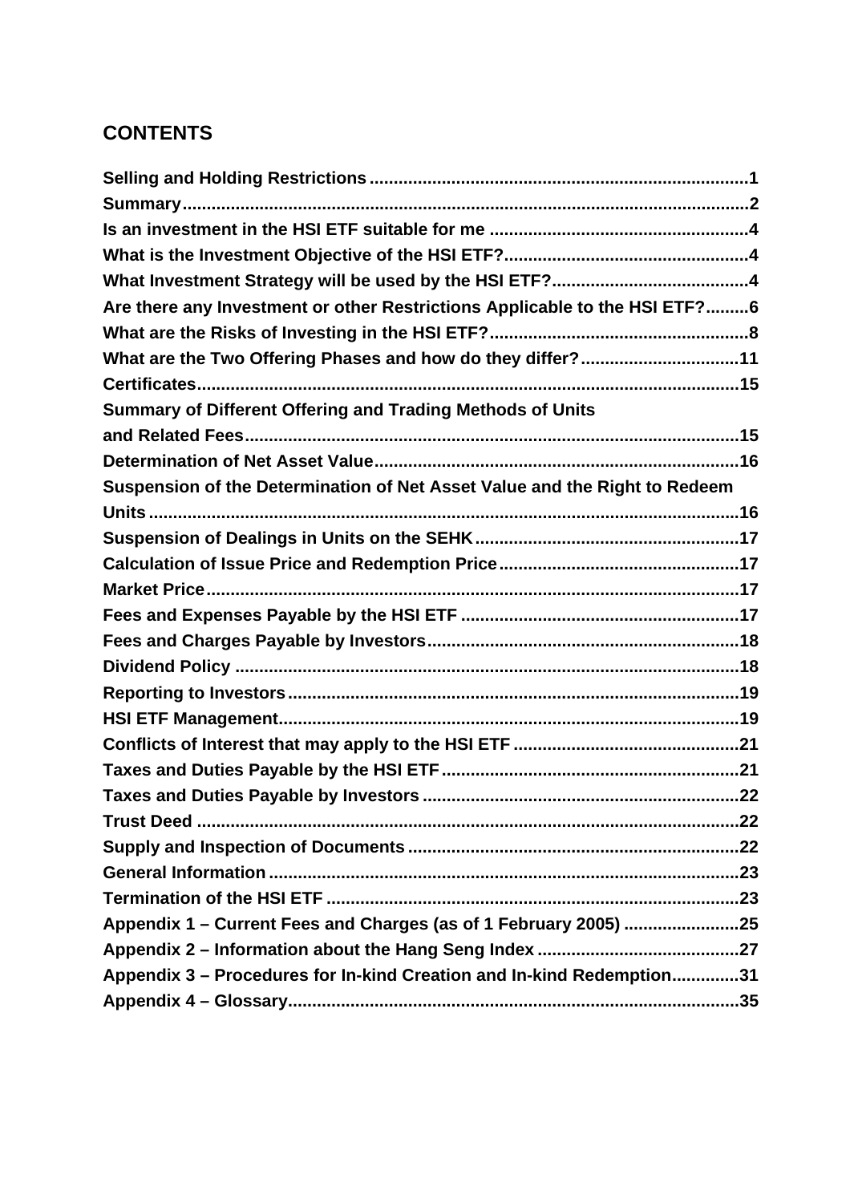## CONTENTS

Selling and Holding Restrictions ....................................................................................1
Summary...........................................................................................................................2
Is an investment in the HSI ETF suitable for me ........................................................4
What is the Investment Objective of the HSI ETF?.....................................................4
What Investment Strategy will be used by the HSI ETF?..........................................4
Are there any Investment or other Restrictions Applicable to the HSI ETF?.........6
What are the Risks of Investing in the HSI ETF?........................................................8
What are the Two Offering Phases and how do they differ?...................................11
Certificates......................................................................................................................15
Summary of Different Offering and Trading Methods of Units and Related Fees.......................................................................................................................15
Determination of Net Asset Value...............................................................................16
Suspension of the Determination of Net Asset Value and the Right to Redeem Units ...............................................................................................................................16
Suspension of Dealings in Units on the SEHK.........................................................17
Calculation of Issue Price and Redemption Price....................................................17
Market Price...................................................................................................................17
Fees and Expenses Payable by the HSI ETF ............................................................17
Fees and Charges Payable by Investors....................................................................18
Dividend Policy .............................................................................................................18
Reporting to Investors..................................................................................................19
HSI ETF Management....................................................................................................19
Conflicts of Interest that may apply to the HSI ETF .................................................21
Taxes and Duties Payable by the HSI ETF.................................................................21
Taxes and Duties Payable by Investors .....................................................................22
Trust Deed .....................................................................................................................22
Supply and Inspection of Documents........................................................................22
General Information ......................................................................................................23
Termination of the HSI ETF .........................................................................................23
Appendix 1 – Current Fees and Charges (as of 1 February 2005) ..........................25
Appendix 2 – Information about the Hang Seng Index ............................................27
Appendix 3 – Procedures for In-kind Creation and In-kind Redemption..............31
Appendix 4 – Glossary..................................................................................................35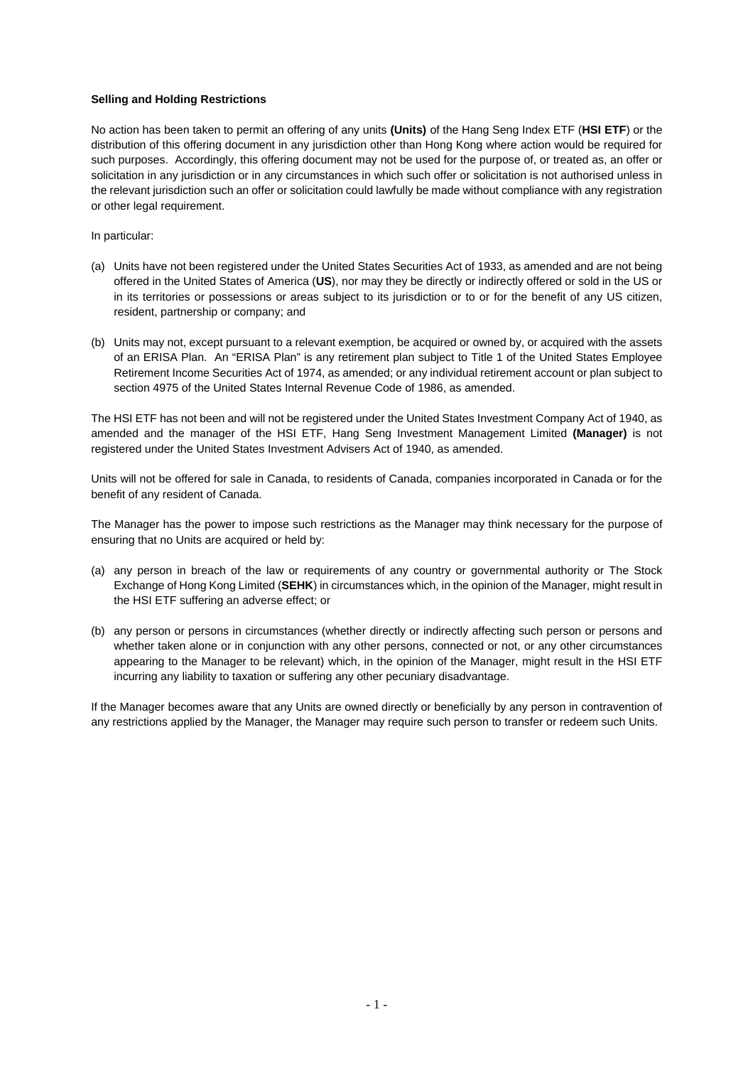**Selling and Holding Restrictions**

No action has been taken to permit an offering of any units **(Units)** of the Hang Seng Index ETF (**HSI ETF**) or the distribution of this offering document in any jurisdiction other than Hong Kong where action would be required for such purposes. Accordingly, this offering document may not be used for the purpose of, or treated as, an offer or solicitation in any jurisdiction or in any circumstances in which such offer or solicitation is not authorised unless in the relevant jurisdiction such an offer or solicitation could lawfully be made without compliance with any registration or other legal requirement.

In particular:

(a) Units have not been registered under the United States Securities Act of 1933, as amended and are not being offered in the United States of America (**US**), nor may they be directly or indirectly offered or sold in the US or in its territories or possessions or areas subject to its jurisdiction or to or for the benefit of any US citizen, resident, partnership or company; and

(b) Units may not, except pursuant to a relevant exemption, be acquired or owned by, or acquired with the assets of an ERISA Plan. An "ERISA Plan" is any retirement plan subject to Title 1 of the United States Employee Retirement Income Securities Act of 1974, as amended; or any individual retirement account or plan subject to section 4975 of the United States Internal Revenue Code of 1986, as amended.

The HSI ETF has not been and will not be registered under the United States Investment Company Act of 1940, as amended and the manager of the HSI ETF, Hang Seng Investment Management Limited **(Manager)** is not registered under the United States Investment Advisers Act of 1940, as amended.

Units will not be offered for sale in Canada, to residents of Canada, companies incorporated in Canada or for the benefit of any resident of Canada.

The Manager has the power to impose such restrictions as the Manager may think necessary for the purpose of ensuring that no Units are acquired or held by:

(a) any person in breach of the law or requirements of any country or governmental authority or The Stock Exchange of Hong Kong Limited (**SEHK**) in circumstances which, in the opinion of the Manager, might result in the HSI ETF suffering an adverse effect; or

(b) any person or persons in circumstances (whether directly or indirectly affecting such person or persons and whether taken alone or in conjunction with any other persons, connected or not, or any other circumstances appearing to the Manager to be relevant) which, in the opinion of the Manager, might result in the HSI ETF incurring any liability to taxation or suffering any other pecuniary disadvantage.

If the Manager becomes aware that any Units are owned directly or beneficially by any person in contravention of any restrictions applied by the Manager, the Manager may require such person to transfer or redeem such Units.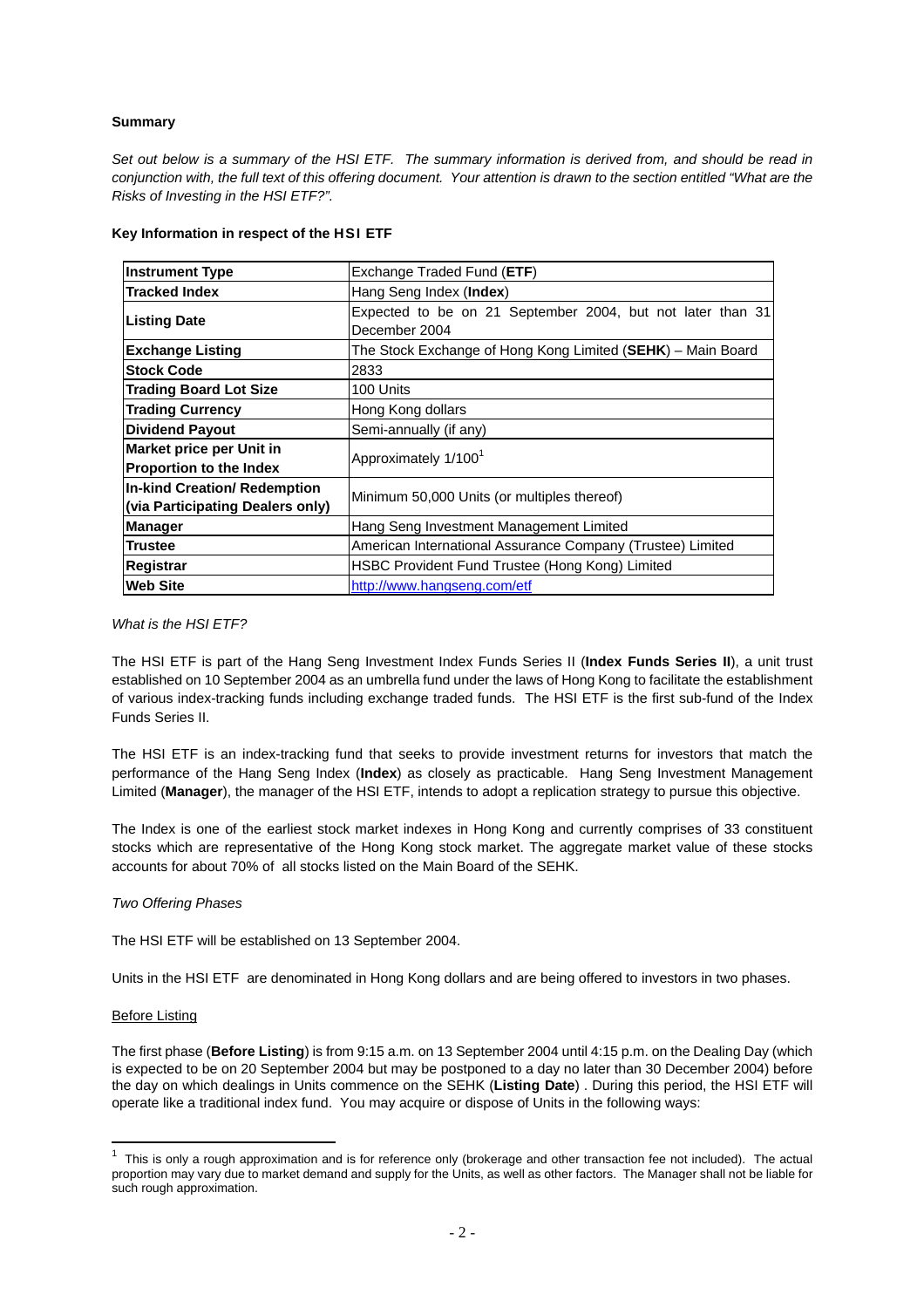**Summary**

*Set out below is a summary of the HSI ETF. The summary information is derived from, and should be read in conjunction with, the full text of this offering document. Your attention is drawn to the section entitled "What are the Risks of Investing in the HSI ETF?".*

**Key Information in respect of the HSI ETF**

| | |
|---|---|
| **Instrument Type** | Exchange Traded Fund (**ETF**) |
| **Tracked Index** | Hang Seng Index (**Index**) |
| **Listing Date** | Expected to be on 21 September 2004, but not later than 31 December 2004 |
| **Exchange Listing** | The Stock Exchange of Hong Kong Limited (**SEHK**) – Main Board |
| **Stock Code** | 2833 |
| **Trading Board Lot Size** | 100 Units |
| **Trading Currency** | Hong Kong dollars |
| **Dividend Payout** | Semi-annually (if any) |
| **Market price per Unit in Proportion to the Index** | Approximately 1/100[1] |
| **In-kind Creation/ Redemption (via Participating Dealers only)** | Minimum 50,000 Units (or multiples thereof) |
| **Manager** | Hang Seng Investment Management Limited |
| **Trustee** | American International Assurance Company (Trustee) Limited |
| **Registrar** | HSBC Provident Fund Trustee (Hong Kong) Limited |
| **Web Site** | http://www.hangseng.com/etf |

*What is the HSI ETF?*

The HSI ETF is part of the Hang Seng Investment Index Funds Series II (**Index Funds Series II**), a unit trust established on 10 September 2004 as an umbrella fund under the laws of Hong Kong to facilitate the establishment of various index-tracking funds including exchange traded funds. The HSI ETF is the first sub-fund of the Index Funds Series II.

The HSI ETF is an index-tracking fund that seeks to provide investment returns for investors that match the performance of the Hang Seng Index (**Index**) as closely as practicable. Hang Seng Investment Management Limited (**Manager**), the manager of the HSI ETF, intends to adopt a replication strategy to pursue this objective.

The Index is one of the earliest stock market indexes in Hong Kong and currently comprises of 33 constituent stocks which are representative of the Hong Kong stock market. The aggregate market value of these stocks accounts for about 70% of all stocks listed on the Main Board of the SEHK.

*Two Offering Phases*

The HSI ETF will be established on 13 September 2004.

Units in the HSI ETF are denominated in Hong Kong dollars and are being offered to investors in two phases.

Before Listing

The first phase (**Before Listing**) is from 9:15 a.m. on 13 September 2004 until 4:15 p.m. on the Dealing Day (which is expected to be on 20 September 2004 but may be postponed to a day no later than 30 December 2004) before the day on which dealings in Units commence on the SEHK (**Listing Date**) . During this period, the HSI ETF will operate like a traditional index fund. You may acquire or dispose of Units in the following ways:

[1] This is only a rough approximation and is for reference only (brokerage and other transaction fee not included). The actual proportion may vary due to market demand and supply for the Units, as well as other factors. The Manager shall not be liable for such rough approximation.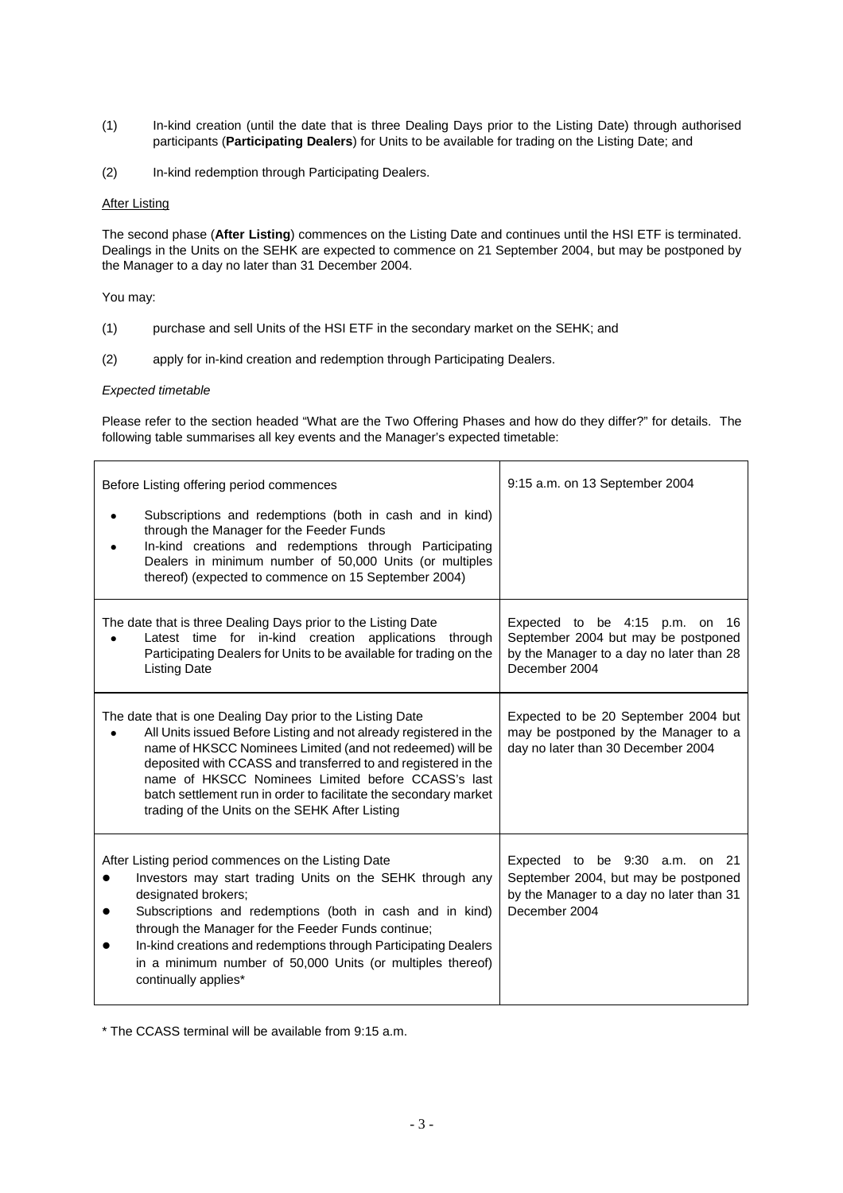(1) In-kind creation (until the date that is three Dealing Days prior to the Listing Date) through authorised participants (**Participating Dealers**) for Units to be available for trading on the Listing Date; and

(2) In-kind redemption through Participating Dealers.

<u>After Listing</u>

The second phase (**After Listing**) commences on the Listing Date and continues until the HSI ETF is terminated. Dealings in the Units on the SEHK are expected to commence on 21 September 2004, but may be postponed by the Manager to a day no later than 31 December 2004.

You may:

(1) purchase and sell Units of the HSI ETF in the secondary market on the SEHK; and

(2) apply for in-kind creation and redemption through Participating Dealers.

*Expected timetable*

Please refer to the section headed "What are the Two Offering Phases and how do they differ?" for details. The following table summarises all key events and the Manager's expected timetable:

| | |
|---|---|
| Before Listing offering period commences<br>• Subscriptions and redemptions (both in cash and in kind) through the Manager for the Feeder Funds<br>• In-kind creations and redemptions through Participating Dealers in minimum number of 50,000 Units (or multiples thereof) (expected to commence on 15 September 2004) | 9:15 a.m. on 13 September 2004 |
| The date that is three Dealing Days prior to the Listing Date<br>• Latest time for in-kind creation applications through Participating Dealers for Units to be available for trading on the Listing Date | Expected to be 4:15 p.m. on 16 September 2004 but may be postponed by the Manager to a day no later than 28 December 2004 |
| The date that is one Dealing Day prior to the Listing Date<br>• All Units issued Before Listing and not already registered in the name of HKSCC Nominees Limited (and not redeemed) will be deposited with CCASS and transferred to and registered in the name of HKSCC Nominees Limited before CCASS's last batch settlement run in order to facilitate the secondary market trading of the Units on the SEHK After Listing | Expected to be 20 September 2004 but may be postponed by the Manager to a day no later than 30 December 2004 |
| After Listing period commences on the Listing Date<br>• Investors may start trading Units on the SEHK through any designated brokers;<br>• Subscriptions and redemptions (both in cash and in kind) through the Manager for the Feeder Funds continue;<br>• In-kind creations and redemptions through Participating Dealers in a minimum number of 50,000 Units (or multiples thereof) continually applies* | Expected to be 9:30 a.m. on 21 September 2004, but may be postponed by the Manager to a day no later than 31 December 2004 |

* The CCASS terminal will be available from 9:15 a.m.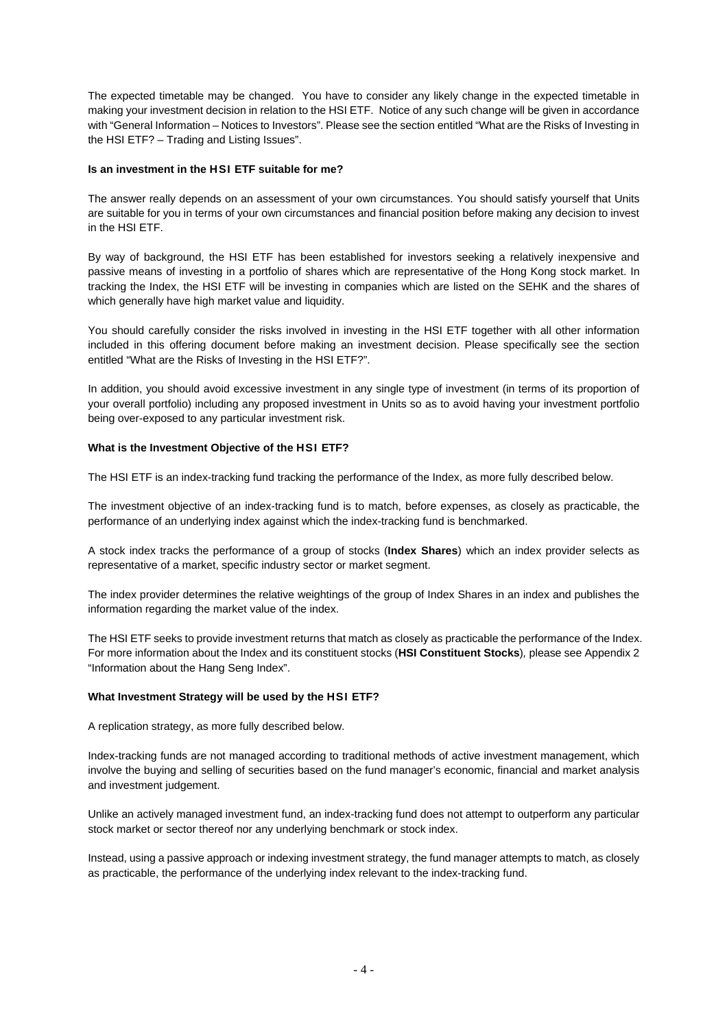The expected timetable may be changed. You have to consider any likely change in the expected timetable in making your investment decision in relation to the HSI ETF. Notice of any such change will be given in accordance with "General Information – Notices to Investors". Please see the section entitled "What are the Risks of Investing in the HSI ETF? – Trading and Listing Issues".

### Is an investment in the HSI ETF suitable for me?

The answer really depends on an assessment of your own circumstances. You should satisfy yourself that Units are suitable for you in terms of your own circumstances and financial position before making any decision to invest in the HSI ETF.

By way of background, the HSI ETF has been established for investors seeking a relatively inexpensive and passive means of investing in a portfolio of shares which are representative of the Hong Kong stock market. In tracking the Index, the HSI ETF will be investing in companies which are listed on the SEHK and the shares of which generally have high market value and liquidity.

You should carefully consider the risks involved in investing in the HSI ETF together with all other information included in this offering document before making an investment decision. Please specifically see the section entitled "What are the Risks of Investing in the HSI ETF?".

In addition, you should avoid excessive investment in any single type of investment (in terms of its proportion of your overall portfolio) including any proposed investment in Units so as to avoid having your investment portfolio being over-exposed to any particular investment risk.

### What is the Investment Objective of the HSI ETF?

The HSI ETF is an index-tracking fund tracking the performance of the Index, as more fully described below.

The investment objective of an index-tracking fund is to match, before expenses, as closely as practicable, the performance of an underlying index against which the index-tracking fund is benchmarked.

A stock index tracks the performance of a group of stocks (**Index Shares**) which an index provider selects as representative of a market, specific industry sector or market segment.

The index provider determines the relative weightings of the group of Index Shares in an index and publishes the information regarding the market value of the index.

The HSI ETF seeks to provide investment returns that match as closely as practicable the performance of the Index. For more information about the Index and its constituent stocks (**HSI Constituent Stocks**), please see Appendix 2 "Information about the Hang Seng Index".

### What Investment Strategy will be used by the HSI ETF?

A replication strategy, as more fully described below.

Index-tracking funds are not managed according to traditional methods of active investment management, which involve the buying and selling of securities based on the fund manager's economic, financial and market analysis and investment judgement.

Unlike an actively managed investment fund, an index-tracking fund does not attempt to outperform any particular stock market or sector thereof nor any underlying benchmark or stock index.

Instead, using a passive approach or indexing investment strategy, the fund manager attempts to match, as closely as practicable, the performance of the underlying index relevant to the index-tracking fund.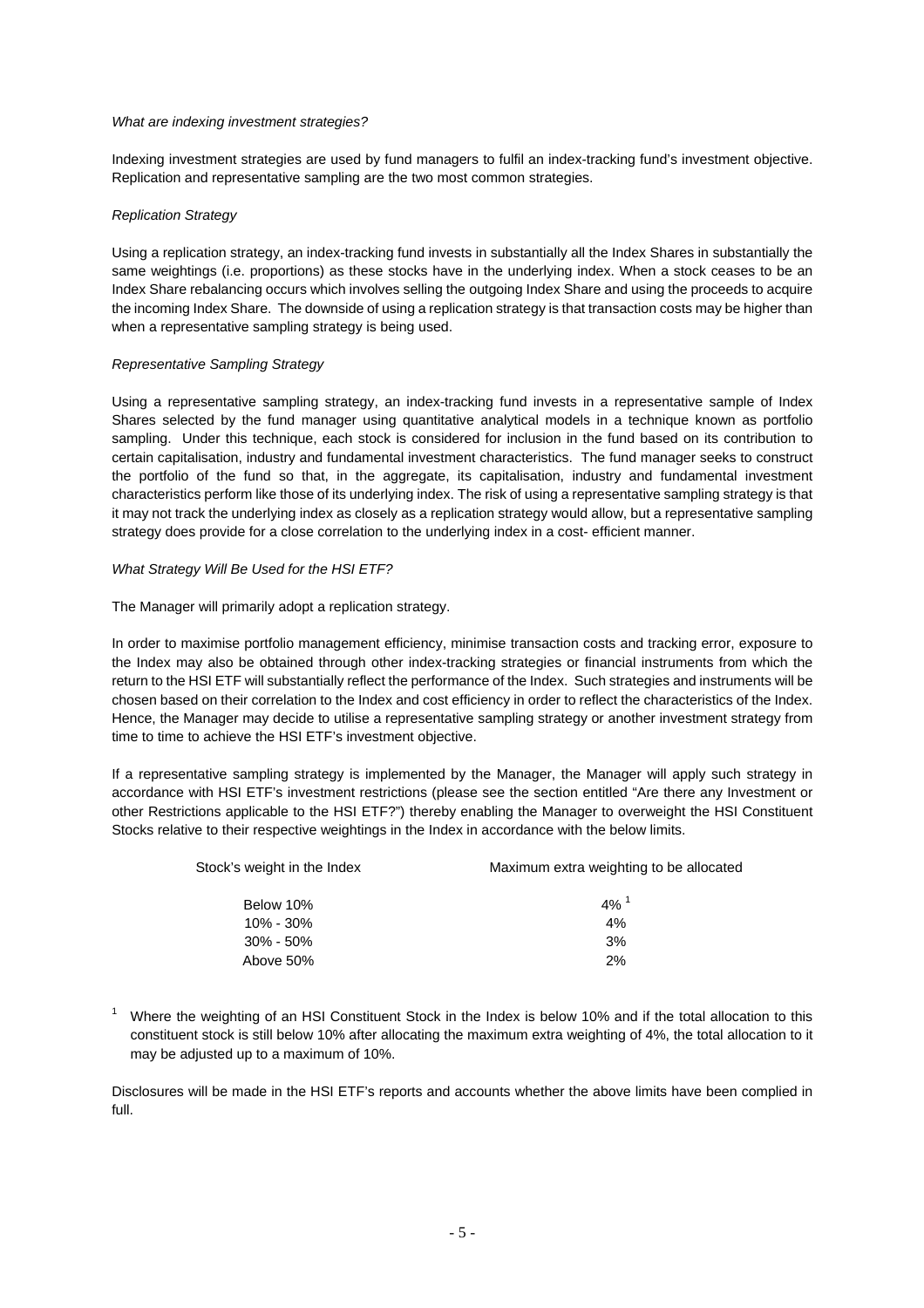*What are indexing investment strategies?*

Indexing investment strategies are used by fund managers to fulfil an index-tracking fund's investment objective. Replication and representative sampling are the two most common strategies.

*Replication Strategy*

Using a replication strategy, an index-tracking fund invests in substantially all the Index Shares in substantially the same weightings (i.e. proportions) as these stocks have in the underlying index. When a stock ceases to be an Index Share rebalancing occurs which involves selling the outgoing Index Share and using the proceeds to acquire the incoming Index Share. The downside of using a replication strategy is that transaction costs may be higher than when a representative sampling strategy is being used.

*Representative Sampling Strategy*

Using a representative sampling strategy, an index-tracking fund invests in a representative sample of Index Shares selected by the fund manager using quantitative analytical models in a technique known as portfolio sampling. Under this technique, each stock is considered for inclusion in the fund based on its contribution to certain capitalisation, industry and fundamental investment characteristics. The fund manager seeks to construct the portfolio of the fund so that, in the aggregate, its capitalisation, industry and fundamental investment characteristics perform like those of its underlying index. The risk of using a representative sampling strategy is that it may not track the underlying index as closely as a replication strategy would allow, but a representative sampling strategy does provide for a close correlation to the underlying index in a cost- efficient manner.

*What Strategy Will Be Used for the HSI ETF?*

The Manager will primarily adopt a replication strategy.

In order to maximise portfolio management efficiency, minimise transaction costs and tracking error, exposure to the Index may also be obtained through other index-tracking strategies or financial instruments from which the return to the HSI ETF will substantially reflect the performance of the Index. Such strategies and instruments will be chosen based on their correlation to the Index and cost efficiency in order to reflect the characteristics of the Index. Hence, the Manager may decide to utilise a representative sampling strategy or another investment strategy from time to time to achieve the HSI ETF's investment objective.

If a representative sampling strategy is implemented by the Manager, the Manager will apply such strategy in accordance with HSI ETF's investment restrictions (please see the section entitled "Are there any Investment or other Restrictions applicable to the HSI ETF?") thereby enabling the Manager to overweight the HSI Constituent Stocks relative to their respective weightings in the Index in accordance with the below limits.

| Stock's weight in the Index | Maximum extra weighting to be allocated |
|---|---|
| Below 10% | 4% [1] |
| 10% - 30% | 4% |
| 30% - 50% | 3% |
| Above 50% | 2% |

[1] Where the weighting of an HSI Constituent Stock in the Index is below 10% and if the total allocation to this constituent stock is still below 10% after allocating the maximum extra weighting of 4%, the total allocation to it may be adjusted up to a maximum of 10%.

Disclosures will be made in the HSI ETF's reports and accounts whether the above limits have been complied in full.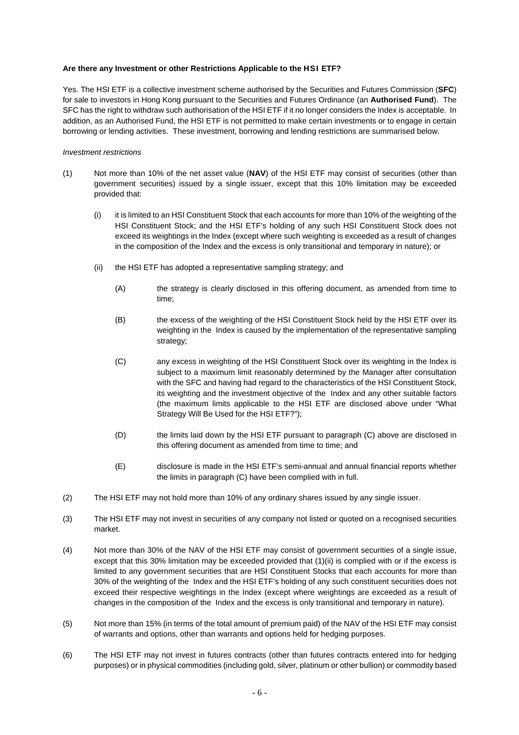**Are there any Investment or other Restrictions Applicable to the HSI ETF?**

Yes. The HSI ETF is a collective investment scheme authorised by the Securities and Futures Commission (**SFC**) for sale to investors in Hong Kong pursuant to the Securities and Futures Ordinance (an **Authorised Fund**). The SFC has the right to withdraw such authorisation of the HSI ETF if it no longer considers the Index is acceptable. In addition, as an Authorised Fund, the HSI ETF is not permitted to make certain investments or to engage in certain borrowing or lending activities. These investment, borrowing and lending restrictions are summarised below.

*Investment restrictions*

(1) Not more than 10% of the net asset value (**NAV**) of the HSI ETF may consist of securities (other than government securities) issued by a single issuer, except that this 10% limitation may be exceeded provided that:

   (i) it is limited to an HSI Constituent Stock that each accounts for more than 10% of the weighting of the HSI Constituent Stock; and the HSI ETF's holding of any such HSI Constituent Stock does not exceed its weightings in the Index (except where such weighting is exceeded as a result of changes in the composition of the Index and the excess is only transitional and temporary in nature); or

   (ii) the HSI ETF has adopted a representative sampling strategy; and

      (A) the strategy is clearly disclosed in this offering document, as amended from time to time;

      (B) the excess of the weighting of the HSI Constituent Stock held by the HSI ETF over its weighting in the Index is caused by the implementation of the representative sampling strategy;

      (C) any excess in weighting of the HSI Constituent Stock over its weighting in the Index is subject to a maximum limit reasonably determined by the Manager after consultation with the SFC and having had regard to the characteristics of the HSI Constituent Stock, its weighting and the investment objective of the Index and any other suitable factors (the maximum limits applicable to the HSI ETF are disclosed above under "What Strategy Will Be Used for the HSI ETF?");

      (D) the limits laid down by the HSI ETF pursuant to paragraph (C) above are disclosed in this offering document as amended from time to time; and

      (E) disclosure is made in the HSI ETF's semi-annual and annual financial reports whether the limits in paragraph (C) have been complied with in full.

(2) The HSI ETF may not hold more than 10% of any ordinary shares issued by any single issuer.

(3) The HSI ETF may not invest in securities of any company not listed or quoted on a recognised securities market.

(4) Not more than 30% of the NAV of the HSI ETF may consist of government securities of a single issue, except that this 30% limitation may be exceeded provided that (1)(ii) is complied with or if the excess is limited to any government securities that are HSI Constituent Stocks that each accounts for more than 30% of the weighting of the Index and the HSI ETF's holding of any such constituent securities does not exceed their respective weightings in the Index (except where weightings are exceeded as a result of changes in the composition of the Index and the excess is only transitional and temporary in nature).

(5) Not more than 15% (in terms of the total amount of premium paid) of the NAV of the HSI ETF may consist of warrants and options, other than warrants and options held for hedging purposes.

(6) The HSI ETF may not invest in futures contracts (other than futures contracts entered into for hedging purposes) or in physical commodities (including gold, silver, platinum or other bullion) or commodity based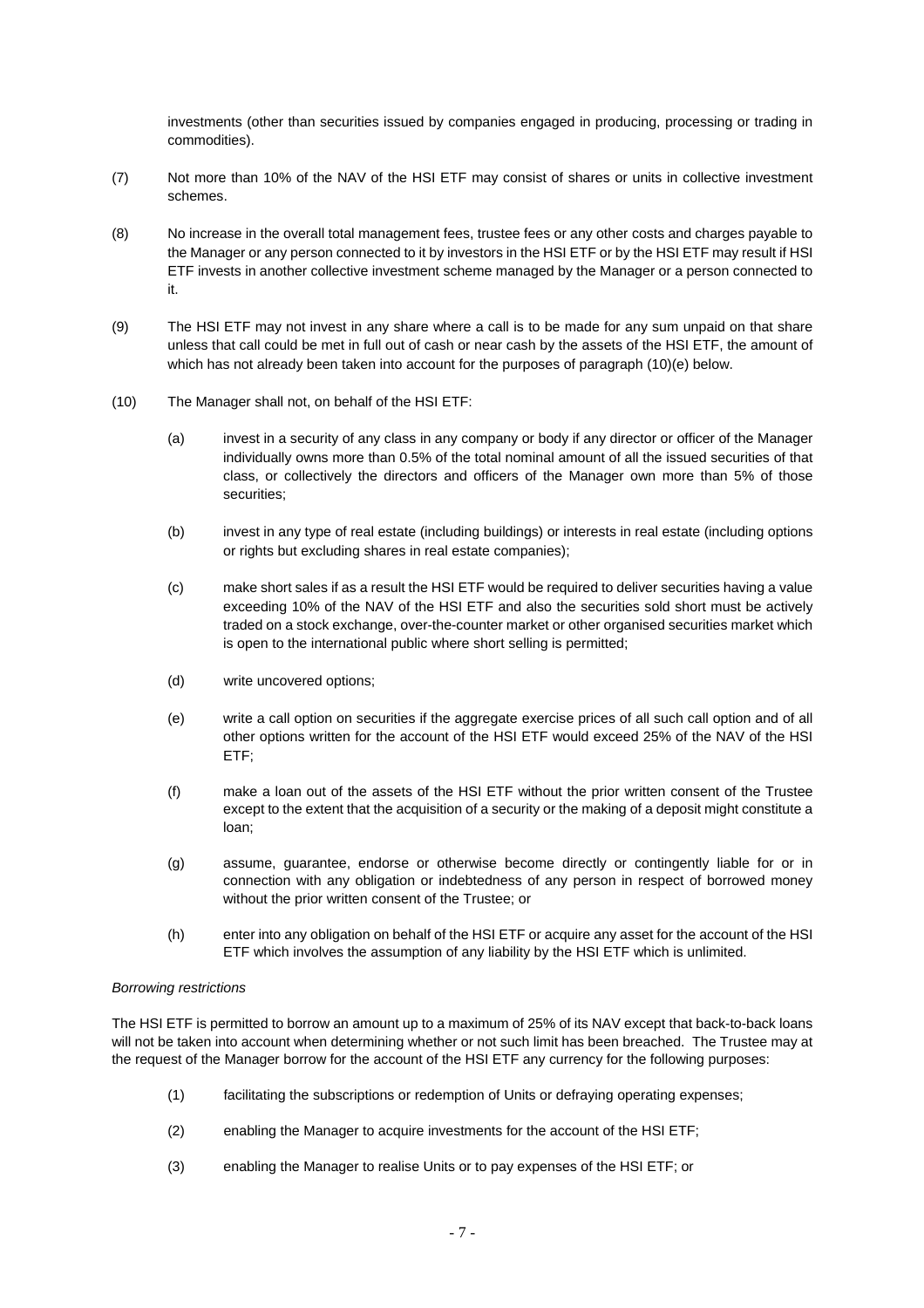investments (other than securities issued by companies engaged in producing, processing or trading in commodities).

(7) Not more than 10% of the NAV of the HSI ETF may consist of shares or units in collective investment schemes.

(8) No increase in the overall total management fees, trustee fees or any other costs and charges payable to the Manager or any person connected to it by investors in the HSI ETF or by the HSI ETF may result if HSI ETF invests in another collective investment scheme managed by the Manager or a person connected to it.

(9) The HSI ETF may not invest in any share where a call is to be made for any sum unpaid on that share unless that call could be met in full out of cash or near cash by the assets of the HSI ETF, the amount of which has not already been taken into account for the purposes of paragraph (10)(e) below.

(10) The Manager shall not, on behalf of the HSI ETF:

   (a) invest in a security of any class in any company or body if any director or officer of the Manager individually owns more than 0.5% of the total nominal amount of all the issued securities of that class, or collectively the directors and officers of the Manager own more than 5% of those securities;

   (b) invest in any type of real estate (including buildings) or interests in real estate (including options or rights but excluding shares in real estate companies);

   (c) make short sales if as a result the HSI ETF would be required to deliver securities having a value exceeding 10% of the NAV of the HSI ETF and also the securities sold short must be actively traded on a stock exchange, over-the-counter market or other organised securities market which is open to the international public where short selling is permitted;

   (d) write uncovered options;

   (e) write a call option on securities if the aggregate exercise prices of all such call option and of all other options written for the account of the HSI ETF would exceed 25% of the NAV of the HSI ETF;

   (f) make a loan out of the assets of the HSI ETF without the prior written consent of the Trustee except to the extent that the acquisition of a security or the making of a deposit might constitute a loan;

   (g) assume, guarantee, endorse or otherwise become directly or contingently liable for or in connection with any obligation or indebtedness of any person in respect of borrowed money without the prior written consent of the Trustee; or

   (h) enter into any obligation on behalf of the HSI ETF or acquire any asset for the account of the HSI ETF which involves the assumption of any liability by the HSI ETF which is unlimited.

*Borrowing restrictions*

The HSI ETF is permitted to borrow an amount up to a maximum of 25% of its NAV except that back-to-back loans will not be taken into account when determining whether or not such limit has been breached. The Trustee may at the request of the Manager borrow for the account of the HSI ETF any currency for the following purposes:

(1) facilitating the subscriptions or redemption of Units or defraying operating expenses;

(2) enabling the Manager to acquire investments for the account of the HSI ETF;

(3) enabling the Manager to realise Units or to pay expenses of the HSI ETF; or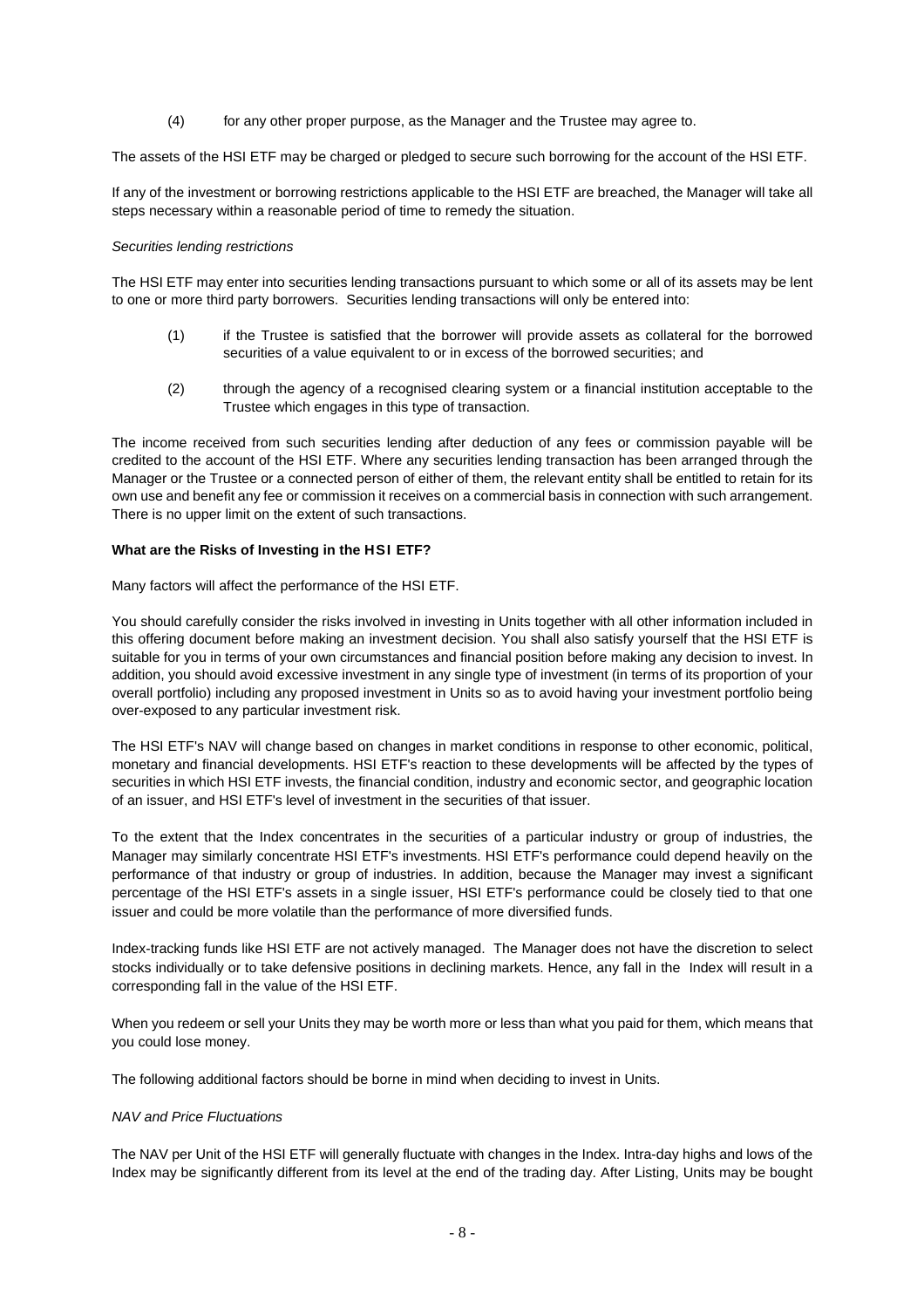(4) for any other proper purpose, as the Manager and the Trustee may agree to.

The assets of the HSI ETF may be charged or pledged to secure such borrowing for the account of the HSI ETF.

If any of the investment or borrowing restrictions applicable to the HSI ETF are breached, the Manager will take all steps necessary within a reasonable period of time to remedy the situation.

*Securities lending restrictions*

The HSI ETF may enter into securities lending transactions pursuant to which some or all of its assets may be lent to one or more third party borrowers. Securities lending transactions will only be entered into:

(1) if the Trustee is satisfied that the borrower will provide assets as collateral for the borrowed securities of a value equivalent to or in excess of the borrowed securities; and

(2) through the agency of a recognised clearing system or a financial institution acceptable to the Trustee which engages in this type of transaction.

The income received from such securities lending after deduction of any fees or commission payable will be credited to the account of the HSI ETF. Where any securities lending transaction has been arranged through the Manager or the Trustee or a connected person of either of them, the relevant entity shall be entitled to retain for its own use and benefit any fee or commission it receives on a commercial basis in connection with such arrangement. There is no upper limit on the extent of such transactions.

**What are the Risks of Investing in the HSI ETF?**

Many factors will affect the performance of the HSI ETF.

You should carefully consider the risks involved in investing in Units together with all other information included in this offering document before making an investment decision. You shall also satisfy yourself that the HSI ETF is suitable for you in terms of your own circumstances and financial position before making any decision to invest. In addition, you should avoid excessive investment in any single type of investment (in terms of its proportion of your overall portfolio) including any proposed investment in Units so as to avoid having your investment portfolio being over-exposed to any particular investment risk.

The HSI ETF's NAV will change based on changes in market conditions in response to other economic, political, monetary and financial developments. HSI ETF's reaction to these developments will be affected by the types of securities in which HSI ETF invests, the financial condition, industry and economic sector, and geographic location of an issuer, and HSI ETF's level of investment in the securities of that issuer.

To the extent that the Index concentrates in the securities of a particular industry or group of industries, the Manager may similarly concentrate HSI ETF's investments. HSI ETF's performance could depend heavily on the performance of that industry or group of industries. In addition, because the Manager may invest a significant percentage of the HSI ETF's assets in a single issuer, HSI ETF's performance could be closely tied to that one issuer and could be more volatile than the performance of more diversified funds.

Index-tracking funds like HSI ETF are not actively managed. The Manager does not have the discretion to select stocks individually or to take defensive positions in declining markets. Hence, any fall in the Index will result in a corresponding fall in the value of the HSI ETF.

When you redeem or sell your Units they may be worth more or less than what you paid for them, which means that you could lose money.

The following additional factors should be borne in mind when deciding to invest in Units.

*NAV and Price Fluctuations*

The NAV per Unit of the HSI ETF will generally fluctuate with changes in the Index. Intra-day highs and lows of the Index may be significantly different from its level at the end of the trading day. After Listing, Units may be bought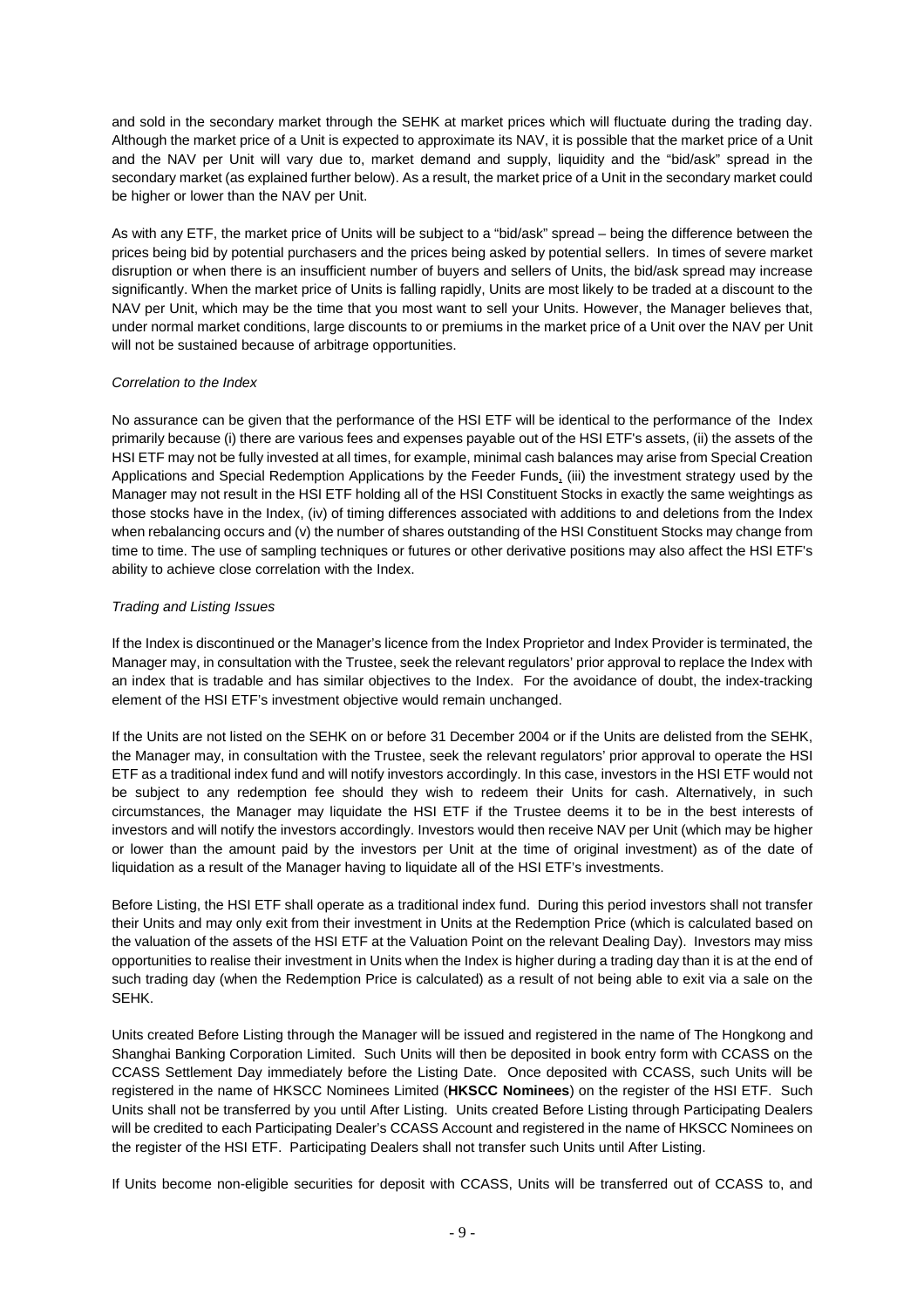and sold in the secondary market through the SEHK at market prices which will fluctuate during the trading day. Although the market price of a Unit is expected to approximate its NAV, it is possible that the market price of a Unit and the NAV per Unit will vary due to, market demand and supply, liquidity and the "bid/ask" spread in the secondary market (as explained further below). As a result, the market price of a Unit in the secondary market could be higher or lower than the NAV per Unit.

As with any ETF, the market price of Units will be subject to a "bid/ask" spread – being the difference between the prices being bid by potential purchasers and the prices being asked by potential sellers. In times of severe market disruption or when there is an insufficient number of buyers and sellers of Units, the bid/ask spread may increase significantly. When the market price of Units is falling rapidly, Units are most likely to be traded at a discount to the NAV per Unit, which may be the time that you most want to sell your Units. However, the Manager believes that, under normal market conditions, large discounts to or premiums in the market price of a Unit over the NAV per Unit will not be sustained because of arbitrage opportunities.

*Correlation to the Index*

No assurance can be given that the performance of the HSI ETF will be identical to the performance of the Index primarily because (i) there are various fees and expenses payable out of the HSI ETF's assets, (ii) the assets of the HSI ETF may not be fully invested at all times, for example, minimal cash balances may arise from Special Creation Applications and Special Redemption Applications by the Feeder Funds, (iii) the investment strategy used by the Manager may not result in the HSI ETF holding all of the HSI Constituent Stocks in exactly the same weightings as those stocks have in the Index, (iv) of timing differences associated with additions to and deletions from the Index when rebalancing occurs and (v) the number of shares outstanding of the HSI Constituent Stocks may change from time to time. The use of sampling techniques or futures or other derivative positions may also affect the HSI ETF's ability to achieve close correlation with the Index.

*Trading and Listing Issues*

If the Index is discontinued or the Manager's licence from the Index Proprietor and Index Provider is terminated, the Manager may, in consultation with the Trustee, seek the relevant regulators' prior approval to replace the Index with an index that is tradable and has similar objectives to the Index. For the avoidance of doubt, the index-tracking element of the HSI ETF's investment objective would remain unchanged.

If the Units are not listed on the SEHK on or before 31 December 2004 or if the Units are delisted from the SEHK, the Manager may, in consultation with the Trustee, seek the relevant regulators' prior approval to operate the HSI ETF as a traditional index fund and will notify investors accordingly. In this case, investors in the HSI ETF would not be subject to any redemption fee should they wish to redeem their Units for cash. Alternatively, in such circumstances, the Manager may liquidate the HSI ETF if the Trustee deems it to be in the best interests of investors and will notify the investors accordingly. Investors would then receive NAV per Unit (which may be higher or lower than the amount paid by the investors per Unit at the time of original investment) as of the date of liquidation as a result of the Manager having to liquidate all of the HSI ETF's investments.

Before Listing, the HSI ETF shall operate as a traditional index fund. During this period investors shall not transfer their Units and may only exit from their investment in Units at the Redemption Price (which is calculated based on the valuation of the assets of the HSI ETF at the Valuation Point on the relevant Dealing Day). Investors may miss opportunities to realise their investment in Units when the Index is higher during a trading day than it is at the end of such trading day (when the Redemption Price is calculated) as a result of not being able to exit via a sale on the SEHK.

Units created Before Listing through the Manager will be issued and registered in the name of The Hongkong and Shanghai Banking Corporation Limited. Such Units will then be deposited in book entry form with CCASS on the CCASS Settlement Day immediately before the Listing Date. Once deposited with CCASS, such Units will be registered in the name of HKSCC Nominees Limited (**HKSCC Nominees**) on the register of the HSI ETF. Such Units shall not be transferred by you until After Listing. Units created Before Listing through Participating Dealers will be credited to each Participating Dealer's CCASS Account and registered in the name of HKSCC Nominees on the register of the HSI ETF. Participating Dealers shall not transfer such Units until After Listing.

If Units become non-eligible securities for deposit with CCASS, Units will be transferred out of CCASS to, and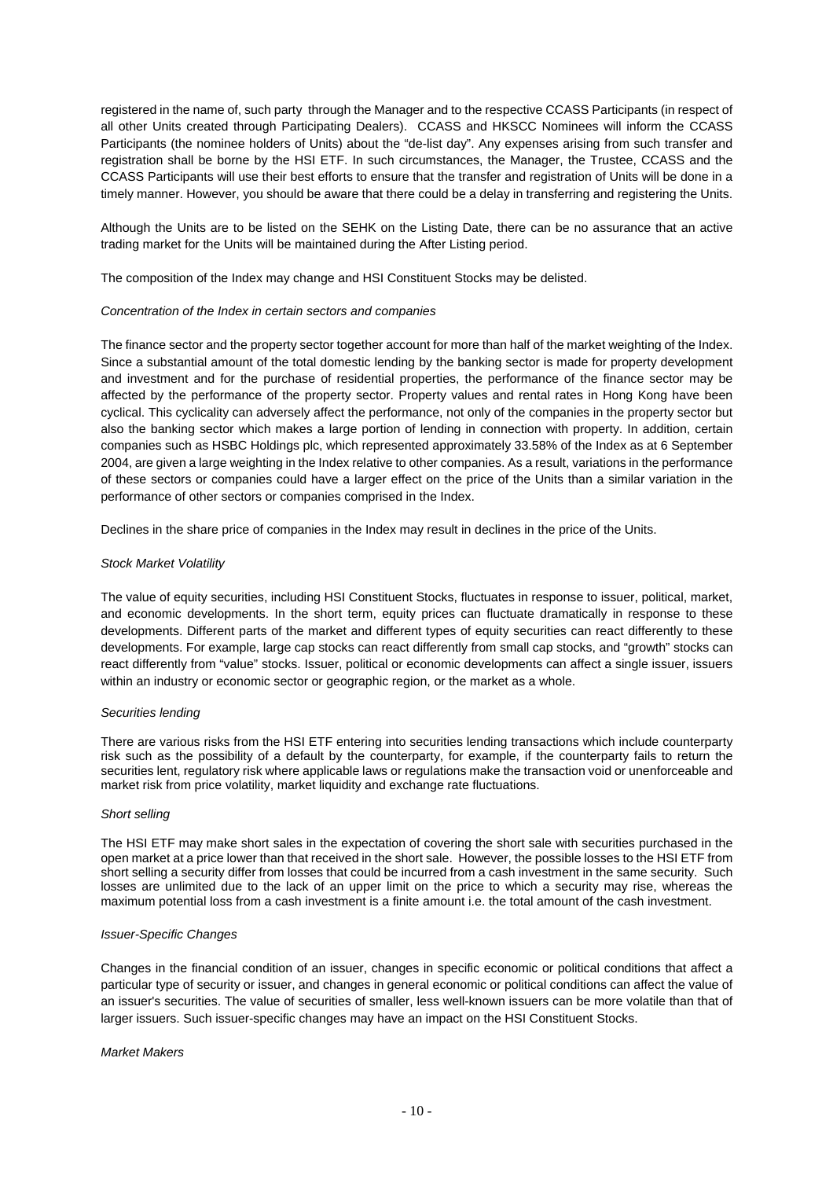registered in the name of, such party through the Manager and to the respective CCASS Participants (in respect of all other Units created through Participating Dealers). CCASS and HKSCC Nominees will inform the CCASS Participants (the nominee holders of Units) about the "de-list day". Any expenses arising from such transfer and registration shall be borne by the HSI ETF. In such circumstances, the Manager, the Trustee, CCASS and the CCASS Participants will use their best efforts to ensure that the transfer and registration of Units will be done in a timely manner. However, you should be aware that there could be a delay in transferring and registering the Units.

Although the Units are to be listed on the SEHK on the Listing Date, there can be no assurance that an active trading market for the Units will be maintained during the After Listing period.

The composition of the Index may change and HSI Constituent Stocks may be delisted.

*Concentration of the Index in certain sectors and companies*

The finance sector and the property sector together account for more than half of the market weighting of the Index. Since a substantial amount of the total domestic lending by the banking sector is made for property development and investment and for the purchase of residential properties, the performance of the finance sector may be affected by the performance of the property sector. Property values and rental rates in Hong Kong have been cyclical. This cyclicality can adversely affect the performance, not only of the companies in the property sector but also the banking sector which makes a large portion of lending in connection with property. In addition, certain companies such as HSBC Holdings plc, which represented approximately 33.58% of the Index as at 6 September 2004, are given a large weighting in the Index relative to other companies. As a result, variations in the performance of these sectors or companies could have a larger effect on the price of the Units than a similar variation in the performance of other sectors or companies comprised in the Index.

Declines in the share price of companies in the Index may result in declines in the price of the Units.

*Stock Market Volatility*

The value of equity securities, including HSI Constituent Stocks, fluctuates in response to issuer, political, market, and economic developments. In the short term, equity prices can fluctuate dramatically in response to these developments. Different parts of the market and different types of equity securities can react differently to these developments. For example, large cap stocks can react differently from small cap stocks, and "growth" stocks can react differently from "value" stocks. Issuer, political or economic developments can affect a single issuer, issuers within an industry or economic sector or geographic region, or the market as a whole.

*Securities lending*

There are various risks from the HSI ETF entering into securities lending transactions which include counterparty risk such as the possibility of a default by the counterparty, for example, if the counterparty fails to return the securities lent, regulatory risk where applicable laws or regulations make the transaction void or unenforceable and market risk from price volatility, market liquidity and exchange rate fluctuations.

*Short selling*

The HSI ETF may make short sales in the expectation of covering the short sale with securities purchased in the open market at a price lower than that received in the short sale. However, the possible losses to the HSI ETF from short selling a security differ from losses that could be incurred from a cash investment in the same security. Such losses are unlimited due to the lack of an upper limit on the price to which a security may rise, whereas the maximum potential loss from a cash investment is a finite amount i.e. the total amount of the cash investment.

*Issuer-Specific Changes*

Changes in the financial condition of an issuer, changes in specific economic or political conditions that affect a particular type of security or issuer, and changes in general economic or political conditions can affect the value of an issuer's securities. The value of securities of smaller, less well-known issuers can be more volatile than that of larger issuers. Such issuer-specific changes may have an impact on the HSI Constituent Stocks.

*Market Makers*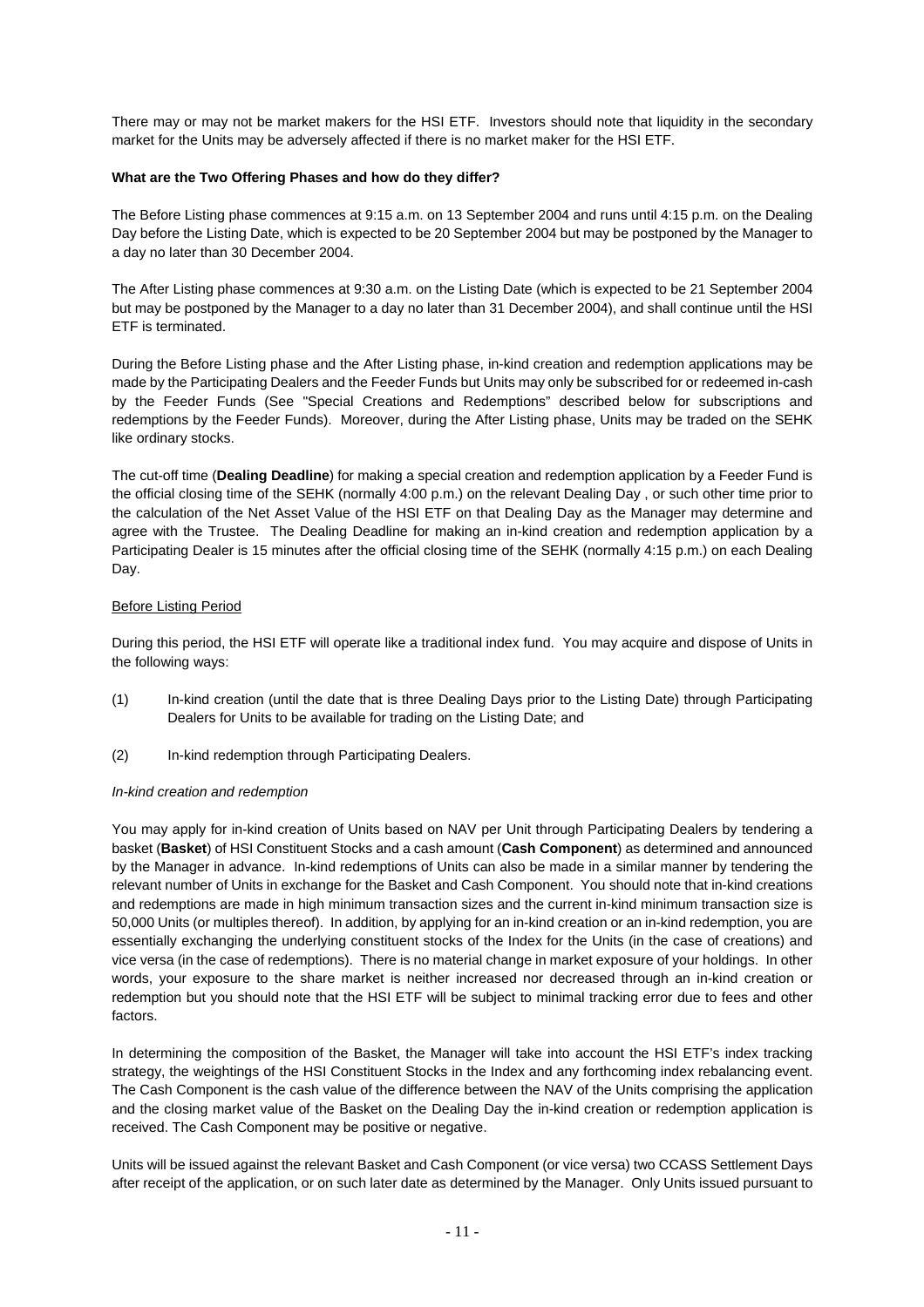There may or may not be market makers for the HSI ETF. Investors should note that liquidity in the secondary market for the Units may be adversely affected if there is no market maker for the HSI ETF.

**What are the Two Offering Phases and how do they differ?**

The Before Listing phase commences at 9:15 a.m. on 13 September 2004 and runs until 4:15 p.m. on the Dealing Day before the Listing Date, which is expected to be 20 September 2004 but may be postponed by the Manager to a day no later than 30 December 2004.

The After Listing phase commences at 9:30 a.m. on the Listing Date (which is expected to be 21 September 2004 but may be postponed by the Manager to a day no later than 31 December 2004), and shall continue until the HSI ETF is terminated.

During the Before Listing phase and the After Listing phase, in-kind creation and redemption applications may be made by the Participating Dealers and the Feeder Funds but Units may only be subscribed for or redeemed in-cash by the Feeder Funds (See "Special Creations and Redemptions" described below for subscriptions and redemptions by the Feeder Funds). Moreover, during the After Listing phase, Units may be traded on the SEHK like ordinary stocks.

The cut-off time (**Dealing Deadline**) for making a special creation and redemption application by a Feeder Fund is the official closing time of the SEHK (normally 4:00 p.m.) on the relevant Dealing Day , or such other time prior to the calculation of the Net Asset Value of the HSI ETF on that Dealing Day as the Manager may determine and agree with the Trustee. The Dealing Deadline for making an in-kind creation and redemption application by a Participating Dealer is 15 minutes after the official closing time of the SEHK (normally 4:15 p.m.) on each Dealing Day.

<u>Before Listing Period</u>

During this period, the HSI ETF will operate like a traditional index fund. You may acquire and dispose of Units in the following ways:

(1) In-kind creation (until the date that is three Dealing Days prior to the Listing Date) through Participating Dealers for Units to be available for trading on the Listing Date; and

(2) In-kind redemption through Participating Dealers.

*In-kind creation and redemption*

You may apply for in-kind creation of Units based on NAV per Unit through Participating Dealers by tendering a basket (**Basket**) of HSI Constituent Stocks and a cash amount (**Cash Component**) as determined and announced by the Manager in advance. In-kind redemptions of Units can also be made in a similar manner by tendering the relevant number of Units in exchange for the Basket and Cash Component. You should note that in-kind creations and redemptions are made in high minimum transaction sizes and the current in-kind minimum transaction size is 50,000 Units (or multiples thereof). In addition, by applying for an in-kind creation or an in-kind redemption, you are essentially exchanging the underlying constituent stocks of the Index for the Units (in the case of creations) and vice versa (in the case of redemptions). There is no material change in market exposure of your holdings. In other words, your exposure to the share market is neither increased nor decreased through an in-kind creation or redemption but you should note that the HSI ETF will be subject to minimal tracking error due to fees and other factors.

In determining the composition of the Basket, the Manager will take into account the HSI ETF's index tracking strategy, the weightings of the HSI Constituent Stocks in the Index and any forthcoming index rebalancing event. The Cash Component is the cash value of the difference between the NAV of the Units comprising the application and the closing market value of the Basket on the Dealing Day the in-kind creation or redemption application is received. The Cash Component may be positive or negative.

Units will be issued against the relevant Basket and Cash Component (or vice versa) two CCASS Settlement Days after receipt of the application, or on such later date as determined by the Manager. Only Units issued pursuant to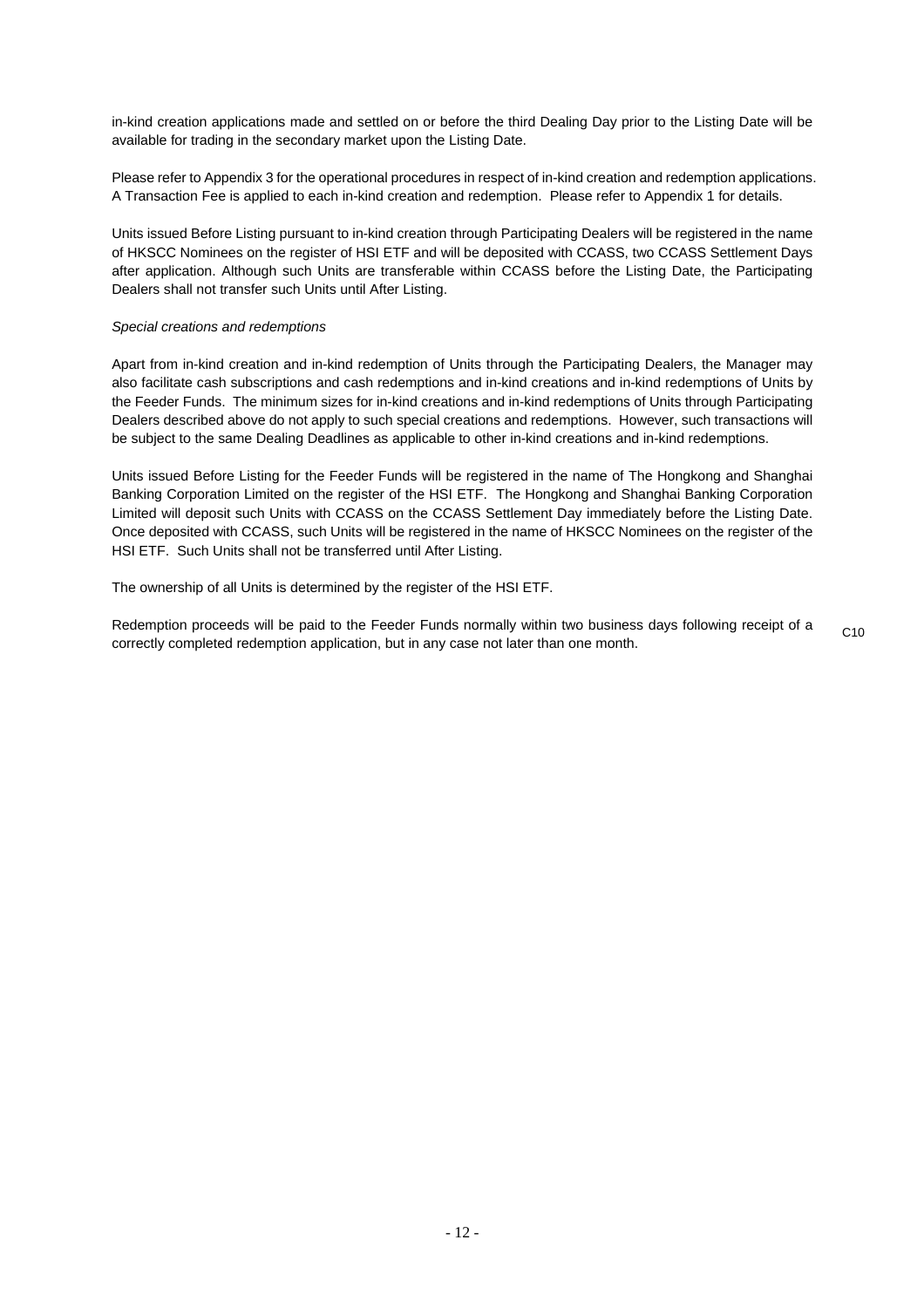in-kind creation applications made and settled on or before the third Dealing Day prior to the Listing Date will be available for trading in the secondary market upon the Listing Date.

Please refer to Appendix 3 for the operational procedures in respect of in-kind creation and redemption applications. A Transaction Fee is applied to each in-kind creation and redemption. Please refer to Appendix 1 for details.

Units issued Before Listing pursuant to in-kind creation through Participating Dealers will be registered in the name of HKSCC Nominees on the register of HSI ETF and will be deposited with CCASS, two CCASS Settlement Days after application. Although such Units are transferable within CCASS before the Listing Date, the Participating Dealers shall not transfer such Units until After Listing.

*Special creations and redemptions*

Apart from in-kind creation and in-kind redemption of Units through the Participating Dealers, the Manager may also facilitate cash subscriptions and cash redemptions and in-kind creations and in-kind redemptions of Units by the Feeder Funds. The minimum sizes for in-kind creations and in-kind redemptions of Units through Participating Dealers described above do not apply to such special creations and redemptions. However, such transactions will be subject to the same Dealing Deadlines as applicable to other in-kind creations and in-kind redemptions.

Units issued Before Listing for the Feeder Funds will be registered in the name of The Hongkong and Shanghai Banking Corporation Limited on the register of the HSI ETF. The Hongkong and Shanghai Banking Corporation Limited will deposit such Units with CCASS on the CCASS Settlement Day immediately before the Listing Date. Once deposited with CCASS, such Units will be registered in the name of HKSCC Nominees on the register of the HSI ETF. Such Units shall not be transferred until After Listing.

The ownership of all Units is determined by the register of the HSI ETF.

Redemption proceeds will be paid to the Feeder Funds normally within two business days following receipt of a correctly completed redemption application, but in any case not later than one month. C10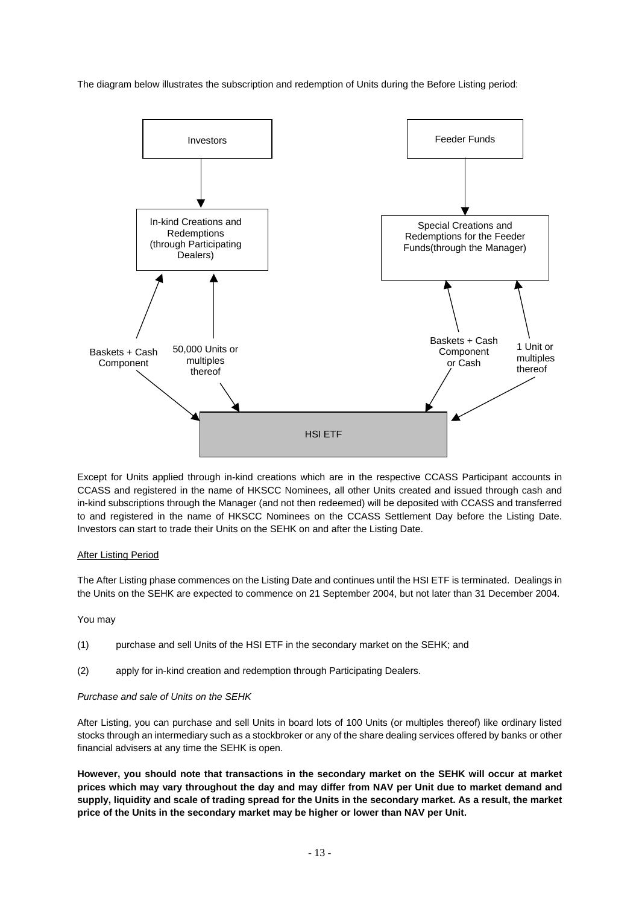The diagram below illustrates the subscription and redemption of Units during the Before Listing period:

Investors

In-kind Creations and Redemptions (through Participating Dealers)

Baskets + Cash Component

50,000 Units or multiples thereof

Feeder Funds

Special Creations and Redemptions for the Feeder Funds(through the Manager)

Baskets + Cash Component or Cash

1 Unit or multiples thereof

HSI ETF

Except for Units applied through in-kind creations which are in the respective CCASS Participant accounts in CCASS and registered in the name of HKSCC Nominees, all other Units created and issued through cash and in-kind subscriptions through the Manager (and not then redeemed) will be deposited with CCASS and transferred to and registered in the name of HKSCC Nominees on the CCASS Settlement Day before the Listing Date. Investors can start to trade their Units on the SEHK on and after the Listing Date.

After Listing Period

The After Listing phase commences on the Listing Date and continues until the HSI ETF is terminated. Dealings in the Units on the SEHK are expected to commence on 21 September 2004, but not later than 31 December 2004.

You may

(1) purchase and sell Units of the HSI ETF in the secondary market on the SEHK; and

(2) apply for in-kind creation and redemption through Participating Dealers.

*Purchase and sale of Units on the SEHK*

After Listing, you can purchase and sell Units in board lots of 100 Units (or multiples thereof) like ordinary listed stocks through an intermediary such as a stockbroker or any of the share dealing services offered by banks or other financial advisers at any time the SEHK is open.

**However, you should note that transactions in the secondary market on the SEHK will occur at market prices which may vary throughout the day and may differ from NAV per Unit due to market demand and supply, liquidity and scale of trading spread for the Units in the secondary market. As a result, the market price of the Units in the secondary market may be higher or lower than NAV per Unit.**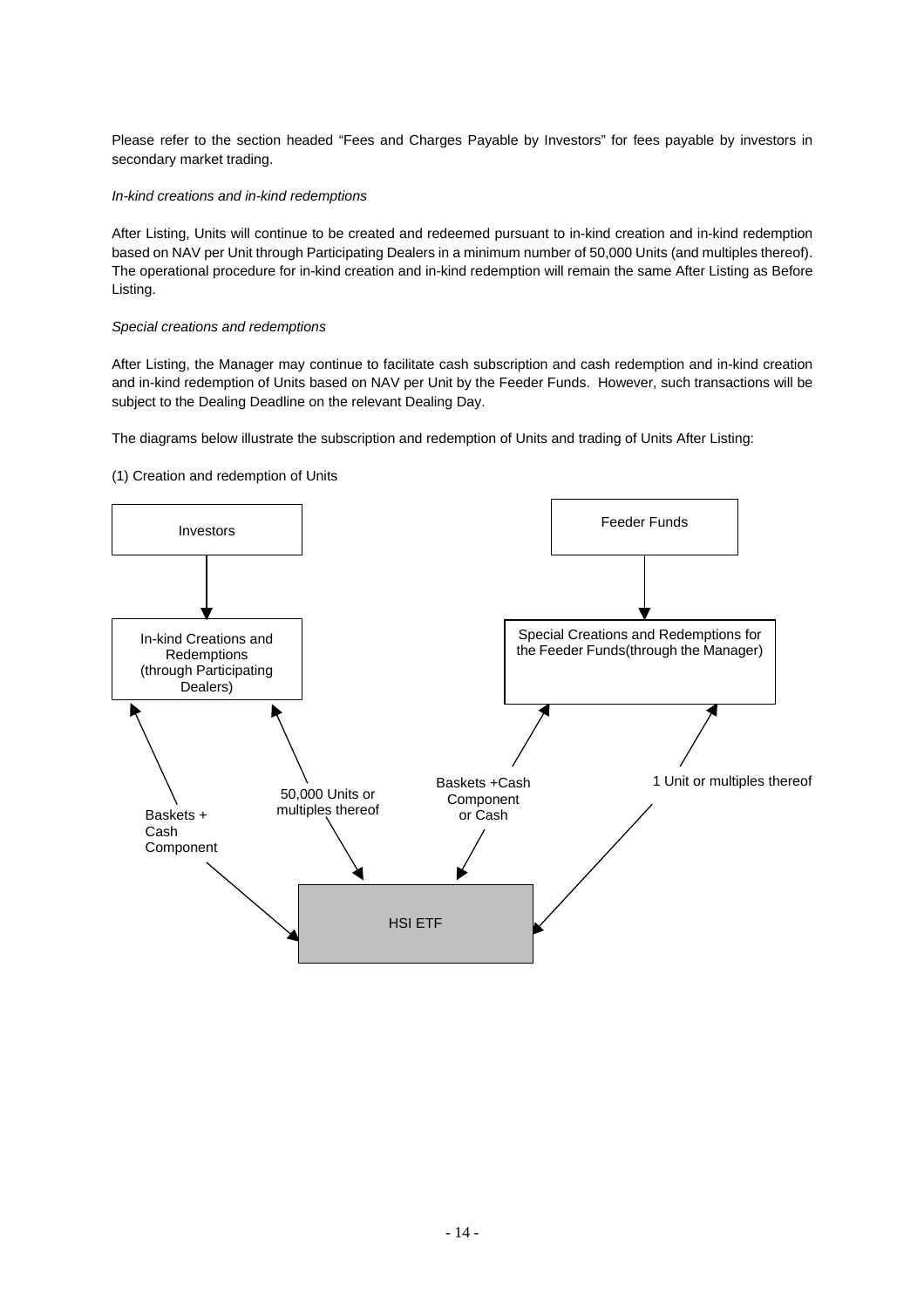Please refer to the section headed "Fees and Charges Payable by Investors" for fees payable by investors in secondary market trading.

*In-kind creations and in-kind redemptions*

After Listing, Units will continue to be created and redeemed pursuant to in-kind creation and in-kind redemption based on NAV per Unit through Participating Dealers in a minimum number of 50,000 Units (and multiples thereof). The operational procedure for in-kind creation and in-kind redemption will remain the same After Listing as Before Listing.

*Special creations and redemptions*

After Listing, the Manager may continue to facilitate cash subscription and cash redemption and in-kind creation and in-kind redemption of Units based on NAV per Unit by the Feeder Funds. However, such transactions will be subject to the Dealing Deadline on the relevant Dealing Day.

The diagrams below illustrate the subscription and redemption of Units and trading of Units After Listing:

(1) Creation and redemption of Units

Investors

In-kind Creations and Redemptions (through Participating Dealers)

Feeder Funds

Special Creations and Redemptions for the Feeder Funds(through the Manager)

Baskets + Cash Component

50,000 Units or multiples thereof

Baskets +Cash Component or Cash

1 Unit or multiples thereof

HSI ETF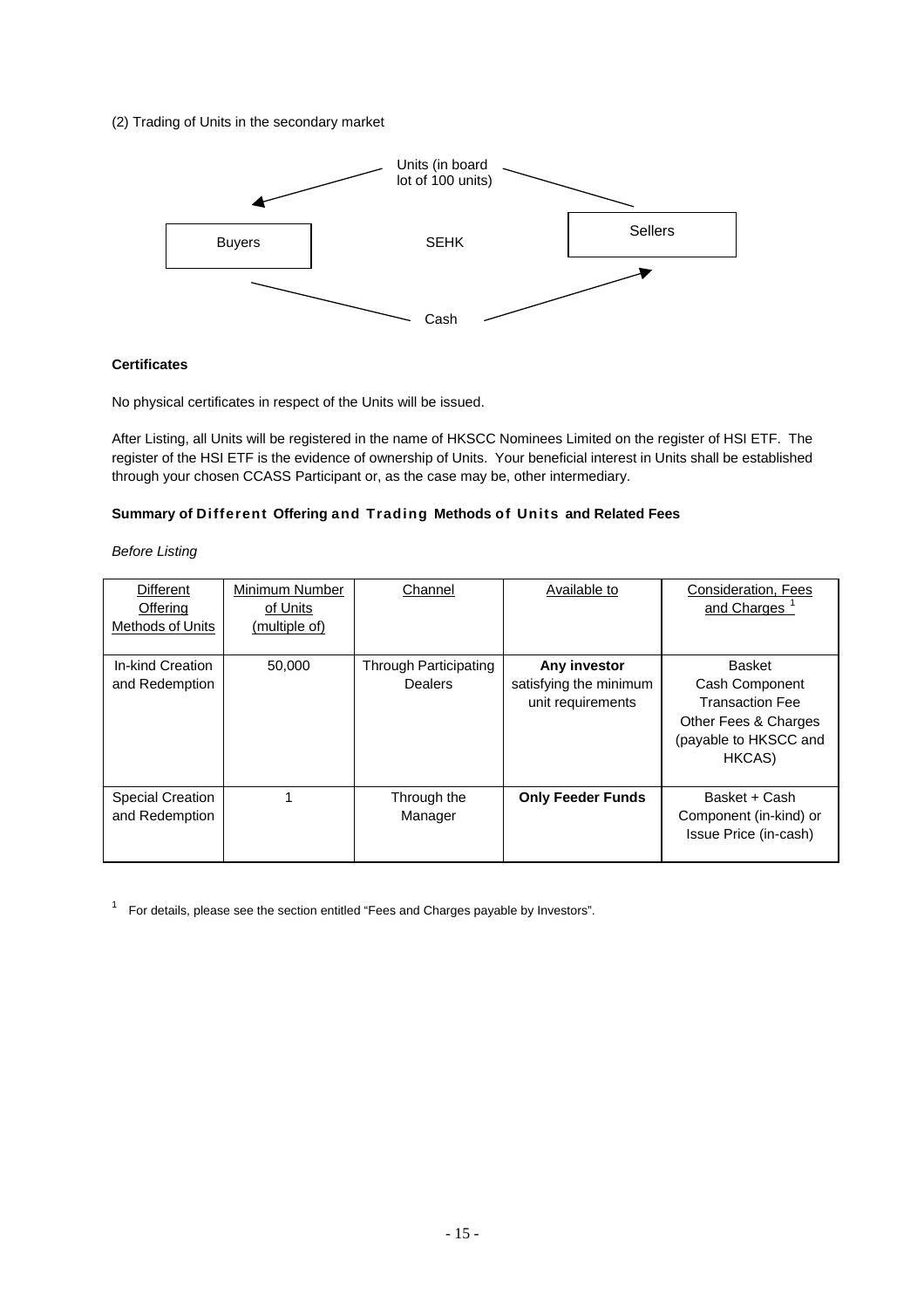(2) Trading of Units in the secondary market

Units (in board lot of 100 units)

Buyers    SEHK    Sellers

Cash

**Certificates**

No physical certificates in respect of the Units will be issued.

After Listing, all Units will be registered in the name of HKSCC Nominees Limited on the register of HSI ETF. The register of the HSI ETF is the evidence of ownership of Units. Your beneficial interest in Units shall be established through your chosen CCASS Participant or, as the case may be, other intermediary.

**Summary of Different Offering and Trading Methods of Units and Related Fees**

*Before Listing*

| Different Offering Methods of Units | Minimum Number of Units (multiple of) | Channel | Available to | Consideration, Fees and Charges [1] |
|---|---|---|---|---|
| In-kind Creation and Redemption | 50,000 | Through Participating Dealers | **Any investor** satisfying the minimum unit requirements | Basket<br>Cash Component<br>Transaction Fee<br>Other Fees & Charges (payable to HKSCC and HKCAS) |
| Special Creation and Redemption | 1 | Through the Manager | **Only Feeder Funds** | Basket + Cash Component (in-kind) or Issue Price (in-cash) |

[1] For details, please see the section entitled "Fees and Charges payable by Investors".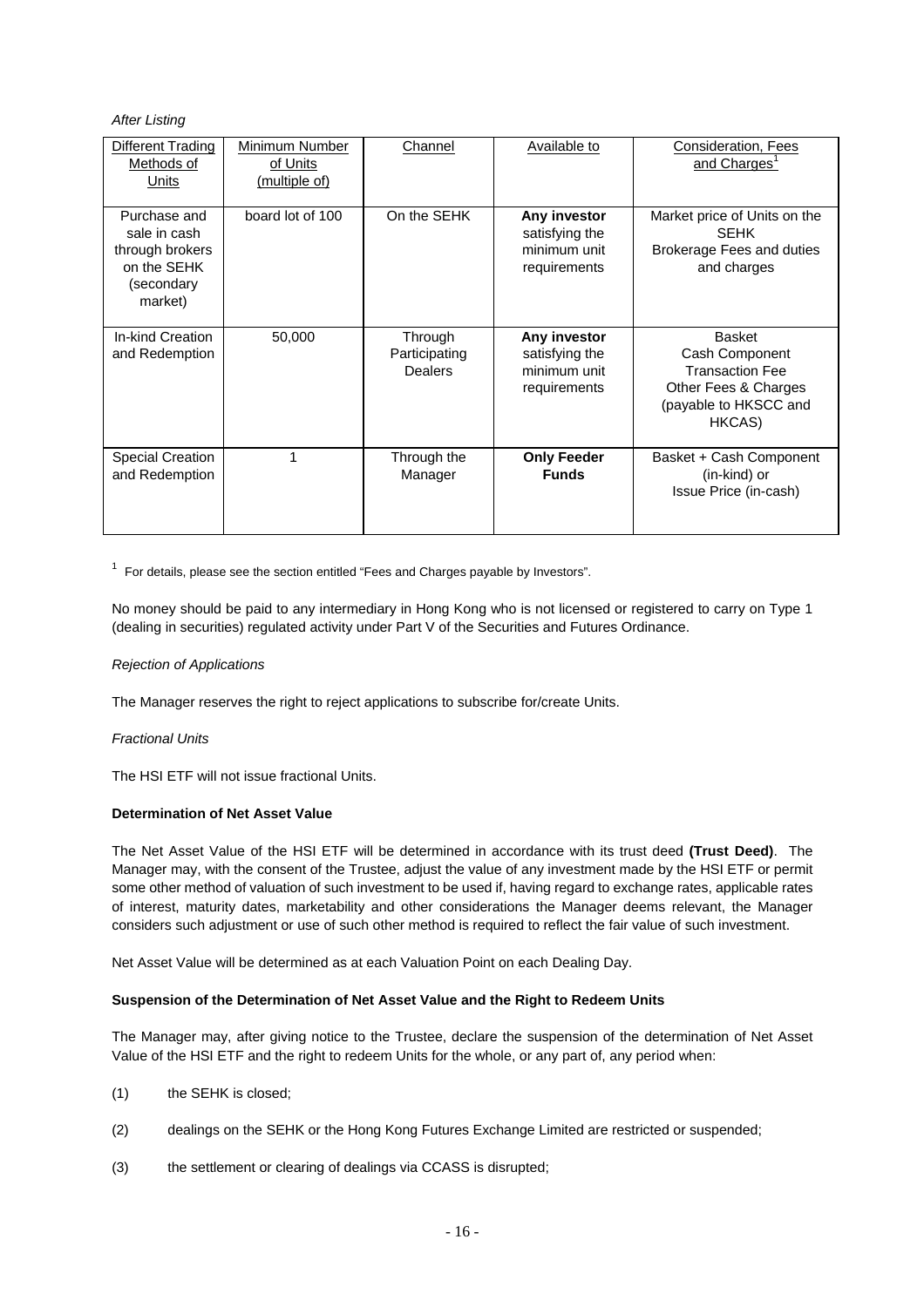*After Listing*

| Different Trading Methods of Units | Minimum Number of Units (multiple of) | Channel | Available to | Consideration, Fees and Charges[1] |
|---|---|---|---|---|
| Purchase and sale in cash through brokers on the SEHK (secondary market) | board lot of 100 | On the SEHK | **Any investor** satisfying the minimum unit requirements | Market price of Units on the SEHK<br>Brokerage Fees and duties and charges |
| In-kind Creation and Redemption | 50,000 | Through Participating Dealers | **Any investor** satisfying the minimum unit requirements | Basket<br>Cash Component<br>Transaction Fee<br>Other Fees & Charges (payable to HKSCC and HKCAS) |
| Special Creation and Redemption | 1 | Through the Manager | **Only Feeder Funds** | Basket + Cash Component (in-kind) or Issue Price (in-cash) |

[1] For details, please see the section entitled "Fees and Charges payable by Investors".

No money should be paid to any intermediary in Hong Kong who is not licensed or registered to carry on Type 1 (dealing in securities) regulated activity under Part V of the Securities and Futures Ordinance.

*Rejection of Applications*

The Manager reserves the right to reject applications to subscribe for/create Units.

*Fractional Units*

The HSI ETF will not issue fractional Units.

**Determination of Net Asset Value**

The Net Asset Value of the HSI ETF will be determined in accordance with its trust deed **(Trust Deed)**. The Manager may, with the consent of the Trustee, adjust the value of any investment made by the HSI ETF or permit some other method of valuation of such investment to be used if, having regard to exchange rates, applicable rates of interest, maturity dates, marketability and other considerations the Manager deems relevant, the Manager considers such adjustment or use of such other method is required to reflect the fair value of such investment.

Net Asset Value will be determined as at each Valuation Point on each Dealing Day.

**Suspension of the Determination of Net Asset Value and the Right to Redeem Units**

The Manager may, after giving notice to the Trustee, declare the suspension of the determination of Net Asset Value of the HSI ETF and the right to redeem Units for the whole, or any part of, any period when:

(1) the SEHK is closed;

(2) dealings on the SEHK or the Hong Kong Futures Exchange Limited are restricted or suspended;

(3) the settlement or clearing of dealings via CCASS is disrupted;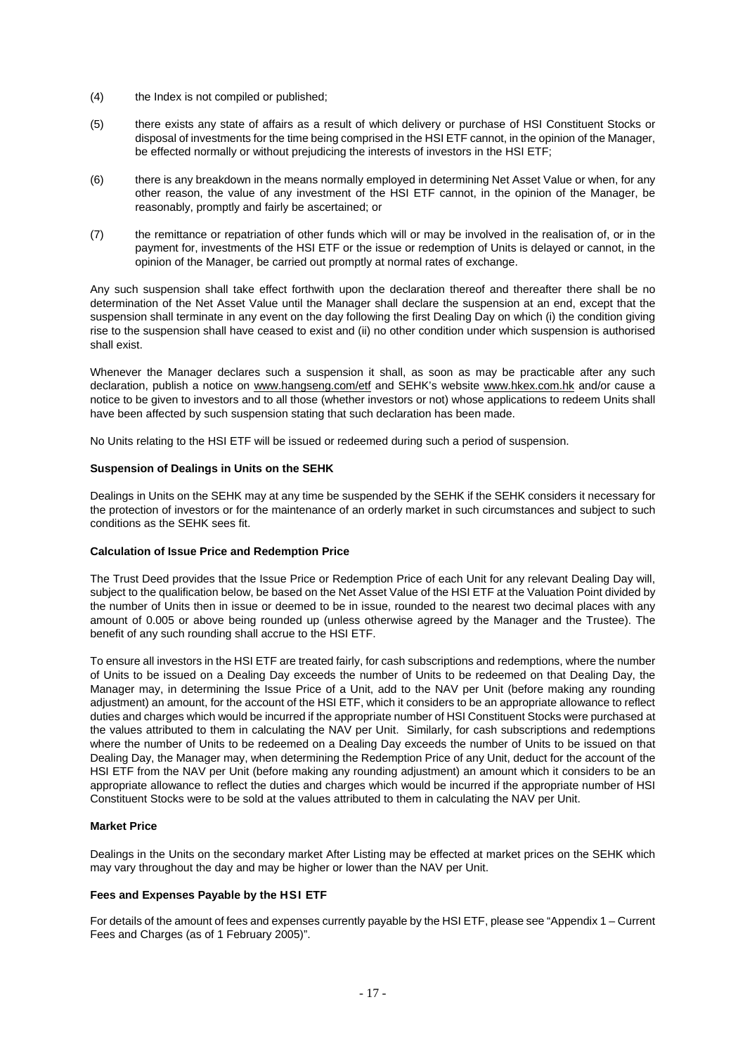(4) the Index is not compiled or published;

(5) there exists any state of affairs as a result of which delivery or purchase of HSI Constituent Stocks or disposal of investments for the time being comprised in the HSI ETF cannot, in the opinion of the Manager, be effected normally or without prejudicing the interests of investors in the HSI ETF;

(6) there is any breakdown in the means normally employed in determining Net Asset Value or when, for any other reason, the value of any investment of the HSI ETF cannot, in the opinion of the Manager, be reasonably, promptly and fairly be ascertained; or

(7) the remittance or repatriation of other funds which will or may be involved in the realisation of, or in the payment for, investments of the HSI ETF or the issue or redemption of Units is delayed or cannot, in the opinion of the Manager, be carried out promptly at normal rates of exchange.

Any such suspension shall take effect forthwith upon the declaration thereof and thereafter there shall be no determination of the Net Asset Value until the Manager shall declare the suspension at an end, except that the suspension shall terminate in any event on the day following the first Dealing Day on which (i) the condition giving rise to the suspension shall have ceased to exist and (ii) no other condition under which suspension is authorised shall exist.

Whenever the Manager declares such a suspension it shall, as soon as may be practicable after any such declaration, publish a notice on www.hangseng.com/etf and SEHK's website www.hkex.com.hk and/or cause a notice to be given to investors and to all those (whether investors or not) whose applications to redeem Units shall have been affected by such suspension stating that such declaration has been made.

No Units relating to the HSI ETF will be issued or redeemed during such a period of suspension.

**Suspension of Dealings in Units on the SEHK**

Dealings in Units on the SEHK may at any time be suspended by the SEHK if the SEHK considers it necessary for the protection of investors or for the maintenance of an orderly market in such circumstances and subject to such conditions as the SEHK sees fit.

**Calculation of Issue Price and Redemption Price**

The Trust Deed provides that the Issue Price or Redemption Price of each Unit for any relevant Dealing Day will, subject to the qualification below, be based on the Net Asset Value of the HSI ETF at the Valuation Point divided by the number of Units then in issue or deemed to be in issue, rounded to the nearest two decimal places with any amount of 0.005 or above being rounded up (unless otherwise agreed by the Manager and the Trustee). The benefit of any such rounding shall accrue to the HSI ETF.

To ensure all investors in the HSI ETF are treated fairly, for cash subscriptions and redemptions, where the number of Units to be issued on a Dealing Day exceeds the number of Units to be redeemed on that Dealing Day, the Manager may, in determining the Issue Price of a Unit, add to the NAV per Unit (before making any rounding adjustment) an amount, for the account of the HSI ETF, which it considers to be an appropriate allowance to reflect duties and charges which would be incurred if the appropriate number of HSI Constituent Stocks were purchased at the values attributed to them in calculating the NAV per Unit. Similarly, for cash subscriptions and redemptions where the number of Units to be redeemed on a Dealing Day exceeds the number of Units to be issued on that Dealing Day, the Manager may, when determining the Redemption Price of any Unit, deduct for the account of the HSI ETF from the NAV per Unit (before making any rounding adjustment) an amount which it considers to be an appropriate allowance to reflect the duties and charges which would be incurred if the appropriate number of HSI Constituent Stocks were to be sold at the values attributed to them in calculating the NAV per Unit.

**Market Price**

Dealings in the Units on the secondary market After Listing may be effected at market prices on the SEHK which may vary throughout the day and may be higher or lower than the NAV per Unit.

**Fees and Expenses Payable by the HSI ETF**

For details of the amount of fees and expenses currently payable by the HSI ETF, please see "Appendix 1 – Current Fees and Charges (as of 1 February 2005)".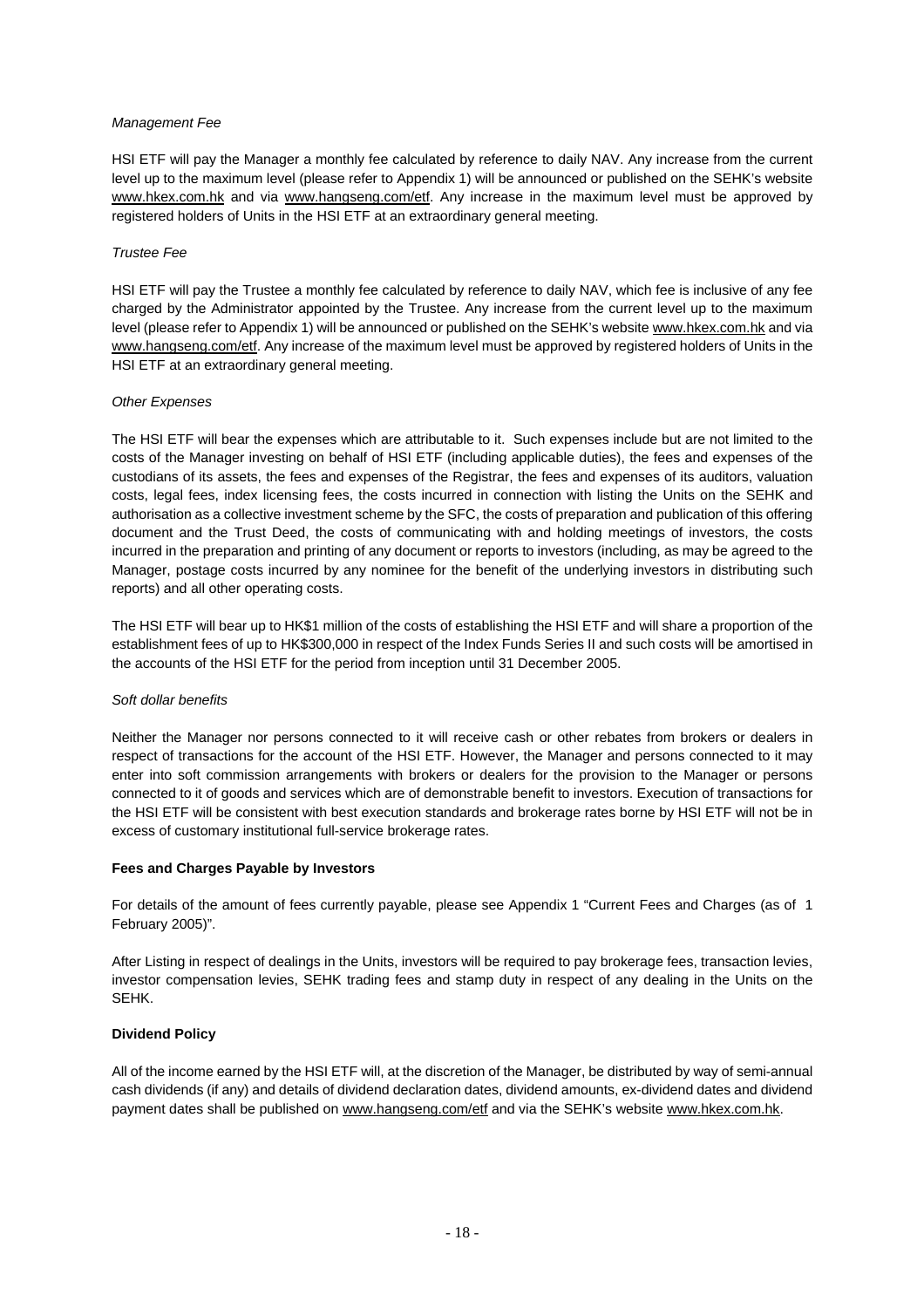*Management Fee*

HSI ETF will pay the Manager a monthly fee calculated by reference to daily NAV. Any increase from the current level up to the maximum level (please refer to Appendix 1) will be announced or published on the SEHK's website www.hkex.com.hk and via www.hangseng.com/etf. Any increase in the maximum level must be approved by registered holders of Units in the HSI ETF at an extraordinary general meeting.

*Trustee Fee*

HSI ETF will pay the Trustee a monthly fee calculated by reference to daily NAV, which fee is inclusive of any fee charged by the Administrator appointed by the Trustee. Any increase from the current level up to the maximum level (please refer to Appendix 1) will be announced or published on the SEHK's website www.hkex.com.hk and via www.hangseng.com/etf. Any increase of the maximum level must be approved by registered holders of Units in the HSI ETF at an extraordinary general meeting.

*Other Expenses*

The HSI ETF will bear the expenses which are attributable to it. Such expenses include but are not limited to the costs of the Manager investing on behalf of HSI ETF (including applicable duties), the fees and expenses of the custodians of its assets, the fees and expenses of the Registrar, the fees and expenses of its auditors, valuation costs, legal fees, index licensing fees, the costs incurred in connection with listing the Units on the SEHK and authorisation as a collective investment scheme by the SFC, the costs of preparation and publication of this offering document and the Trust Deed, the costs of communicating with and holding meetings of investors, the costs incurred in the preparation and printing of any document or reports to investors (including, as may be agreed to the Manager, postage costs incurred by any nominee for the benefit of the underlying investors in distributing such reports) and all other operating costs.

The HSI ETF will bear up to HK$1 million of the costs of establishing the HSI ETF and will share a proportion of the establishment fees of up to HK$300,000 in respect of the Index Funds Series II and such costs will be amortised in the accounts of the HSI ETF for the period from inception until 31 December 2005.

*Soft dollar benefits*

Neither the Manager nor persons connected to it will receive cash or other rebates from brokers or dealers in respect of transactions for the account of the HSI ETF. However, the Manager and persons connected to it may enter into soft commission arrangements with brokers or dealers for the provision to the Manager or persons connected to it of goods and services which are of demonstrable benefit to investors. Execution of transactions for the HSI ETF will be consistent with best execution standards and brokerage rates borne by HSI ETF will not be in excess of customary institutional full-service brokerage rates.

**Fees and Charges Payable by Investors**

For details of the amount of fees currently payable, please see Appendix 1 "Current Fees and Charges (as of 1 February 2005)".

After Listing in respect of dealings in the Units, investors will be required to pay brokerage fees, transaction levies, investor compensation levies, SEHK trading fees and stamp duty in respect of any dealing in the Units on the SEHK.

**Dividend Policy**

All of the income earned by the HSI ETF will, at the discretion of the Manager, be distributed by way of semi-annual cash dividends (if any) and details of dividend declaration dates, dividend amounts, ex-dividend dates and dividend payment dates shall be published on www.hangseng.com/etf and via the SEHK's website www.hkex.com.hk.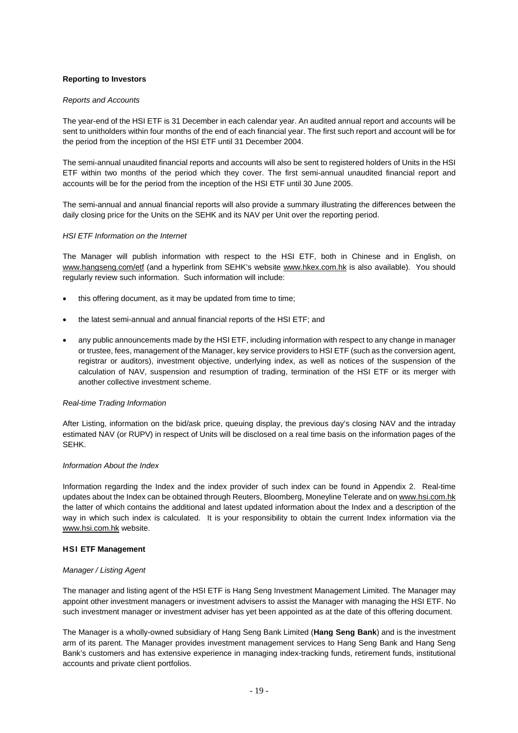## Reporting to Investors

### *Reports and Accounts*

The year-end of the HSI ETF is 31 December in each calendar year. An audited annual report and accounts will be sent to unitholders within four months of the end of each financial year. The first such report and account will be for the period from the inception of the HSI ETF until 31 December 2004.

The semi-annual unaudited financial reports and accounts will also be sent to registered holders of Units in the HSI ETF within two months of the period which they cover. The first semi-annual unaudited financial report and accounts will be for the period from the inception of the HSI ETF until 30 June 2005.

The semi-annual and annual financial reports will also provide a summary illustrating the differences between the daily closing price for the Units on the SEHK and its NAV per Unit over the reporting period.

### *HSI ETF Information on the Internet*

The Manager will publish information with respect to the HSI ETF, both in Chinese and in English, on www.hangseng.com/etf (and a hyperlink from SEHK's website www.hkex.com.hk is also available). You should regularly review such information. Such information will include:

- this offering document, as it may be updated from time to time;
- the latest semi-annual and annual financial reports of the HSI ETF; and
- any public announcements made by the HSI ETF, including information with respect to any change in manager or trustee, fees, management of the Manager, key service providers to HSI ETF (such as the conversion agent, registrar or auditors), investment objective, underlying index, as well as notices of the suspension of the calculation of NAV, suspension and resumption of trading, termination of the HSI ETF or its merger with another collective investment scheme.

### *Real-time Trading Information*

After Listing, information on the bid/ask price, queuing display, the previous day's closing NAV and the intraday estimated NAV (or RUPV) in respect of Units will be disclosed on a real time basis on the information pages of the SEHK.

### *Information About the Index*

Information regarding the Index and the index provider of such index can be found in Appendix 2. Real-time updates about the Index can be obtained through Reuters, Bloomberg, Moneyline Telerate and on www.hsi.com.hk the latter of which contains the additional and latest updated information about the Index and a description of the way in which such index is calculated. It is your responsibility to obtain the current Index information via the www.hsi.com.hk website.

## HSI ETF Management

### *Manager / Listing Agent*

The manager and listing agent of the HSI ETF is Hang Seng Investment Management Limited. The Manager may appoint other investment managers or investment advisers to assist the Manager with managing the HSI ETF. No such investment manager or investment adviser has yet been appointed as at the date of this offering document.

The Manager is a wholly-owned subsidiary of Hang Seng Bank Limited (**Hang Seng Bank**) and is the investment arm of its parent. The Manager provides investment management services to Hang Seng Bank and Hang Seng Bank's customers and has extensive experience in managing index-tracking funds, retirement funds, institutional accounts and private client portfolios.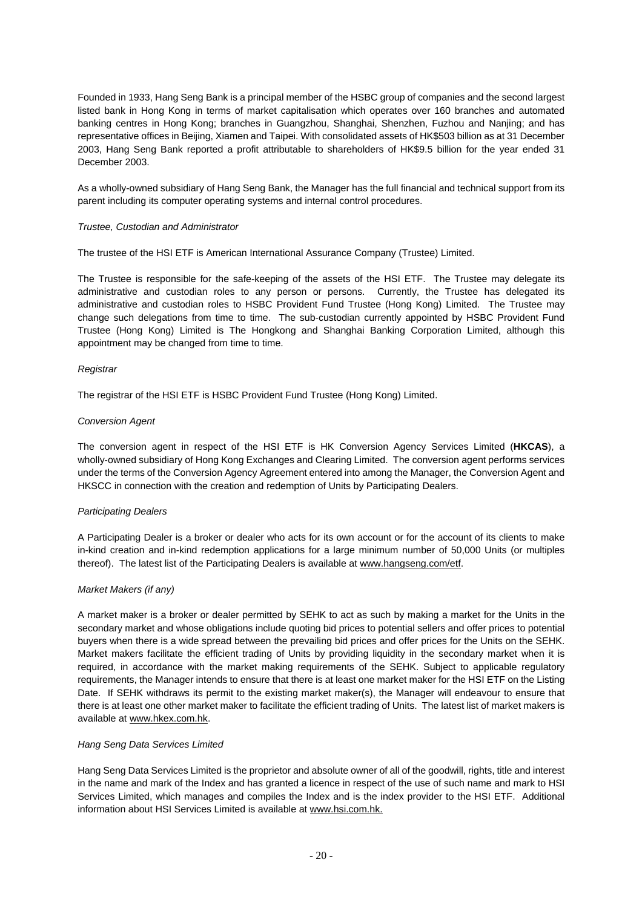Founded in 1933, Hang Seng Bank is a principal member of the HSBC group of companies and the second largest listed bank in Hong Kong in terms of market capitalisation which operates over 160 branches and automated banking centres in Hong Kong; branches in Guangzhou, Shanghai, Shenzhen, Fuzhou and Nanjing; and has representative offices in Beijing, Xiamen and Taipei. With consolidated assets of HK$503 billion as at 31 December 2003, Hang Seng Bank reported a profit attributable to shareholders of HK$9.5 billion for the year ended 31 December 2003.

As a wholly-owned subsidiary of Hang Seng Bank, the Manager has the full financial and technical support from its parent including its computer operating systems and internal control procedures.

*Trustee, Custodian and Administrator*

The trustee of the HSI ETF is American International Assurance Company (Trustee) Limited.

The Trustee is responsible for the safe-keeping of the assets of the HSI ETF. The Trustee may delegate its administrative and custodian roles to any person or persons. Currently, the Trustee has delegated its administrative and custodian roles to HSBC Provident Fund Trustee (Hong Kong) Limited. The Trustee may change such delegations from time to time. The sub-custodian currently appointed by HSBC Provident Fund Trustee (Hong Kong) Limited is The Hongkong and Shanghai Banking Corporation Limited, although this appointment may be changed from time to time.

*Registrar*

The registrar of the HSI ETF is HSBC Provident Fund Trustee (Hong Kong) Limited.

*Conversion Agent*

The conversion agent in respect of the HSI ETF is HK Conversion Agency Services Limited (**HKCAS**), a wholly-owned subsidiary of Hong Kong Exchanges and Clearing Limited. The conversion agent performs services under the terms of the Conversion Agency Agreement entered into among the Manager, the Conversion Agent and HKSCC in connection with the creation and redemption of Units by Participating Dealers.

*Participating Dealers*

A Participating Dealer is a broker or dealer who acts for its own account or for the account of its clients to make in-kind creation and in-kind redemption applications for a large minimum number of 50,000 Units (or multiples thereof). The latest list of the Participating Dealers is available at www.hangseng.com/etf.

*Market Makers (if any)*

A market maker is a broker or dealer permitted by SEHK to act as such by making a market for the Units in the secondary market and whose obligations include quoting bid prices to potential sellers and offer prices to potential buyers when there is a wide spread between the prevailing bid prices and offer prices for the Units on the SEHK. Market makers facilitate the efficient trading of Units by providing liquidity in the secondary market when it is required, in accordance with the market making requirements of the SEHK. Subject to applicable regulatory requirements, the Manager intends to ensure that there is at least one market maker for the HSI ETF on the Listing Date. If SEHK withdraws its permit to the existing market maker(s), the Manager will endeavour to ensure that there is at least one other market maker to facilitate the efficient trading of Units. The latest list of market makers is available at www.hkex.com.hk.

*Hang Seng Data Services Limited*

Hang Seng Data Services Limited is the proprietor and absolute owner of all of the goodwill, rights, title and interest in the name and mark of the Index and has granted a licence in respect of the use of such name and mark to HSI Services Limited, which manages and compiles the Index and is the index provider to the HSI ETF. Additional information about HSI Services Limited is available at www.hsi.com.hk.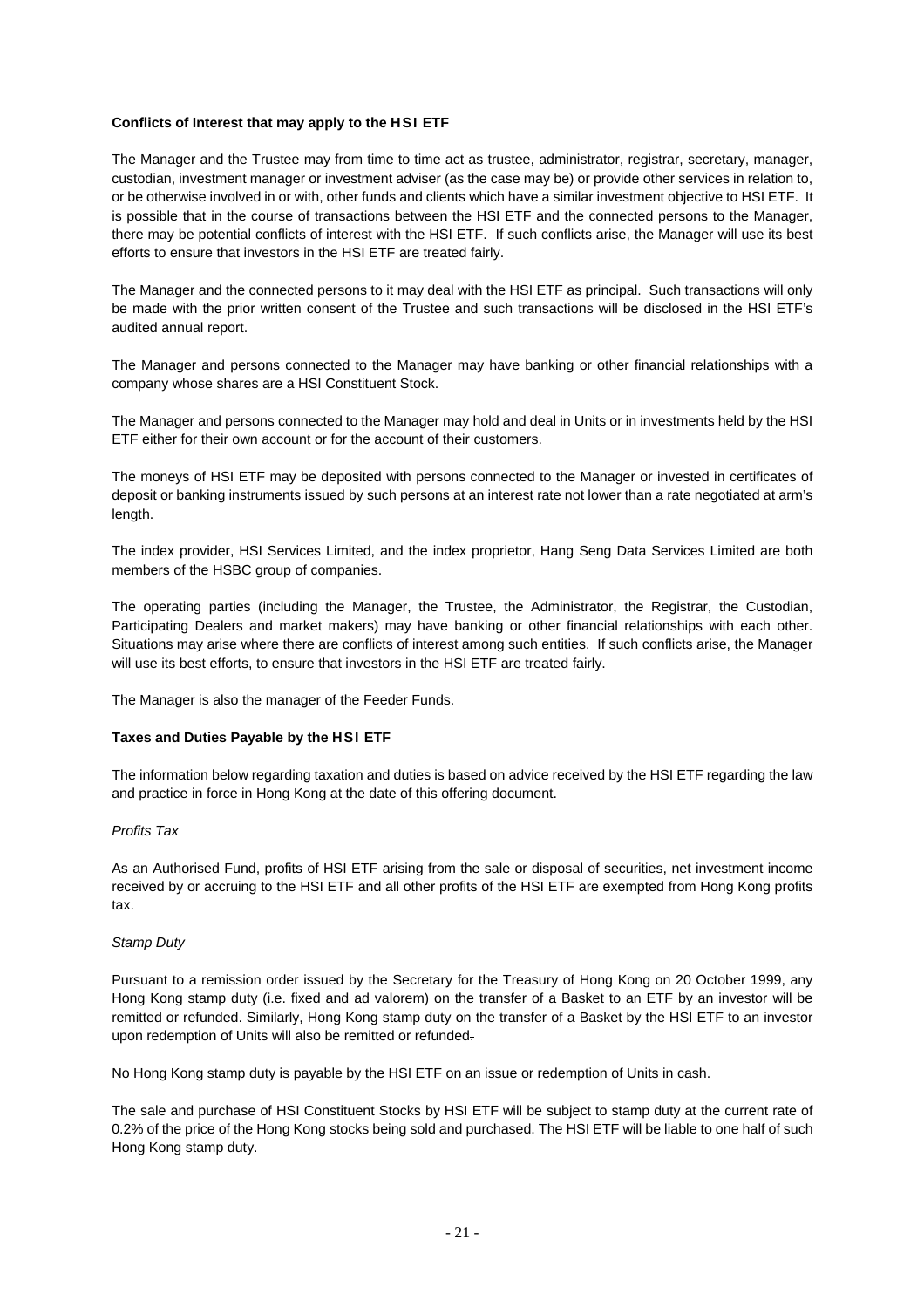**Conflicts of Interest that may apply to the HSI ETF**

The Manager and the Trustee may from time to time act as trustee, administrator, registrar, secretary, manager, custodian, investment manager or investment adviser (as the case may be) or provide other services in relation to, or be otherwise involved in or with, other funds and clients which have a similar investment objective to HSI ETF. It is possible that in the course of transactions between the HSI ETF and the connected persons to the Manager, there may be potential conflicts of interest with the HSI ETF. If such conflicts arise, the Manager will use its best efforts to ensure that investors in the HSI ETF are treated fairly.

The Manager and the connected persons to it may deal with the HSI ETF as principal. Such transactions will only be made with the prior written consent of the Trustee and such transactions will be disclosed in the HSI ETF's audited annual report.

The Manager and persons connected to the Manager may have banking or other financial relationships with a company whose shares are a HSI Constituent Stock.

The Manager and persons connected to the Manager may hold and deal in Units or in investments held by the HSI ETF either for their own account or for the account of their customers.

The moneys of HSI ETF may be deposited with persons connected to the Manager or invested in certificates of deposit or banking instruments issued by such persons at an interest rate not lower than a rate negotiated at arm's length.

The index provider, HSI Services Limited, and the index proprietor, Hang Seng Data Services Limited are both members of the HSBC group of companies.

The operating parties (including the Manager, the Trustee, the Administrator, the Registrar, the Custodian, Participating Dealers and market makers) may have banking or other financial relationships with each other. Situations may arise where there are conflicts of interest among such entities. If such conflicts arise, the Manager will use its best efforts, to ensure that investors in the HSI ETF are treated fairly.

The Manager is also the manager of the Feeder Funds.

**Taxes and Duties Payable by the HSI ETF**

The information below regarding taxation and duties is based on advice received by the HSI ETF regarding the law and practice in force in Hong Kong at the date of this offering document.

*Profits Tax*

As an Authorised Fund, profits of HSI ETF arising from the sale or disposal of securities, net investment income received by or accruing to the HSI ETF and all other profits of the HSI ETF are exempted from Hong Kong profits tax.

*Stamp Duty*

Pursuant to a remission order issued by the Secretary for the Treasury of Hong Kong on 20 October 1999, any Hong Kong stamp duty (i.e. fixed and ad valorem) on the transfer of a Basket to an ETF by an investor will be remitted or refunded. Similarly, Hong Kong stamp duty on the transfer of a Basket by the HSI ETF to an investor upon redemption of Units will also be remitted or refunded.

No Hong Kong stamp duty is payable by the HSI ETF on an issue or redemption of Units in cash.

The sale and purchase of HSI Constituent Stocks by HSI ETF will be subject to stamp duty at the current rate of 0.2% of the price of the Hong Kong stocks being sold and purchased. The HSI ETF will be liable to one half of such Hong Kong stamp duty.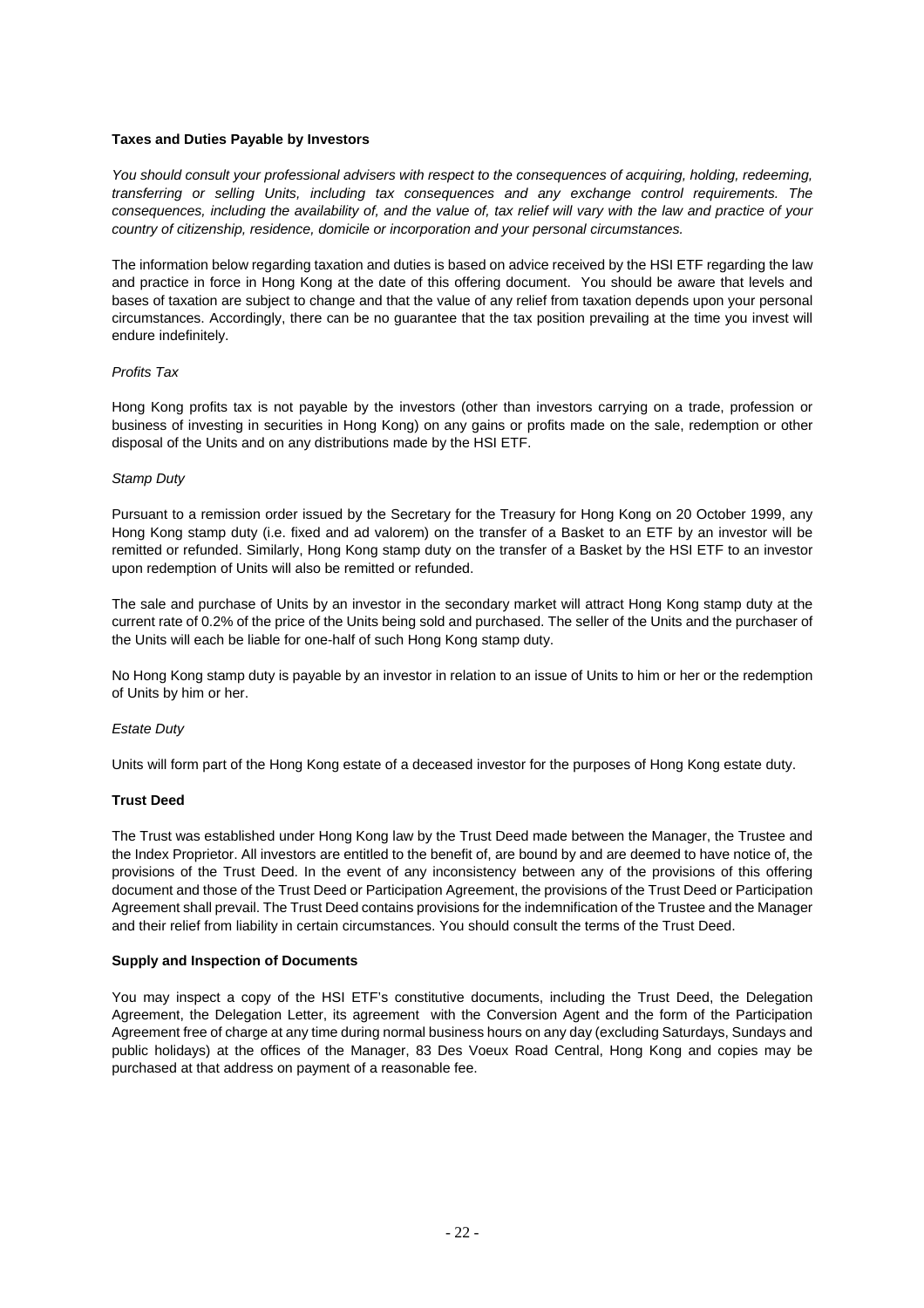**Taxes and Duties Payable by Investors**

*You should consult your professional advisers with respect to the consequences of acquiring, holding, redeeming, transferring or selling Units, including tax consequences and any exchange control requirements. The consequences, including the availability of, and the value of, tax relief will vary with the law and practice of your country of citizenship, residence, domicile or incorporation and your personal circumstances.*

The information below regarding taxation and duties is based on advice received by the HSI ETF regarding the law and practice in force in Hong Kong at the date of this offering document. You should be aware that levels and bases of taxation are subject to change and that the value of any relief from taxation depends upon your personal circumstances. Accordingly, there can be no guarantee that the tax position prevailing at the time you invest will endure indefinitely.

*Profits Tax*

Hong Kong profits tax is not payable by the investors (other than investors carrying on a trade, profession or business of investing in securities in Hong Kong) on any gains or profits made on the sale, redemption or other disposal of the Units and on any distributions made by the HSI ETF.

*Stamp Duty*

Pursuant to a remission order issued by the Secretary for the Treasury for Hong Kong on 20 October 1999, any Hong Kong stamp duty (i.e. fixed and ad valorem) on the transfer of a Basket to an ETF by an investor will be remitted or refunded. Similarly, Hong Kong stamp duty on the transfer of a Basket by the HSI ETF to an investor upon redemption of Units will also be remitted or refunded.

The sale and purchase of Units by an investor in the secondary market will attract Hong Kong stamp duty at the current rate of 0.2% of the price of the Units being sold and purchased. The seller of the Units and the purchaser of the Units will each be liable for one-half of such Hong Kong stamp duty.

No Hong Kong stamp duty is payable by an investor in relation to an issue of Units to him or her or the redemption of Units by him or her.

*Estate Duty*

Units will form part of the Hong Kong estate of a deceased investor for the purposes of Hong Kong estate duty.

**Trust Deed**

The Trust was established under Hong Kong law by the Trust Deed made between the Manager, the Trustee and the Index Proprietor. All investors are entitled to the benefit of, are bound by and are deemed to have notice of, the provisions of the Trust Deed. In the event of any inconsistency between any of the provisions of this offering document and those of the Trust Deed or Participation Agreement, the provisions of the Trust Deed or Participation Agreement shall prevail. The Trust Deed contains provisions for the indemnification of the Trustee and the Manager and their relief from liability in certain circumstances. You should consult the terms of the Trust Deed.

**Supply and Inspection of Documents**

You may inspect a copy of the HSI ETF's constitutive documents, including the Trust Deed, the Delegation Agreement, the Delegation Letter, its agreement with the Conversion Agent and the form of the Participation Agreement free of charge at any time during normal business hours on any day (excluding Saturdays, Sundays and public holidays) at the offices of the Manager, 83 Des Voeux Road Central, Hong Kong and copies may be purchased at that address on payment of a reasonable fee.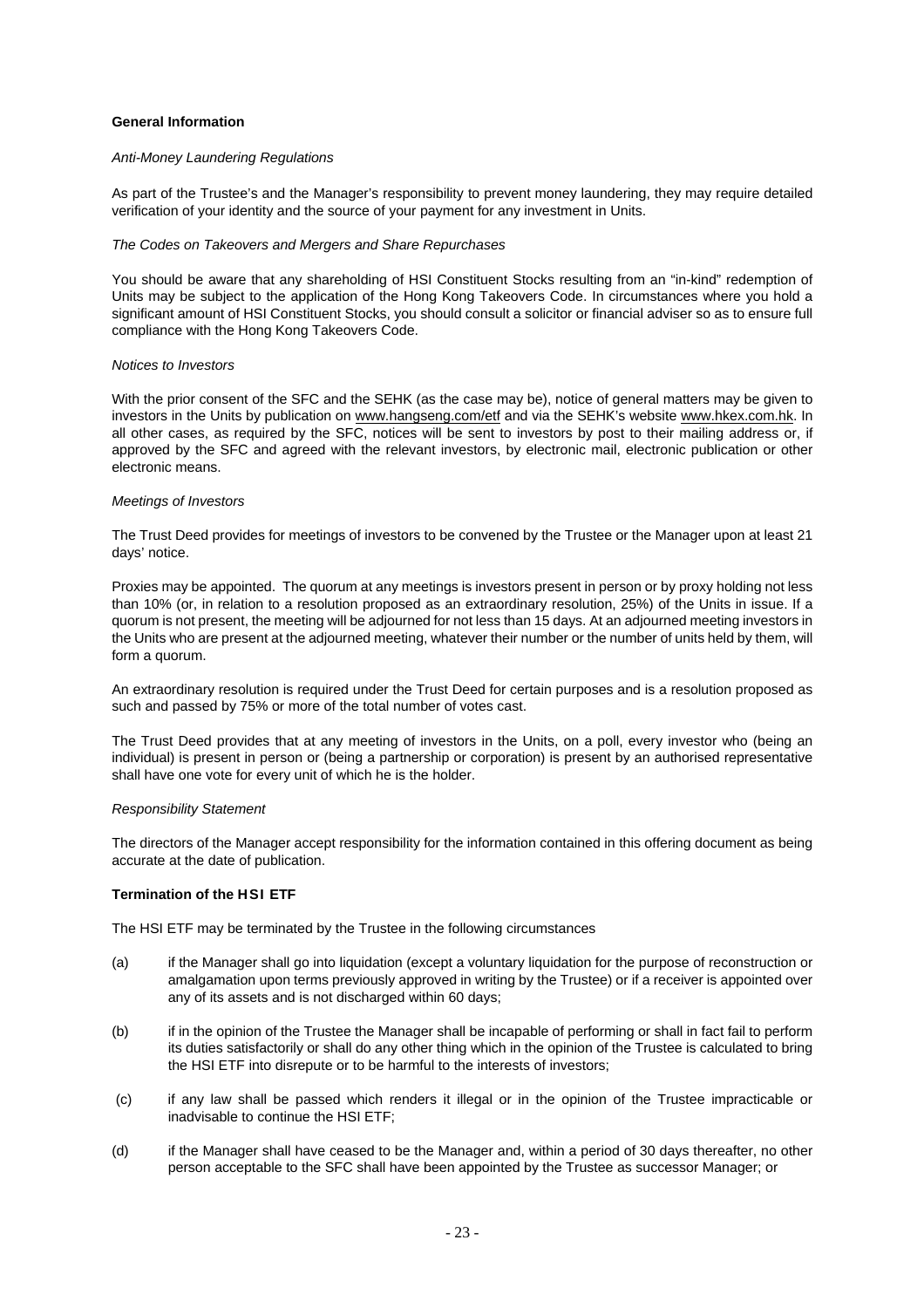**General Information**

*Anti-Money Laundering Regulations*

As part of the Trustee's and the Manager's responsibility to prevent money laundering, they may require detailed verification of your identity and the source of your payment for any investment in Units.

*The Codes on Takeovers and Mergers and Share Repurchases*

You should be aware that any shareholding of HSI Constituent Stocks resulting from an "in-kind" redemption of Units may be subject to the application of the Hong Kong Takeovers Code. In circumstances where you hold a significant amount of HSI Constituent Stocks, you should consult a solicitor or financial adviser so as to ensure full compliance with the Hong Kong Takeovers Code.

*Notices to Investors*

With the prior consent of the SFC and the SEHK (as the case may be), notice of general matters may be given to investors in the Units by publication on www.hangseng.com/etf and via the SEHK's website www.hkex.com.hk. In all other cases, as required by the SFC, notices will be sent to investors by post to their mailing address or, if approved by the SFC and agreed with the relevant investors, by electronic mail, electronic publication or other electronic means.

*Meetings of Investors*

The Trust Deed provides for meetings of investors to be convened by the Trustee or the Manager upon at least 21 days' notice.

Proxies may be appointed. The quorum at any meetings is investors present in person or by proxy holding not less than 10% (or, in relation to a resolution proposed as an extraordinary resolution, 25%) of the Units in issue. If a quorum is not present, the meeting will be adjourned for not less than 15 days. At an adjourned meeting investors in the Units who are present at the adjourned meeting, whatever their number or the number of units held by them, will form a quorum.

An extraordinary resolution is required under the Trust Deed for certain purposes and is a resolution proposed as such and passed by 75% or more of the total number of votes cast.

The Trust Deed provides that at any meeting of investors in the Units, on a poll, every investor who (being an individual) is present in person or (being a partnership or corporation) is present by an authorised representative shall have one vote for every unit of which he is the holder.

*Responsibility Statement*

The directors of the Manager accept responsibility for the information contained in this offering document as being accurate at the date of publication.

**Termination of the HSI ETF**

The HSI ETF may be terminated by the Trustee in the following circumstances

(a) if the Manager shall go into liquidation (except a voluntary liquidation for the purpose of reconstruction or amalgamation upon terms previously approved in writing by the Trustee) or if a receiver is appointed over any of its assets and is not discharged within 60 days;

(b) if in the opinion of the Trustee the Manager shall be incapable of performing or shall in fact fail to perform its duties satisfactorily or shall do any other thing which in the opinion of the Trustee is calculated to bring the HSI ETF into disrepute or to be harmful to the interests of investors;

(c) if any law shall be passed which renders it illegal or in the opinion of the Trustee impracticable or inadvisable to continue the HSI ETF;

(d) if the Manager shall have ceased to be the Manager and, within a period of 30 days thereafter, no other person acceptable to the SFC shall have been appointed by the Trustee as successor Manager; or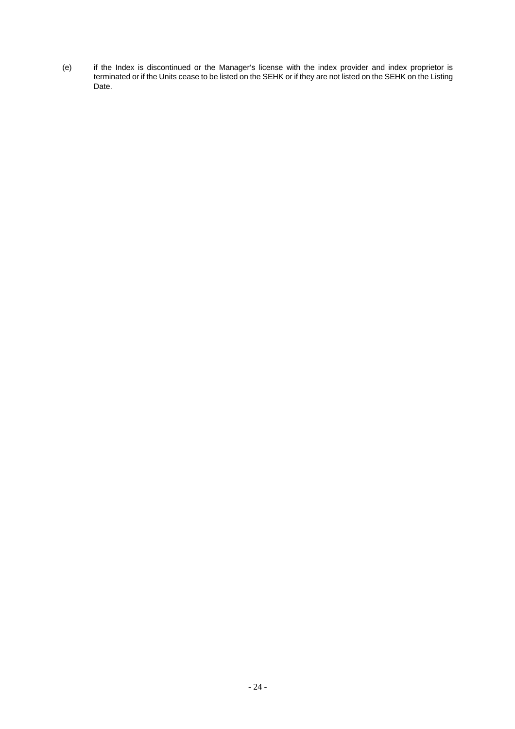(e) if the Index is discontinued or the Manager's license with the index provider and index proprietor is terminated or if the Units cease to be listed on the SEHK or if they are not listed on the SEHK on the Listing Date.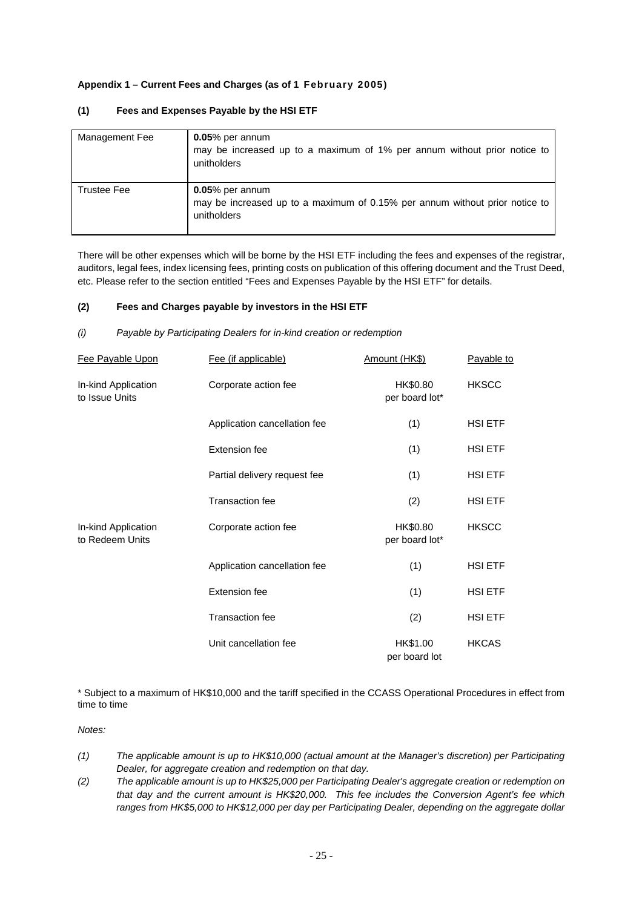#### Appendix 1 – Current Fees and Charges (as of 1 February 2005)

#### (1) Fees and Expenses Payable by the HSI ETF

| | |
|---|---|
| Management Fee | **0.05**% per annum<br>may be increased up to a maximum of 1% per annum without prior notice to unitholders |
| Trustee Fee | **0.05**% per annum<br>may be increased up to a maximum of 0.15% per annum without prior notice to unitholders |

There will be other expenses which will be borne by the HSI ETF including the fees and expenses of the registrar, auditors, legal fees, index licensing fees, printing costs on publication of this offering document and the Trust Deed, etc. Please refer to the section entitled "Fees and Expenses Payable by the HSI ETF" for details.

#### (2) Fees and Charges payable by investors in the HSI ETF

*(i) Payable by Participating Dealers for in-kind creation or redemption*

| Fee Payable Upon | Fee (if applicable) | Amount (HK$) | Payable to |
|---|---|---|---|
| In-kind Application to Issue Units | Corporate action fee | HK$0.80 per board lot* | HKSCC |
| | Application cancellation fee | (1) | HSI ETF |
| | Extension fee | (1) | HSI ETF |
| | Partial delivery request fee | (1) | HSI ETF |
| | Transaction fee | (2) | HSI ETF |
| In-kind Application to Redeem Units | Corporate action fee | HK$0.80 per board lot* | HKSCC |
| | Application cancellation fee | (1) | HSI ETF |
| | Extension fee | (1) | HSI ETF |
| | Transaction fee | (2) | HSI ETF |
| | Unit cancellation fee | HK$1.00 per board lot | HKCAS |

\* Subject to a maximum of HK$10,000 and the tariff specified in the CCASS Operational Procedures in effect from time to time

*Notes:*

*(1) The applicable amount is up to HK$10,000 (actual amount at the Manager's discretion) per Participating Dealer, for aggregate creation and redemption on that day.*

*(2) The applicable amount is up to HK$25,000 per Participating Dealer's aggregate creation or redemption on that day and the current amount is HK$20,000. This fee includes the Conversion Agent's fee which ranges from HK$5,000 to HK$12,000 per day per Participating Dealer, depending on the aggregate dollar*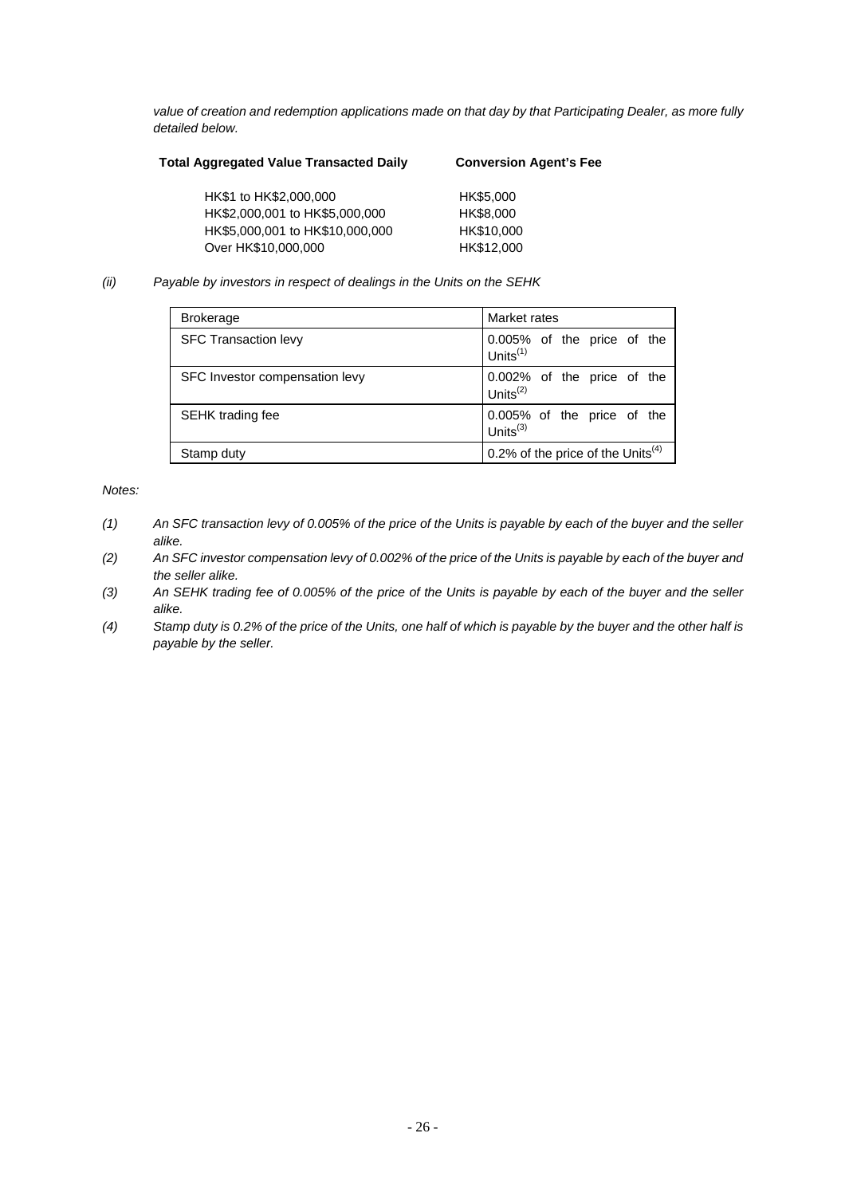*value of creation and redemption applications made on that day by that Participating Dealer, as more fully detailed below.*

| **Total Aggregated Value Transacted Daily** | **Conversion Agent's Fee** |
|---|---|
| HK$1 to HK$2,000,000 | HK$5,000 |
| HK$2,000,001 to HK$5,000,000 | HK$8,000 |
| HK$5,000,001 to HK$10,000,000 | HK$10,000 |
| Over HK$10,000,000 | HK$12,000 |

*(ii) Payable by investors in respect of dealings in the Units on the SEHK*

| Brokerage | Market rates |
|---|---|
| SFC Transaction levy | 0.005% of the price of the Units(1) |
| SFC Investor compensation levy | 0.002% of the price of the Units(2) |
| SEHK trading fee | 0.005% of the price of the Units(3) |
| Stamp duty | 0.2% of the price of the Units(4) |

*Notes:*

*(1) An SFC transaction levy of 0.005% of the price of the Units is payable by each of the buyer and the seller alike.*

*(2) An SFC investor compensation levy of 0.002% of the price of the Units is payable by each of the buyer and the seller alike.*

*(3) An SEHK trading fee of 0.005% of the price of the Units is payable by each of the buyer and the seller alike.*

*(4) Stamp duty is 0.2% of the price of the Units, one half of which is payable by the buyer and the other half is payable by the seller.*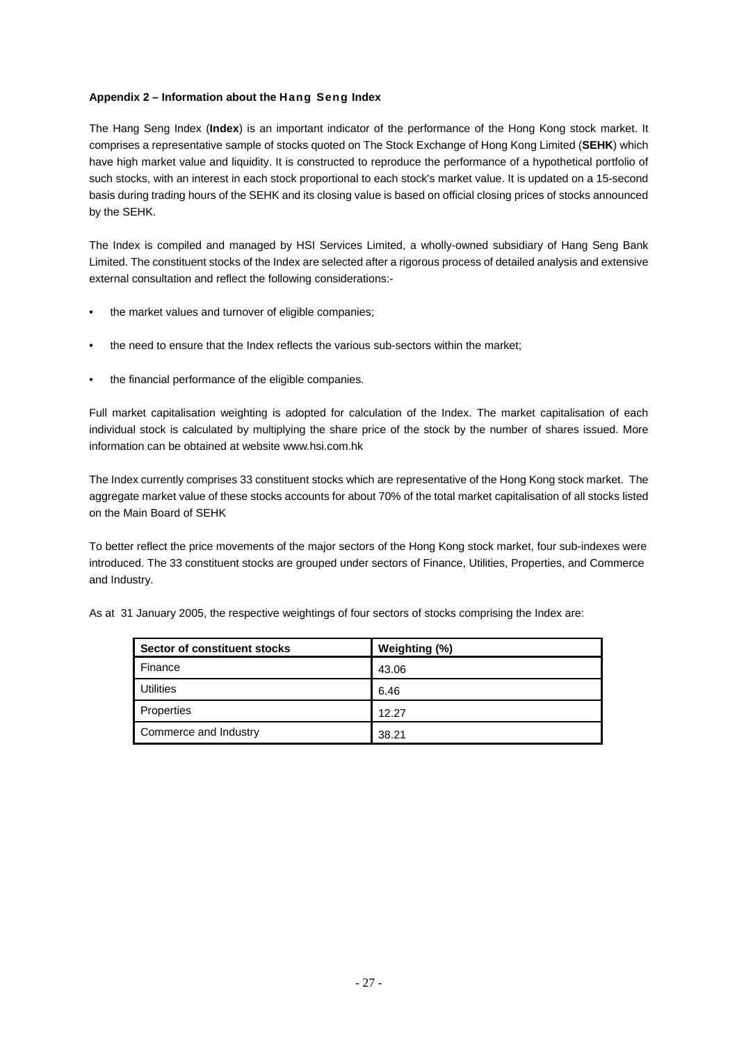**Appendix 2 – Information about the Hang Seng Index**

The Hang Seng Index (**Index**) is an important indicator of the performance of the Hong Kong stock market. It comprises a representative sample of stocks quoted on The Stock Exchange of Hong Kong Limited (**SEHK**) which have high market value and liquidity. It is constructed to reproduce the performance of a hypothetical portfolio of such stocks, with an interest in each stock proportional to each stock's market value. It is updated on a 15-second basis during trading hours of the SEHK and its closing value is based on official closing prices of stocks announced by the SEHK.

The Index is compiled and managed by HSI Services Limited, a wholly-owned subsidiary of Hang Seng Bank Limited. The constituent stocks of the Index are selected after a rigorous process of detailed analysis and extensive external consultation and reflect the following considerations:-

- the market values and turnover of eligible companies;
- the need to ensure that the Index reflects the various sub-sectors within the market;
- the financial performance of the eligible companies.

Full market capitalisation weighting is adopted for calculation of the Index. The market capitalisation of each individual stock is calculated by multiplying the share price of the stock by the number of shares issued. More information can be obtained at website www.hsi.com.hk

The Index currently comprises 33 constituent stocks which are representative of the Hong Kong stock market. The aggregate market value of these stocks accounts for about 70% of the total market capitalisation of all stocks listed on the Main Board of SEHK

To better reflect the price movements of the major sectors of the Hong Kong stock market, four sub-indexes were introduced. The 33 constituent stocks are grouped under sectors of Finance, Utilities, Properties, and Commerce and Industry.

As at 31 January 2005, the respective weightings of four sectors of stocks comprising the Index are:

| Sector of constituent stocks | Weighting (%) |
| --- | --- |
| Finance | 43.06 |
| Utilities | 6.46 |
| Properties | 12.27 |
| Commerce and Industry | 38.21 |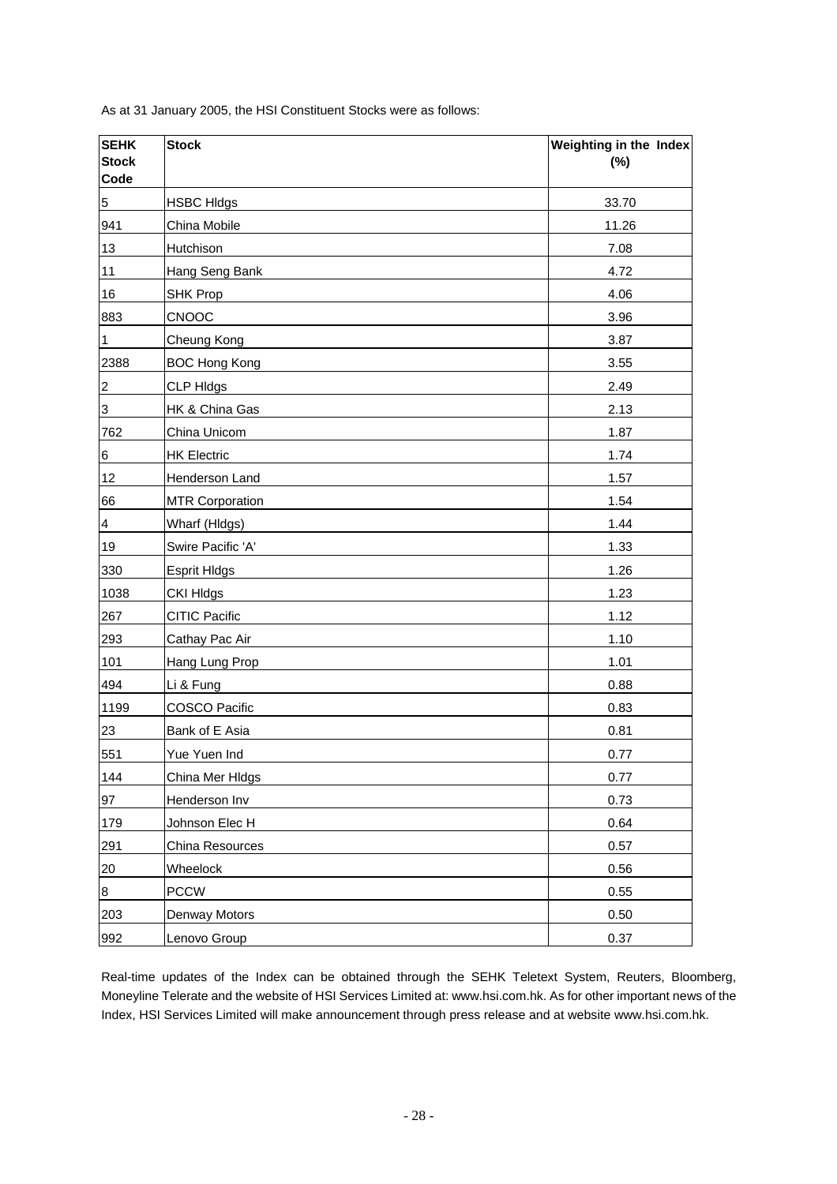As at 31 January 2005, the HSI Constituent Stocks were as follows:

| SEHK Stock Code | Stock | Weighting in the Index (%) |
|---|---|---|
| 5 | HSBC Hldgs | 33.70 |
| 941 | China Mobile | 11.26 |
| 13 | Hutchison | 7.08 |
| 11 | Hang Seng Bank | 4.72 |
| 16 | SHK Prop | 4.06 |
| 883 | CNOOC | 3.96 |
| 1 | Cheung Kong | 3.87 |
| 2388 | BOC Hong Kong | 3.55 |
| 2 | CLP Hldgs | 2.49 |
| 3 | HK & China Gas | 2.13 |
| 762 | China Unicom | 1.87 |
| 6 | HK Electric | 1.74 |
| 12 | Henderson Land | 1.57 |
| 66 | MTR Corporation | 1.54 |
| 4 | Wharf (Hldgs) | 1.44 |
| 19 | Swire Pacific 'A' | 1.33 |
| 330 | Esprit Hldgs | 1.26 |
| 1038 | CKI Hldgs | 1.23 |
| 267 | CITIC Pacific | 1.12 |
| 293 | Cathay Pac Air | 1.10 |
| 101 | Hang Lung Prop | 1.01 |
| 494 | Li & Fung | 0.88 |
| 1199 | COSCO Pacific | 0.83 |
| 23 | Bank of E Asia | 0.81 |
| 551 | Yue Yuen Ind | 0.77 |
| 144 | China Mer Hldgs | 0.77 |
| 97 | Henderson Inv | 0.73 |
| 179 | Johnson Elec H | 0.64 |
| 291 | China Resources | 0.57 |
| 20 | Wheelock | 0.56 |
| 8 | PCCW | 0.55 |
| 203 | Denway Motors | 0.50 |
| 992 | Lenovo Group | 0.37 |

Real-time updates of the Index can be obtained through the SEHK Teletext System, Reuters, Bloomberg, Moneyline Telerate and the website of HSI Services Limited at: www.hsi.com.hk. As for other important news of the Index, HSI Services Limited will make announcement through press release and at website www.hsi.com.hk.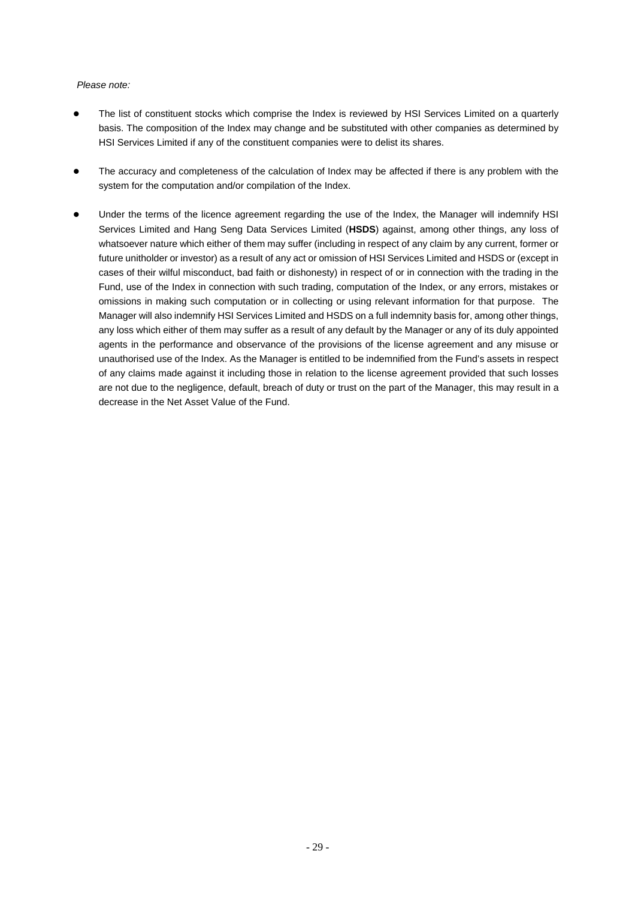*Please note:*

- The list of constituent stocks which comprise the Index is reviewed by HSI Services Limited on a quarterly basis. The composition of the Index may change and be substituted with other companies as determined by HSI Services Limited if any of the constituent companies were to delist its shares.

- The accuracy and completeness of the calculation of Index may be affected if there is any problem with the system for the computation and/or compilation of the Index.

- Under the terms of the licence agreement regarding the use of the Index, the Manager will indemnify HSI Services Limited and Hang Seng Data Services Limited (**HSDS**) against, among other things, any loss of whatsoever nature which either of them may suffer (including in respect of any claim by any current, former or future unitholder or investor) as a result of any act or omission of HSI Services Limited and HSDS or (except in cases of their wilful misconduct, bad faith or dishonesty) in respect of or in connection with the trading in the Fund, use of the Index in connection with such trading, computation of the Index, or any errors, mistakes or omissions in making such computation or in collecting or using relevant information for that purpose. The Manager will also indemnify HSI Services Limited and HSDS on a full indemnity basis for, among other things, any loss which either of them may suffer as a result of any default by the Manager or any of its duly appointed agents in the performance and observance of the provisions of the license agreement and any misuse or unauthorised use of the Index. As the Manager is entitled to be indemnified from the Fund's assets in respect of any claims made against it including those in relation to the license agreement provided that such losses are not due to the negligence, default, breach of duty or trust on the part of the Manager, this may result in a decrease in the Net Asset Value of the Fund.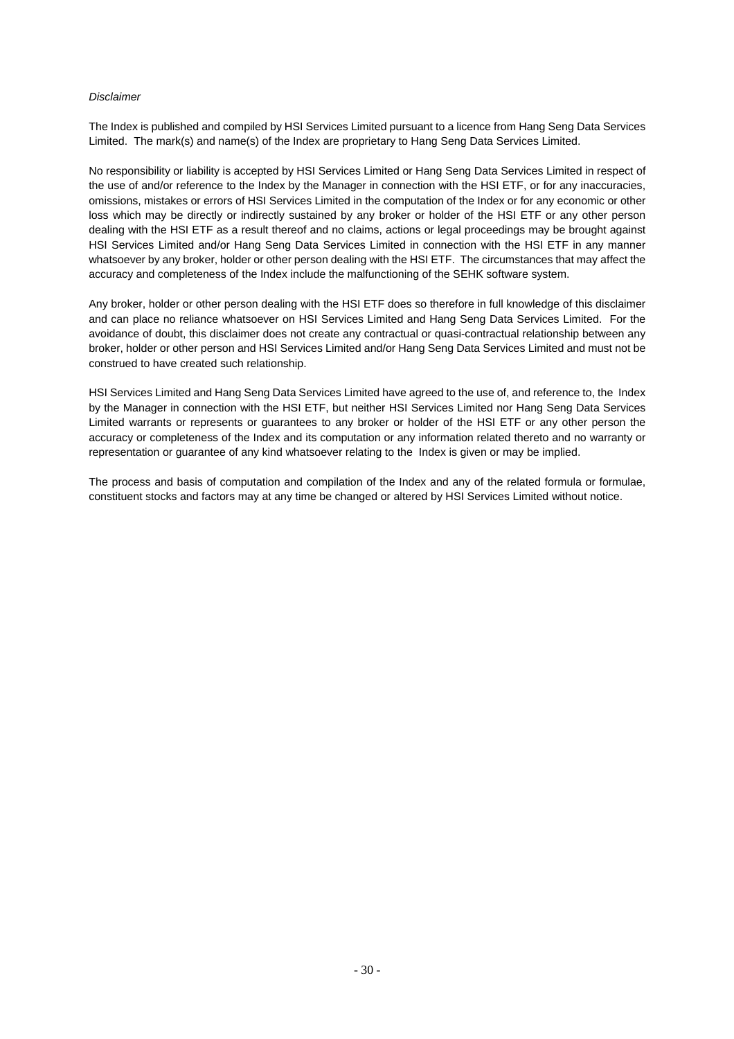*Disclaimer*

The Index is published and compiled by HSI Services Limited pursuant to a licence from Hang Seng Data Services Limited. The mark(s) and name(s) of the Index are proprietary to Hang Seng Data Services Limited.

No responsibility or liability is accepted by HSI Services Limited or Hang Seng Data Services Limited in respect of the use of and/or reference to the Index by the Manager in connection with the HSI ETF, or for any inaccuracies, omissions, mistakes or errors of HSI Services Limited in the computation of the Index or for any economic or other loss which may be directly or indirectly sustained by any broker or holder of the HSI ETF or any other person dealing with the HSI ETF as a result thereof and no claims, actions or legal proceedings may be brought against HSI Services Limited and/or Hang Seng Data Services Limited in connection with the HSI ETF in any manner whatsoever by any broker, holder or other person dealing with the HSI ETF. The circumstances that may affect the accuracy and completeness of the Index include the malfunctioning of the SEHK software system.

Any broker, holder or other person dealing with the HSI ETF does so therefore in full knowledge of this disclaimer and can place no reliance whatsoever on HSI Services Limited and Hang Seng Data Services Limited. For the avoidance of doubt, this disclaimer does not create any contractual or quasi-contractual relationship between any broker, holder or other person and HSI Services Limited and/or Hang Seng Data Services Limited and must not be construed to have created such relationship.

HSI Services Limited and Hang Seng Data Services Limited have agreed to the use of, and reference to, the Index by the Manager in connection with the HSI ETF, but neither HSI Services Limited nor Hang Seng Data Services Limited warrants or represents or guarantees to any broker or holder of the HSI ETF or any other person the accuracy or completeness of the Index and its computation or any information related thereto and no warranty or representation or guarantee of any kind whatsoever relating to the Index is given or may be implied.

The process and basis of computation and compilation of the Index and any of the related formula or formulae, constituent stocks and factors may at any time be changed or altered by HSI Services Limited without notice.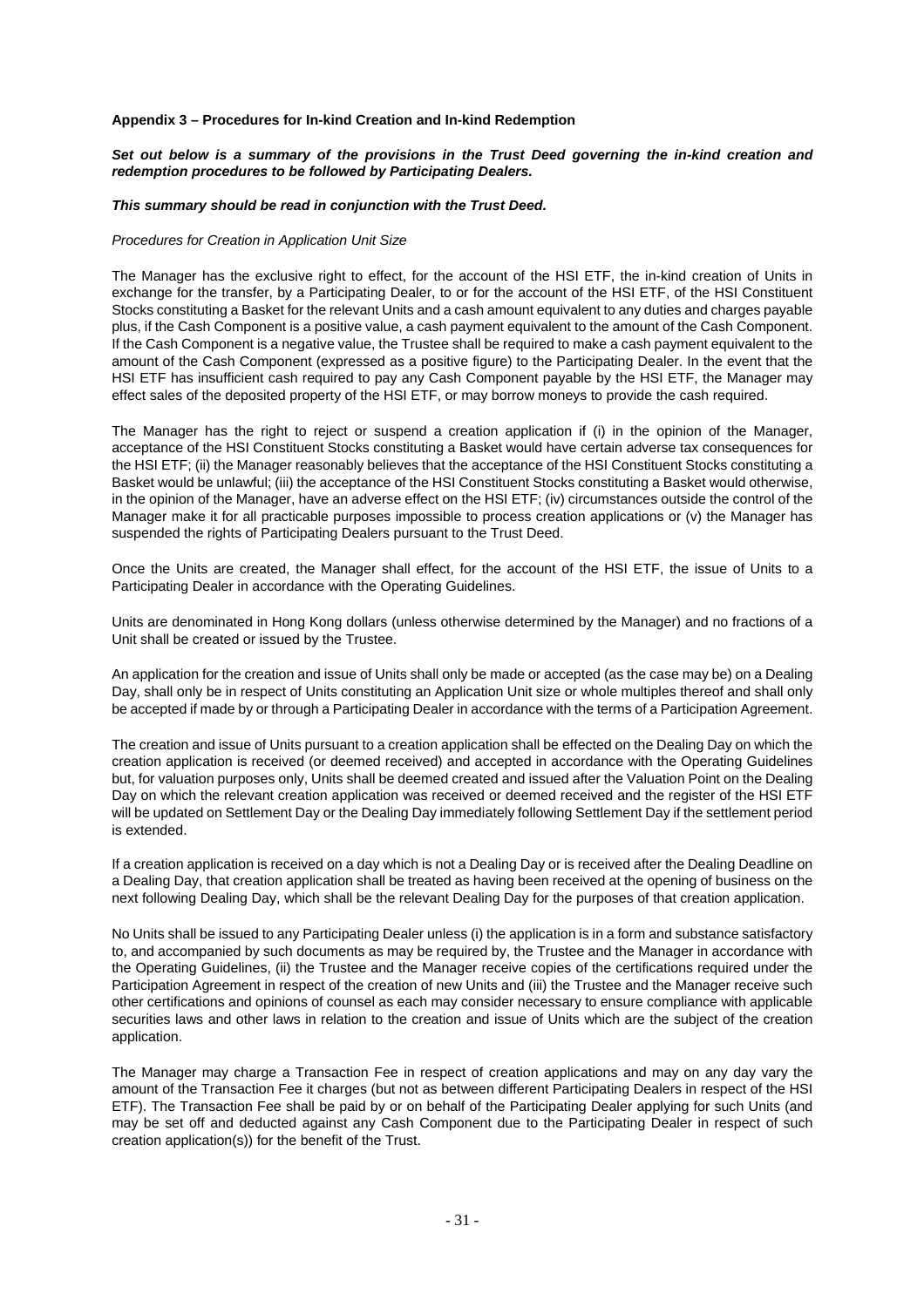**Appendix 3 – Procedures for In-kind Creation and In-kind Redemption**

***Set out below is a summary of the provisions in the Trust Deed governing the in-kind creation and redemption procedures to be followed by Participating Dealers.***

***This summary should be read in conjunction with the Trust Deed.***

*Procedures for Creation in Application Unit Size*

The Manager has the exclusive right to effect, for the account of the HSI ETF, the in-kind creation of Units in exchange for the transfer, by a Participating Dealer, to or for the account of the HSI ETF, of the HSI Constituent Stocks constituting a Basket for the relevant Units and a cash amount equivalent to any duties and charges payable plus, if the Cash Component is a positive value, a cash payment equivalent to the amount of the Cash Component. If the Cash Component is a negative value, the Trustee shall be required to make a cash payment equivalent to the amount of the Cash Component (expressed as a positive figure) to the Participating Dealer. In the event that the HSI ETF has insufficient cash required to pay any Cash Component payable by the HSI ETF, the Manager may effect sales of the deposited property of the HSI ETF, or may borrow moneys to provide the cash required.

The Manager has the right to reject or suspend a creation application if (i) in the opinion of the Manager, acceptance of the HSI Constituent Stocks constituting a Basket would have certain adverse tax consequences for the HSI ETF; (ii) the Manager reasonably believes that the acceptance of the HSI Constituent Stocks constituting a Basket would be unlawful; (iii) the acceptance of the HSI Constituent Stocks constituting a Basket would otherwise, in the opinion of the Manager, have an adverse effect on the HSI ETF; (iv) circumstances outside the control of the Manager make it for all practicable purposes impossible to process creation applications or (v) the Manager has suspended the rights of Participating Dealers pursuant to the Trust Deed.

Once the Units are created, the Manager shall effect, for the account of the HSI ETF, the issue of Units to a Participating Dealer in accordance with the Operating Guidelines.

Units are denominated in Hong Kong dollars (unless otherwise determined by the Manager) and no fractions of a Unit shall be created or issued by the Trustee.

An application for the creation and issue of Units shall only be made or accepted (as the case may be) on a Dealing Day, shall only be in respect of Units constituting an Application Unit size or whole multiples thereof and shall only be accepted if made by or through a Participating Dealer in accordance with the terms of a Participation Agreement.

The creation and issue of Units pursuant to a creation application shall be effected on the Dealing Day on which the creation application is received (or deemed received) and accepted in accordance with the Operating Guidelines but, for valuation purposes only, Units shall be deemed created and issued after the Valuation Point on the Dealing Day on which the relevant creation application was received or deemed received and the register of the HSI ETF will be updated on Settlement Day or the Dealing Day immediately following Settlement Day if the settlement period is extended.

If a creation application is received on a day which is not a Dealing Day or is received after the Dealing Deadline on a Dealing Day, that creation application shall be treated as having been received at the opening of business on the next following Dealing Day, which shall be the relevant Dealing Day for the purposes of that creation application.

No Units shall be issued to any Participating Dealer unless (i) the application is in a form and substance satisfactory to, and accompanied by such documents as may be required by, the Trustee and the Manager in accordance with the Operating Guidelines, (ii) the Trustee and the Manager receive copies of the certifications required under the Participation Agreement in respect of the creation of new Units and (iii) the Trustee and the Manager receive such other certifications and opinions of counsel as each may consider necessary to ensure compliance with applicable securities laws and other laws in relation to the creation and issue of Units which are the subject of the creation application.

The Manager may charge a Transaction Fee in respect of creation applications and may on any day vary the amount of the Transaction Fee it charges (but not as between different Participating Dealers in respect of the HSI ETF). The Transaction Fee shall be paid by or on behalf of the Participating Dealer applying for such Units (and may be set off and deducted against any Cash Component due to the Participating Dealer in respect of such creation application(s)) for the benefit of the Trust.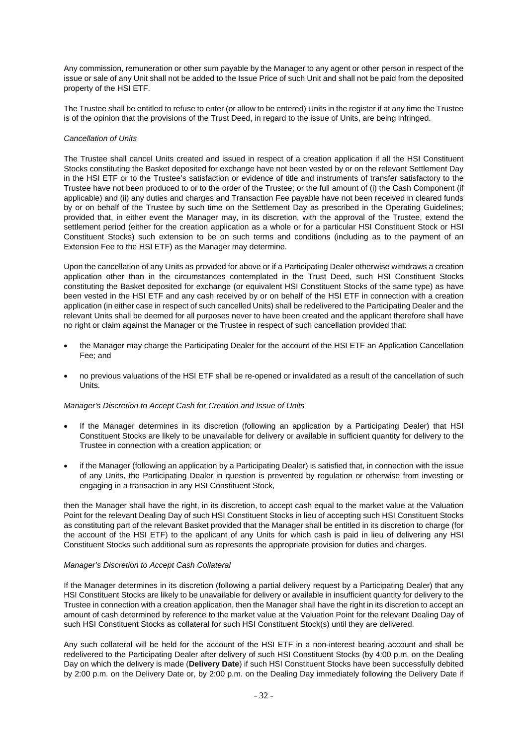Any commission, remuneration or other sum payable by the Manager to any agent or other person in respect of the issue or sale of any Unit shall not be added to the Issue Price of such Unit and shall not be paid from the deposited property of the HSI ETF.

The Trustee shall be entitled to refuse to enter (or allow to be entered) Units in the register if at any time the Trustee is of the opinion that the provisions of the Trust Deed, in regard to the issue of Units, are being infringed.

*Cancellation of Units*

The Trustee shall cancel Units created and issued in respect of a creation application if all the HSI Constituent Stocks constituting the Basket deposited for exchange have not been vested by or on the relevant Settlement Day in the HSI ETF or to the Trustee's satisfaction or evidence of title and instruments of transfer satisfactory to the Trustee have not been produced to or to the order of the Trustee; or the full amount of (i) the Cash Component (if applicable) and (ii) any duties and charges and Transaction Fee payable have not been received in cleared funds by or on behalf of the Trustee by such time on the Settlement Day as prescribed in the Operating Guidelines; provided that, in either event the Manager may, in its discretion, with the approval of the Trustee, extend the settlement period (either for the creation application as a whole or for a particular HSI Constituent Stock or HSI Constituent Stocks) such extension to be on such terms and conditions (including as to the payment of an Extension Fee to the HSI ETF) as the Manager may determine.

Upon the cancellation of any Units as provided for above or if a Participating Dealer otherwise withdraws a creation application other than in the circumstances contemplated in the Trust Deed, such HSI Constituent Stocks constituting the Basket deposited for exchange (or equivalent HSI Constituent Stocks of the same type) as have been vested in the HSI ETF and any cash received by or on behalf of the HSI ETF in connection with a creation application (in either case in respect of such cancelled Units) shall be redelivered to the Participating Dealer and the relevant Units shall be deemed for all purposes never to have been created and the applicant therefore shall have no right or claim against the Manager or the Trustee in respect of such cancellation provided that:

- the Manager may charge the Participating Dealer for the account of the HSI ETF an Application Cancellation Fee; and
- no previous valuations of the HSI ETF shall be re-opened or invalidated as a result of the cancellation of such Units.

*Manager's Discretion to Accept Cash for Creation and Issue of Units*

- If the Manager determines in its discretion (following an application by a Participating Dealer) that HSI Constituent Stocks are likely to be unavailable for delivery or available in sufficient quantity for delivery to the Trustee in connection with a creation application; or
- if the Manager (following an application by a Participating Dealer) is satisfied that, in connection with the issue of any Units, the Participating Dealer in question is prevented by regulation or otherwise from investing or engaging in a transaction in any HSI Constituent Stock,

then the Manager shall have the right, in its discretion, to accept cash equal to the market value at the Valuation Point for the relevant Dealing Day of such HSI Constituent Stocks in lieu of accepting such HSI Constituent Stocks as constituting part of the relevant Basket provided that the Manager shall be entitled in its discretion to charge (for the account of the HSI ETF) to the applicant of any Units for which cash is paid in lieu of delivering any HSI Constituent Stocks such additional sum as represents the appropriate provision for duties and charges.

*Manager's Discretion to Accept Cash Collateral*

If the Manager determines in its discretion (following a partial delivery request by a Participating Dealer) that any HSI Constituent Stocks are likely to be unavailable for delivery or available in insufficient quantity for delivery to the Trustee in connection with a creation application, then the Manager shall have the right in its discretion to accept an amount of cash determined by reference to the market value at the Valuation Point for the relevant Dealing Day of such HSI Constituent Stocks as collateral for such HSI Constituent Stock(s) until they are delivered.

Any such collateral will be held for the account of the HSI ETF in a non-interest bearing account and shall be redelivered to the Participating Dealer after delivery of such HSI Constituent Stocks (by 4:00 p.m. on the Dealing Day on which the delivery is made (**Delivery Date**) if such HSI Constituent Stocks have been successfully debited by 2:00 p.m. on the Delivery Date or, by 2:00 p.m. on the Dealing Day immediately following the Delivery Date if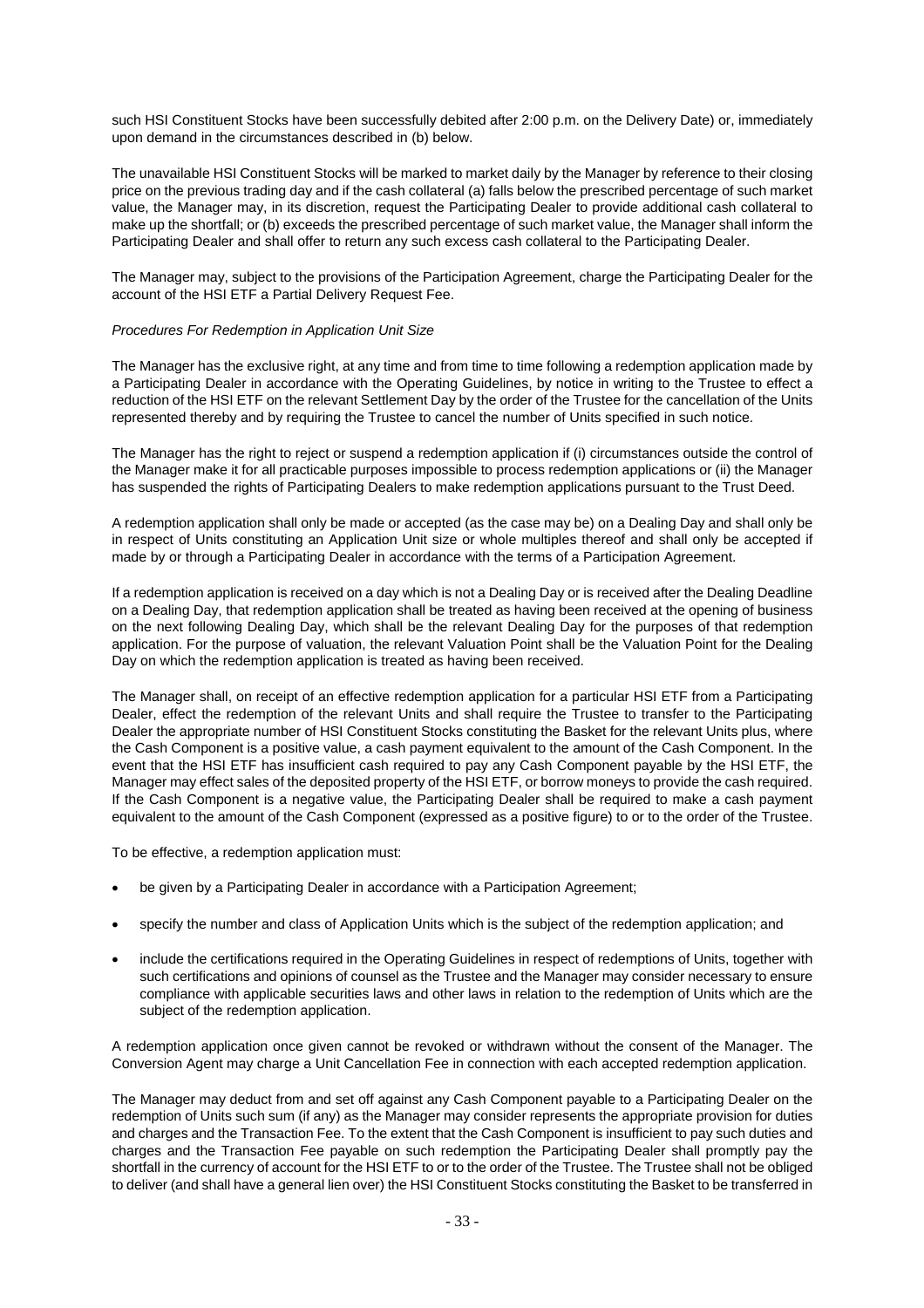such HSI Constituent Stocks have been successfully debited after 2:00 p.m. on the Delivery Date) or, immediately upon demand in the circumstances described in (b) below.

The unavailable HSI Constituent Stocks will be marked to market daily by the Manager by reference to their closing price on the previous trading day and if the cash collateral (a) falls below the prescribed percentage of such market value, the Manager may, in its discretion, request the Participating Dealer to provide additional cash collateral to make up the shortfall; or (b) exceeds the prescribed percentage of such market value, the Manager shall inform the Participating Dealer and shall offer to return any such excess cash collateral to the Participating Dealer.

The Manager may, subject to the provisions of the Participation Agreement, charge the Participating Dealer for the account of the HSI ETF a Partial Delivery Request Fee.

*Procedures For Redemption in Application Unit Size*

The Manager has the exclusive right, at any time and from time to time following a redemption application made by a Participating Dealer in accordance with the Operating Guidelines, by notice in writing to the Trustee to effect a reduction of the HSI ETF on the relevant Settlement Day by the order of the Trustee for the cancellation of the Units represented thereby and by requiring the Trustee to cancel the number of Units specified in such notice.

The Manager has the right to reject or suspend a redemption application if (i) circumstances outside the control of the Manager make it for all practicable purposes impossible to process redemption applications or (ii) the Manager has suspended the rights of Participating Dealers to make redemption applications pursuant to the Trust Deed.

A redemption application shall only be made or accepted (as the case may be) on a Dealing Day and shall only be in respect of Units constituting an Application Unit size or whole multiples thereof and shall only be accepted if made by or through a Participating Dealer in accordance with the terms of a Participation Agreement.

If a redemption application is received on a day which is not a Dealing Day or is received after the Dealing Deadline on a Dealing Day, that redemption application shall be treated as having been received at the opening of business on the next following Dealing Day, which shall be the relevant Dealing Day for the purposes of that redemption application. For the purpose of valuation, the relevant Valuation Point shall be the Valuation Point for the Dealing Day on which the redemption application is treated as having been received.

The Manager shall, on receipt of an effective redemption application for a particular HSI ETF from a Participating Dealer, effect the redemption of the relevant Units and shall require the Trustee to transfer to the Participating Dealer the appropriate number of HSI Constituent Stocks constituting the Basket for the relevant Units plus, where the Cash Component is a positive value, a cash payment equivalent to the amount of the Cash Component. In the event that the HSI ETF has insufficient cash required to pay any Cash Component payable by the HSI ETF, the Manager may effect sales of the deposited property of the HSI ETF, or borrow moneys to provide the cash required. If the Cash Component is a negative value, the Participating Dealer shall be required to make a cash payment equivalent to the amount of the Cash Component (expressed as a positive figure) to or to the order of the Trustee.

To be effective, a redemption application must:

- be given by a Participating Dealer in accordance with a Participation Agreement;
- specify the number and class of Application Units which is the subject of the redemption application; and
- include the certifications required in the Operating Guidelines in respect of redemptions of Units, together with such certifications and opinions of counsel as the Trustee and the Manager may consider necessary to ensure compliance with applicable securities laws and other laws in relation to the redemption of Units which are the subject of the redemption application.

A redemption application once given cannot be revoked or withdrawn without the consent of the Manager. The Conversion Agent may charge a Unit Cancellation Fee in connection with each accepted redemption application.

The Manager may deduct from and set off against any Cash Component payable to a Participating Dealer on the redemption of Units such sum (if any) as the Manager may consider represents the appropriate provision for duties and charges and the Transaction Fee. To the extent that the Cash Component is insufficient to pay such duties and charges and the Transaction Fee payable on such redemption the Participating Dealer shall promptly pay the shortfall in the currency of account for the HSI ETF to or to the order of the Trustee. The Trustee shall not be obliged to deliver (and shall have a general lien over) the HSI Constituent Stocks constituting the Basket to be transferred in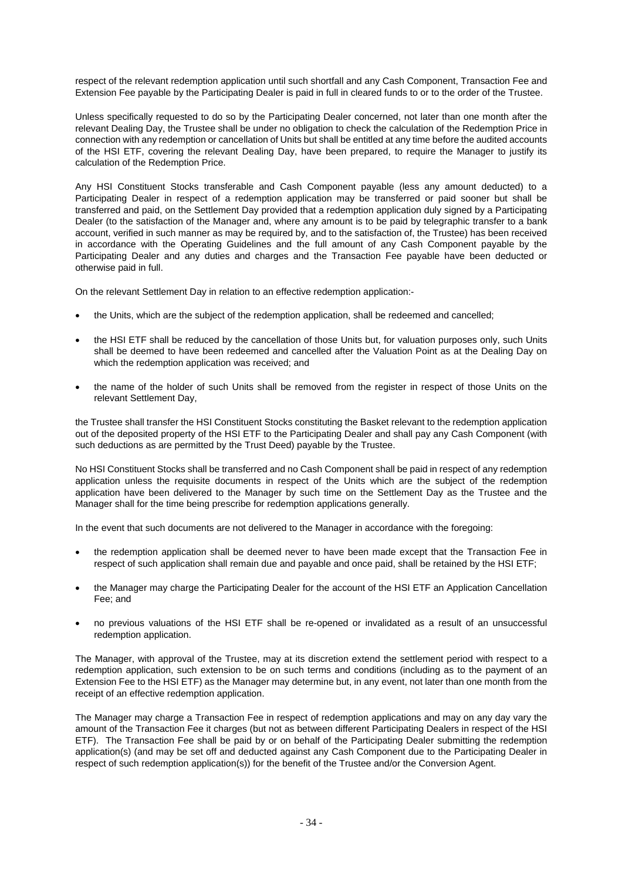respect of the relevant redemption application until such shortfall and any Cash Component, Transaction Fee and Extension Fee payable by the Participating Dealer is paid in full in cleared funds to or to the order of the Trustee.

Unless specifically requested to do so by the Participating Dealer concerned, not later than one month after the relevant Dealing Day, the Trustee shall be under no obligation to check the calculation of the Redemption Price in connection with any redemption or cancellation of Units but shall be entitled at any time before the audited accounts of the HSI ETF, covering the relevant Dealing Day, have been prepared, to require the Manager to justify its calculation of the Redemption Price.

Any HSI Constituent Stocks transferable and Cash Component payable (less any amount deducted) to a Participating Dealer in respect of a redemption application may be transferred or paid sooner but shall be transferred and paid, on the Settlement Day provided that a redemption application duly signed by a Participating Dealer (to the satisfaction of the Manager and, where any amount is to be paid by telegraphic transfer to a bank account, verified in such manner as may be required by, and to the satisfaction of, the Trustee) has been received in accordance with the Operating Guidelines and the full amount of any Cash Component payable by the Participating Dealer and any duties and charges and the Transaction Fee payable have been deducted or otherwise paid in full.

On the relevant Settlement Day in relation to an effective redemption application:-

- the Units, which are the subject of the redemption application, shall be redeemed and cancelled;
- the HSI ETF shall be reduced by the cancellation of those Units but, for valuation purposes only, such Units shall be deemed to have been redeemed and cancelled after the Valuation Point as at the Dealing Day on which the redemption application was received; and
- the name of the holder of such Units shall be removed from the register in respect of those Units on the relevant Settlement Day,

the Trustee shall transfer the HSI Constituent Stocks constituting the Basket relevant to the redemption application out of the deposited property of the HSI ETF to the Participating Dealer and shall pay any Cash Component (with such deductions as are permitted by the Trust Deed) payable by the Trustee.

No HSI Constituent Stocks shall be transferred and no Cash Component shall be paid in respect of any redemption application unless the requisite documents in respect of the Units which are the subject of the redemption application have been delivered to the Manager by such time on the Settlement Day as the Trustee and the Manager shall for the time being prescribe for redemption applications generally.

In the event that such documents are not delivered to the Manager in accordance with the foregoing:

- the redemption application shall be deemed never to have been made except that the Transaction Fee in respect of such application shall remain due and payable and once paid, shall be retained by the HSI ETF;
- the Manager may charge the Participating Dealer for the account of the HSI ETF an Application Cancellation Fee; and
- no previous valuations of the HSI ETF shall be re-opened or invalidated as a result of an unsuccessful redemption application.

The Manager, with approval of the Trustee, may at its discretion extend the settlement period with respect to a redemption application, such extension to be on such terms and conditions (including as to the payment of an Extension Fee to the HSI ETF) as the Manager may determine but, in any event, not later than one month from the receipt of an effective redemption application.

The Manager may charge a Transaction Fee in respect of redemption applications and may on any day vary the amount of the Transaction Fee it charges (but not as between different Participating Dealers in respect of the HSI ETF). The Transaction Fee shall be paid by or on behalf of the Participating Dealer submitting the redemption application(s) (and may be set off and deducted against any Cash Component due to the Participating Dealer in respect of such redemption application(s)) for the benefit of the Trustee and/or the Conversion Agent.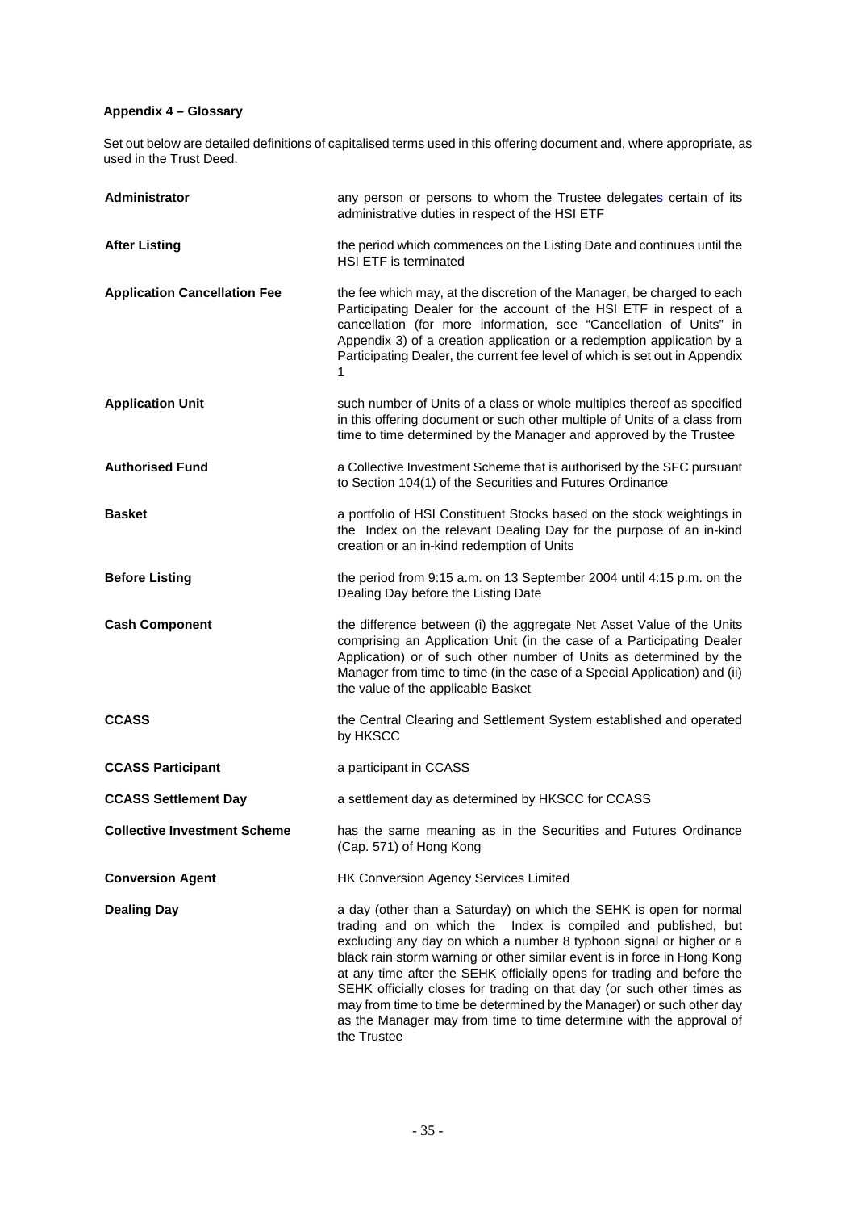**Appendix 4 – Glossary**

Set out below are detailed definitions of capitalised terms used in this offering document and, where appropriate, as used in the Trust Deed.

| | |
|---|---|
| **Administrator** | any person or persons to whom the Trustee delegates certain of its administrative duties in respect of the HSI ETF |
| **After Listing** | the period which commences on the Listing Date and continues until the HSI ETF is terminated |
| **Application Cancellation Fee** | the fee which may, at the discretion of the Manager, be charged to each Participating Dealer for the account of the HSI ETF in respect of a cancellation (for more information, see "Cancellation of Units" in Appendix 3) of a creation application or a redemption application by a Participating Dealer, the current fee level of which is set out in Appendix 1 |
| **Application Unit** | such number of Units of a class or whole multiples thereof as specified in this offering document or such other multiple of Units of a class from time to time determined by the Manager and approved by the Trustee |
| **Authorised Fund** | a Collective Investment Scheme that is authorised by the SFC pursuant to Section 104(1) of the Securities and Futures Ordinance |
| **Basket** | a portfolio of HSI Constituent Stocks based on the stock weightings in the Index on the relevant Dealing Day for the purpose of an in-kind creation or an in-kind redemption of Units |
| **Before Listing** | the period from 9:15 a.m. on 13 September 2004 until 4:15 p.m. on the Dealing Day before the Listing Date |
| **Cash Component** | the difference between (i) the aggregate Net Asset Value of the Units comprising an Application Unit (in the case of a Participating Dealer Application) or of such other number of Units as determined by the Manager from time to time (in the case of a Special Application) and (ii) the value of the applicable Basket |
| **CCASS** | the Central Clearing and Settlement System established and operated by HKSCC |
| **CCASS Participant** | a participant in CCASS |
| **CCASS Settlement Day** | a settlement day as determined by HKSCC for CCASS |
| **Collective Investment Scheme** | has the same meaning as in the Securities and Futures Ordinance (Cap. 571) of Hong Kong |
| **Conversion Agent** | HK Conversion Agency Services Limited |
| **Dealing Day** | a day (other than a Saturday) on which the SEHK is open for normal trading and on which the Index is compiled and published, but excluding any day on which a number 8 typhoon signal or higher or a black rain storm warning or other similar event is in force in Hong Kong at any time after the SEHK officially opens for trading and before the SEHK officially closes for trading on that day (or such other times as may from time to time be determined by the Manager) or such other day as the Manager may from time to time determine with the approval of the Trustee |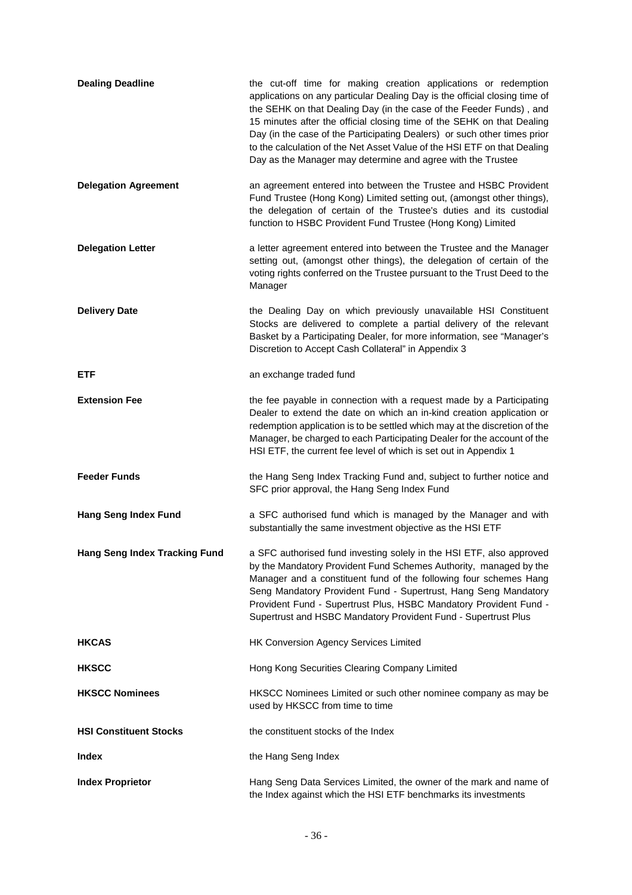| | |
|---|---|
| **Dealing Deadline** | the cut-off time for making creation applications or redemption applications on any particular Dealing Day is the official closing time of the SEHK on that Dealing Day (in the case of the Feeder Funds) , and 15 minutes after the official closing time of the SEHK on that Dealing Day (in the case of the Participating Dealers) or such other times prior to the calculation of the Net Asset Value of the HSI ETF on that Dealing Day as the Manager may determine and agree with the Trustee |
| **Delegation Agreement** | an agreement entered into between the Trustee and HSBC Provident Fund Trustee (Hong Kong) Limited setting out, (amongst other things), the delegation of certain of the Trustee's duties and its custodial function to HSBC Provident Fund Trustee (Hong Kong) Limited |
| **Delegation Letter** | a letter agreement entered into between the Trustee and the Manager setting out, (amongst other things), the delegation of certain of the voting rights conferred on the Trustee pursuant to the Trust Deed to the Manager |
| **Delivery Date** | the Dealing Day on which previously unavailable HSI Constituent Stocks are delivered to complete a partial delivery of the relevant Basket by a Participating Dealer, for more information, see "Manager's Discretion to Accept Cash Collateral" in Appendix 3 |
| **ETF** | an exchange traded fund |
| **Extension Fee** | the fee payable in connection with a request made by a Participating Dealer to extend the date on which an in-kind creation application or redemption application is to be settled which may at the discretion of the Manager, be charged to each Participating Dealer for the account of the HSI ETF, the current fee level of which is set out in Appendix 1 |
| **Feeder Funds** | the Hang Seng Index Tracking Fund and, subject to further notice and SFC prior approval, the Hang Seng Index Fund |
| **Hang Seng Index Fund** | a SFC authorised fund which is managed by the Manager and with substantially the same investment objective as the HSI ETF |
| **Hang Seng Index Tracking Fund** | a SFC authorised fund investing solely in the HSI ETF, also approved by the Mandatory Provident Fund Schemes Authority, managed by the Manager and a constituent fund of the following four schemes Hang Seng Mandatory Provident Fund - Supertrust, Hang Seng Mandatory Provident Fund - Supertrust Plus, HSBC Mandatory Provident Fund - Supertrust and HSBC Mandatory Provident Fund - Supertrust Plus |
| **HKCAS** | HK Conversion Agency Services Limited |
| **HKSCC** | Hong Kong Securities Clearing Company Limited |
| **HKSCC Nominees** | HKSCC Nominees Limited or such other nominee company as may be used by HKSCC from time to time |
| **HSI Constituent Stocks** | the constituent stocks of the Index |
| **Index** | the Hang Seng Index |
| **Index Proprietor** | Hang Seng Data Services Limited, the owner of the mark and name of the Index against which the HSI ETF benchmarks its investments |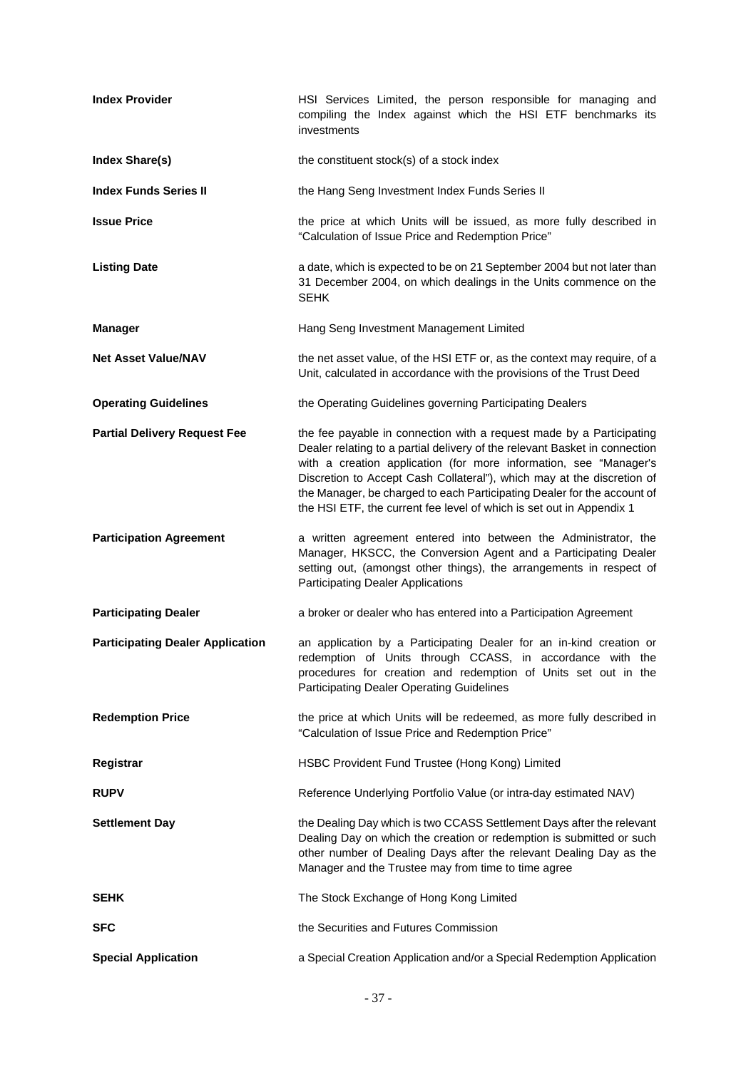| | |
|---|---|
| **Index Provider** | HSI Services Limited, the person responsible for managing and compiling the Index against which the HSI ETF benchmarks its investments |
| **Index Share(s)** | the constituent stock(s) of a stock index |
| **Index Funds Series II** | the Hang Seng Investment Index Funds Series II |
| **Issue Price** | the price at which Units will be issued, as more fully described in "Calculation of Issue Price and Redemption Price" |
| **Listing Date** | a date, which is expected to be on 21 September 2004 but not later than 31 December 2004, on which dealings in the Units commence on the SEHK |
| **Manager** | Hang Seng Investment Management Limited |
| **Net Asset Value/NAV** | the net asset value, of the HSI ETF or, as the context may require, of a Unit, calculated in accordance with the provisions of the Trust Deed |
| **Operating Guidelines** | the Operating Guidelines governing Participating Dealers |
| **Partial Delivery Request Fee** | the fee payable in connection with a request made by a Participating Dealer relating to a partial delivery of the relevant Basket in connection with a creation application (for more information, see "Manager's Discretion to Accept Cash Collateral"), which may at the discretion of the Manager, be charged to each Participating Dealer for the account of the HSI ETF, the current fee level of which is set out in Appendix 1 |
| **Participation Agreement** | a written agreement entered into between the Administrator, the Manager, HKSCC, the Conversion Agent and a Participating Dealer setting out, (amongst other things), the arrangements in respect of Participating Dealer Applications |
| **Participating Dealer** | a broker or dealer who has entered into a Participation Agreement |
| **Participating Dealer Application** | an application by a Participating Dealer for an in-kind creation or redemption of Units through CCASS, in accordance with the procedures for creation and redemption of Units set out in the Participating Dealer Operating Guidelines |
| **Redemption Price** | the price at which Units will be redeemed, as more fully described in "Calculation of Issue Price and Redemption Price" |
| **Registrar** | HSBC Provident Fund Trustee (Hong Kong) Limited |
| **RUPV** | Reference Underlying Portfolio Value (or intra-day estimated NAV) |
| **Settlement Day** | the Dealing Day which is two CCASS Settlement Days after the relevant Dealing Day on which the creation or redemption is submitted or such other number of Dealing Days after the relevant Dealing Day as the Manager and the Trustee may from time to time agree |
| **SEHK** | The Stock Exchange of Hong Kong Limited |
| **SFC** | the Securities and Futures Commission |
| **Special Application** | a Special Creation Application and/or a Special Redemption Application |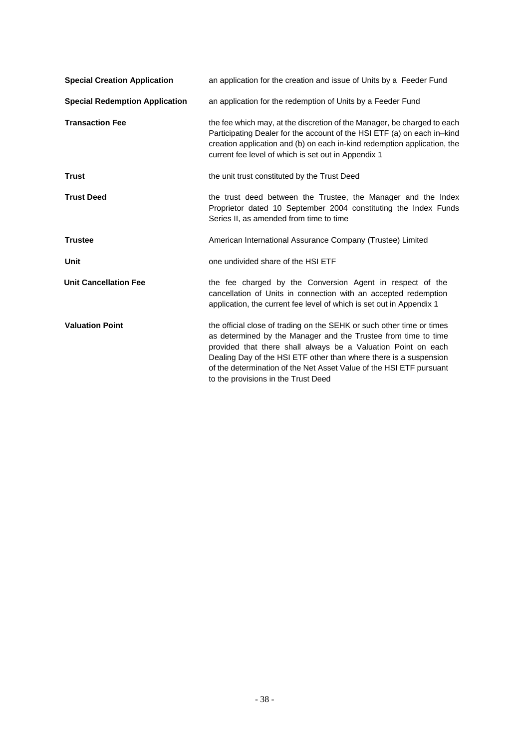| | |
|---|---|
| **Special Creation Application** | an application for the creation and issue of Units by a Feeder Fund |
| **Special Redemption Application** | an application for the redemption of Units by a Feeder Fund |
| **Transaction Fee** | the fee which may, at the discretion of the Manager, be charged to each Participating Dealer for the account of the HSI ETF (a) on each in–kind creation application and (b) on each in-kind redemption application, the current fee level of which is set out in Appendix 1 |
| **Trust** | the unit trust constituted by the Trust Deed |
| **Trust Deed** | the trust deed between the Trustee, the Manager and the Index Proprietor dated 10 September 2004 constituting the Index Funds Series II, as amended from time to time |
| **Trustee** | American International Assurance Company (Trustee) Limited |
| **Unit** | one undivided share of the HSI ETF |
| **Unit Cancellation Fee** | the fee charged by the Conversion Agent in respect of the cancellation of Units in connection with an accepted redemption application, the current fee level of which is set out in Appendix 1 |
| **Valuation Point** | the official close of trading on the SEHK or such other time or times as determined by the Manager and the Trustee from time to time provided that there shall always be a Valuation Point on each Dealing Day of the HSI ETF other than where there is a suspension of the determination of the Net Asset Value of the HSI ETF pursuant to the provisions in the Trust Deed |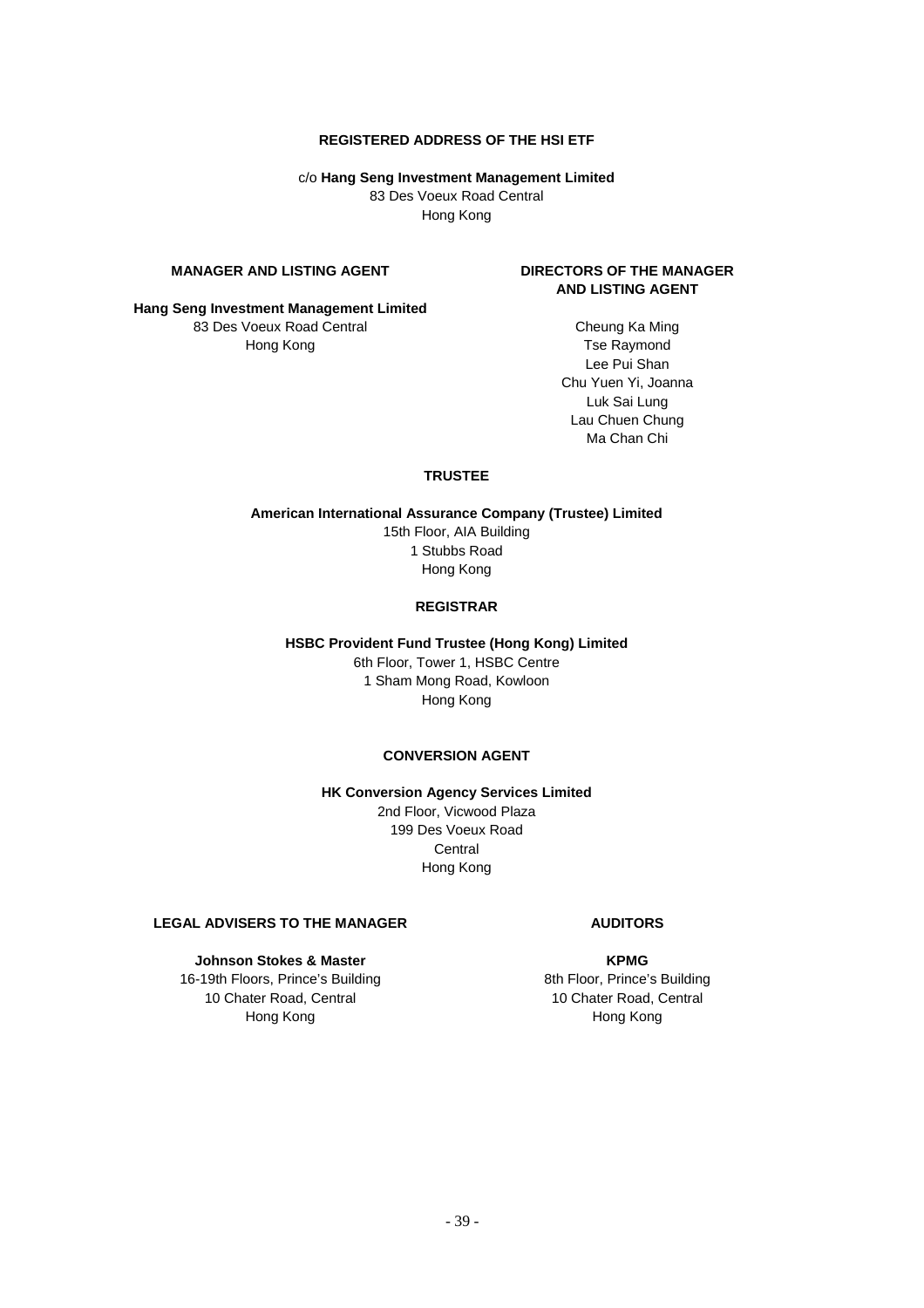## REGISTERED ADDRESS OF THE HSI ETF

c/o **Hang Seng Investment Management Limited**
83 Des Voeux Road Central
Hong Kong

## MANAGER AND LISTING AGENT

**Hang Seng Investment Management Limited**
83 Des Voeux Road Central
Hong Kong

## DIRECTORS OF THE MANAGER AND LISTING AGENT

Cheung Ka Ming
Tse Raymond
Lee Pui Shan
Chu Yuen Yi, Joanna
Luk Sai Lung
Lau Chuen Chung
Ma Chan Chi

## TRUSTEE

**American International Assurance Company (Trustee) Limited**
15th Floor, AIA Building
1 Stubbs Road
Hong Kong

## REGISTRAR

**HSBC Provident Fund Trustee (Hong Kong) Limited**
6th Floor, Tower 1, HSBC Centre
1 Sham Mong Road, Kowloon
Hong Kong

## CONVERSION AGENT

**HK Conversion Agency Services Limited**
2nd Floor, Vicwood Plaza
199 Des Voeux Road
Central
Hong Kong

## LEGAL ADVISERS TO THE MANAGER

**Johnson Stokes & Master**
16-19th Floors, Prince's Building
10 Chater Road, Central
Hong Kong

## AUDITORS

**KPMG**
8th Floor, Prince's Building
10 Chater Road, Central
Hong Kong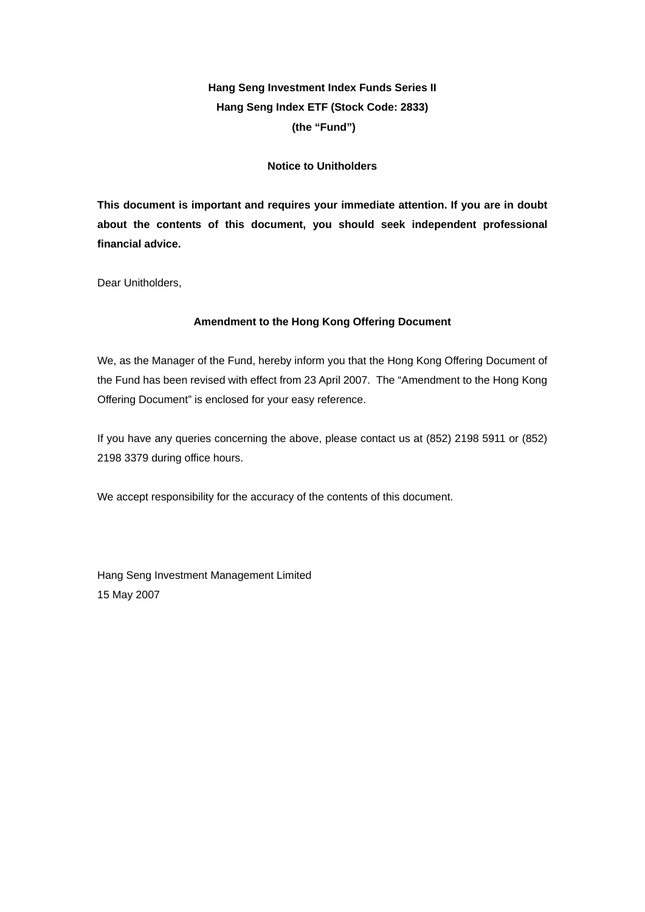**Hang Seng Investment Index Funds Series II**
**Hang Seng Index ETF (Stock Code: 2833)**
**(the "Fund")**

**Notice to Unitholders**

**This document is important and requires your immediate attention. If you are in doubt about the contents of this document, you should seek independent professional financial advice.**

Dear Unitholders,

**Amendment to the Hong Kong Offering Document**

We, as the Manager of the Fund, hereby inform you that the Hong Kong Offering Document of the Fund has been revised with effect from 23 April 2007. The "Amendment to the Hong Kong Offering Document" is enclosed for your easy reference.

If you have any queries concerning the above, please contact us at (852) 2198 5911 or (852) 2198 3379 during office hours.

We accept responsibility for the accuracy of the contents of this document.

Hang Seng Investment Management Limited
15 May 2007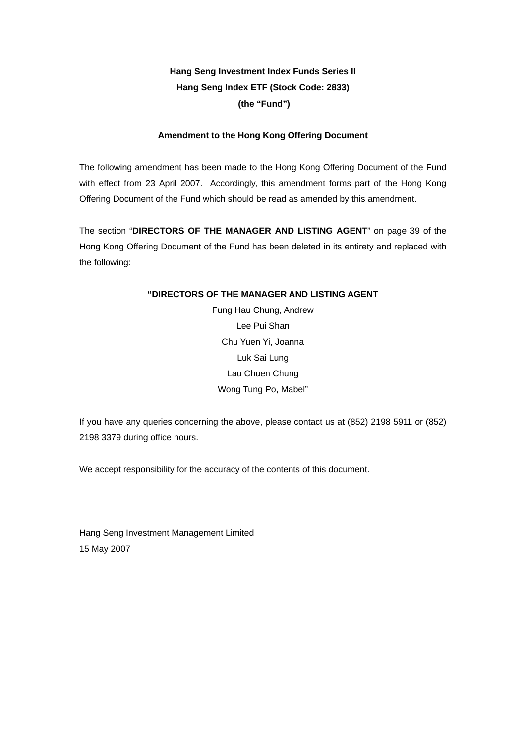**Hang Seng Investment Index Funds Series II**
**Hang Seng Index ETF (Stock Code: 2833)**
**(the "Fund")**

**Amendment to the Hong Kong Offering Document**

The following amendment has been made to the Hong Kong Offering Document of the Fund with effect from 23 April 2007. Accordingly, this amendment forms part of the Hong Kong Offering Document of the Fund which should be read as amended by this amendment.

The section "**DIRECTORS OF THE MANAGER AND LISTING AGENT**" on page 39 of the Hong Kong Offering Document of the Fund has been deleted in its entirety and replaced with the following:

**"DIRECTORS OF THE MANAGER AND LISTING AGENT**

Fung Hau Chung, Andrew
Lee Pui Shan
Chu Yuen Yi, Joanna
Luk Sai Lung
Lau Chuen Chung
Wong Tung Po, Mabel"

If you have any queries concerning the above, please contact us at (852) 2198 5911 or (852) 2198 3379 during office hours.

We accept responsibility for the accuracy of the contents of this document.

Hang Seng Investment Management Limited
15 May 2007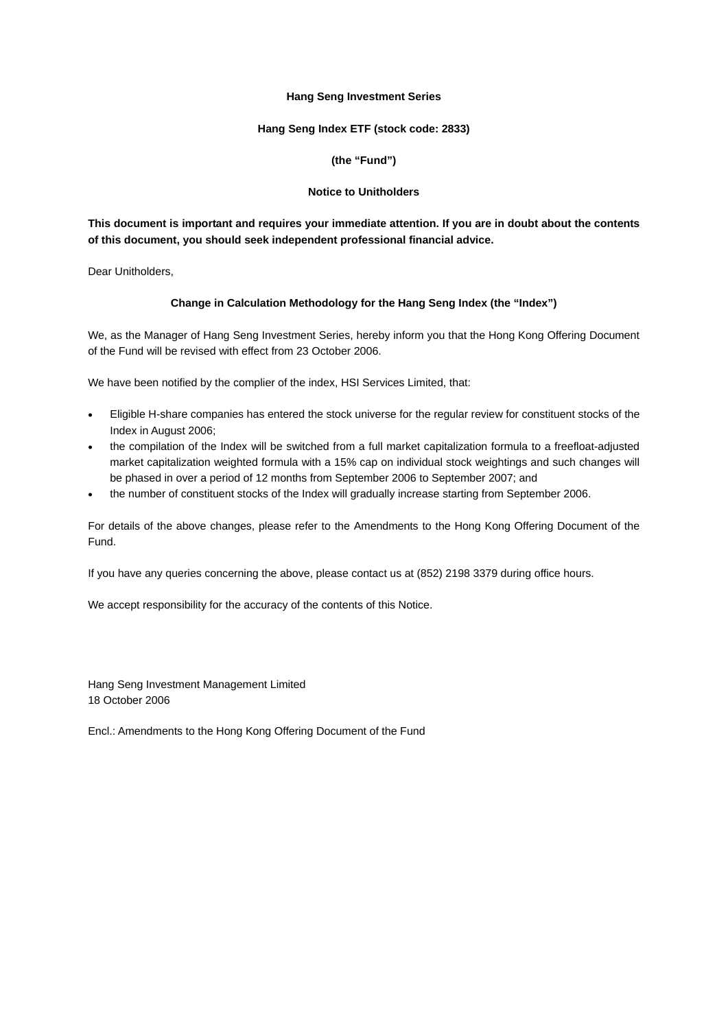**Hang Seng Investment Series**

**Hang Seng Index ETF (stock code: 2833)**

**(the "Fund")**

**Notice to Unitholders**

**This document is important and requires your immediate attention. If you are in doubt about the contents of this document, you should seek independent professional financial advice.**

Dear Unitholders,

**Change in Calculation Methodology for the Hang Seng Index (the "Index")**

We, as the Manager of Hang Seng Investment Series, hereby inform you that the Hong Kong Offering Document of the Fund will be revised with effect from 23 October 2006.

We have been notified by the complier of the index, HSI Services Limited, that:

- Eligible H-share companies has entered the stock universe for the regular review for constituent stocks of the Index in August 2006;
- the compilation of the Index will be switched from a full market capitalization formula to a freefloat-adjusted market capitalization weighted formula with a 15% cap on individual stock weightings and such changes will be phased in over a period of 12 months from September 2006 to September 2007; and
- the number of constituent stocks of the Index will gradually increase starting from September 2006.

For details of the above changes, please refer to the Amendments to the Hong Kong Offering Document of the Fund.

If you have any queries concerning the above, please contact us at (852) 2198 3379 during office hours.

We accept responsibility for the accuracy of the contents of this Notice.

Hang Seng Investment Management Limited
18 October 2006

Encl.: Amendments to the Hong Kong Offering Document of the Fund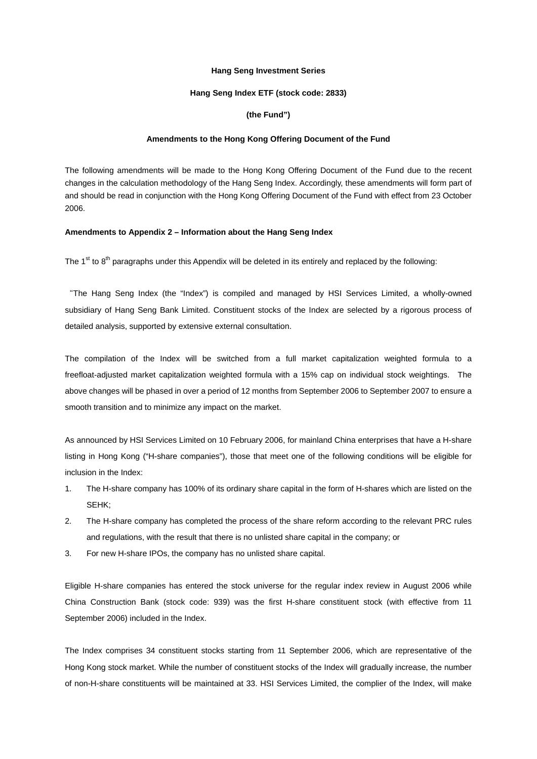**Hang Seng Investment Series**

**Hang Seng Index ETF (stock code: 2833)**

**(the Fund")**

**Amendments to the Hong Kong Offering Document of the Fund**

The following amendments will be made to the Hong Kong Offering Document of the Fund due to the recent changes in the calculation methodology of the Hang Seng Index. Accordingly, these amendments will form part of and should be read in conjunction with the Hong Kong Offering Document of the Fund with effect from 23 October 2006.

**Amendments to Appendix 2 – Information about the Hang Seng Index**

The 1st to 8th paragraphs under this Appendix will be deleted in its entirely and replaced by the following:

"The Hang Seng Index (the "Index") is compiled and managed by HSI Services Limited, a wholly-owned subsidiary of Hang Seng Bank Limited. Constituent stocks of the Index are selected by a rigorous process of detailed analysis, supported by extensive external consultation.

The compilation of the Index will be switched from a full market capitalization weighted formula to a freefloat-adjusted market capitalization weighted formula with a 15% cap on individual stock weightings. The above changes will be phased in over a period of 12 months from September 2006 to September 2007 to ensure a smooth transition and to minimize any impact on the market.

As announced by HSI Services Limited on 10 February 2006, for mainland China enterprises that have a H-share listing in Hong Kong ("H-share companies"), those that meet one of the following conditions will be eligible for inclusion in the Index:

1. The H-share company has 100% of its ordinary share capital in the form of H-shares which are listed on the SEHK;
2. The H-share company has completed the process of the share reform according to the relevant PRC rules and regulations, with the result that there is no unlisted share capital in the company; or
3. For new H-share IPOs, the company has no unlisted share capital.

Eligible H-share companies has entered the stock universe for the regular index review in August 2006 while China Construction Bank (stock code: 939) was the first H-share constituent stock (with effective from 11 September 2006) included in the Index.

The Index comprises 34 constituent stocks starting from 11 September 2006, which are representative of the Hong Kong stock market. While the number of constituent stocks of the Index will gradually increase, the number of non-H-share constituents will be maintained at 33. HSI Services Limited, the complier of the Index, will make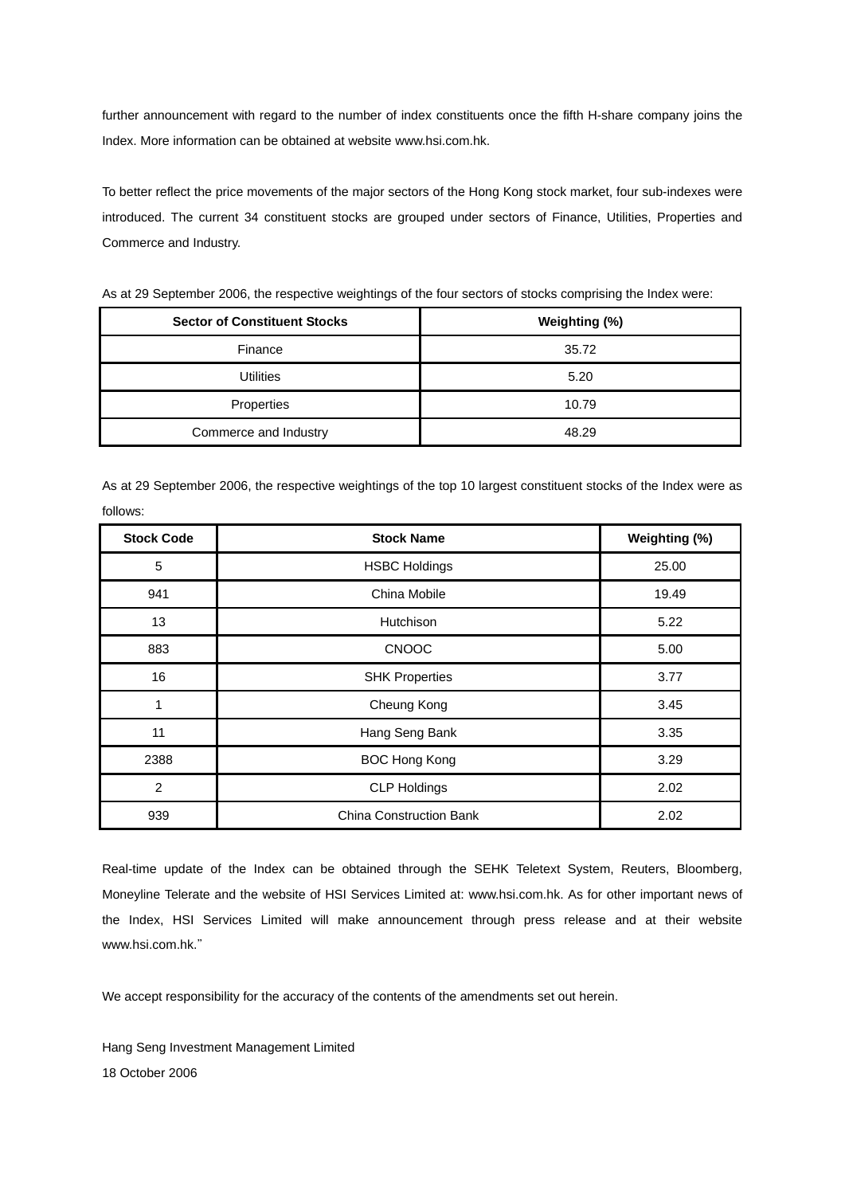further announcement with regard to the number of index constituents once the fifth H-share company joins the Index. More information can be obtained at website www.hsi.com.hk.

To better reflect the price movements of the major sectors of the Hong Kong stock market, four sub-indexes were introduced. The current 34 constituent stocks are grouped under sectors of Finance, Utilities, Properties and Commerce and Industry.

As at 29 September 2006, the respective weightings of the four sectors of stocks comprising the Index were:

| Sector of Constituent Stocks | Weighting (%) |
|---|---|
| Finance | 35.72 |
| Utilities | 5.20 |
| Properties | 10.79 |
| Commerce and Industry | 48.29 |

As at 29 September 2006, the respective weightings of the top 10 largest constituent stocks of the Index were as follows:

| Stock Code | Stock Name | Weighting (%) |
|---|---|---|
| 5 | HSBC Holdings | 25.00 |
| 941 | China Mobile | 19.49 |
| 13 | Hutchison | 5.22 |
| 883 | CNOOC | 5.00 |
| 16 | SHK Properties | 3.77 |
| 1 | Cheung Kong | 3.45 |
| 11 | Hang Seng Bank | 3.35 |
| 2388 | BOC Hong Kong | 3.29 |
| 2 | CLP Holdings | 2.02 |
| 939 | China Construction Bank | 2.02 |

Real-time update of the Index can be obtained through the SEHK Teletext System, Reuters, Bloomberg, Moneyline Telerate and the website of HSI Services Limited at: www.hsi.com.hk. As for other important news of the Index, HSI Services Limited will make announcement through press release and at their website www.hsi.com.hk."

We accept responsibility for the accuracy of the contents of the amendments set out herein.

Hang Seng Investment Management Limited
18 October 2006